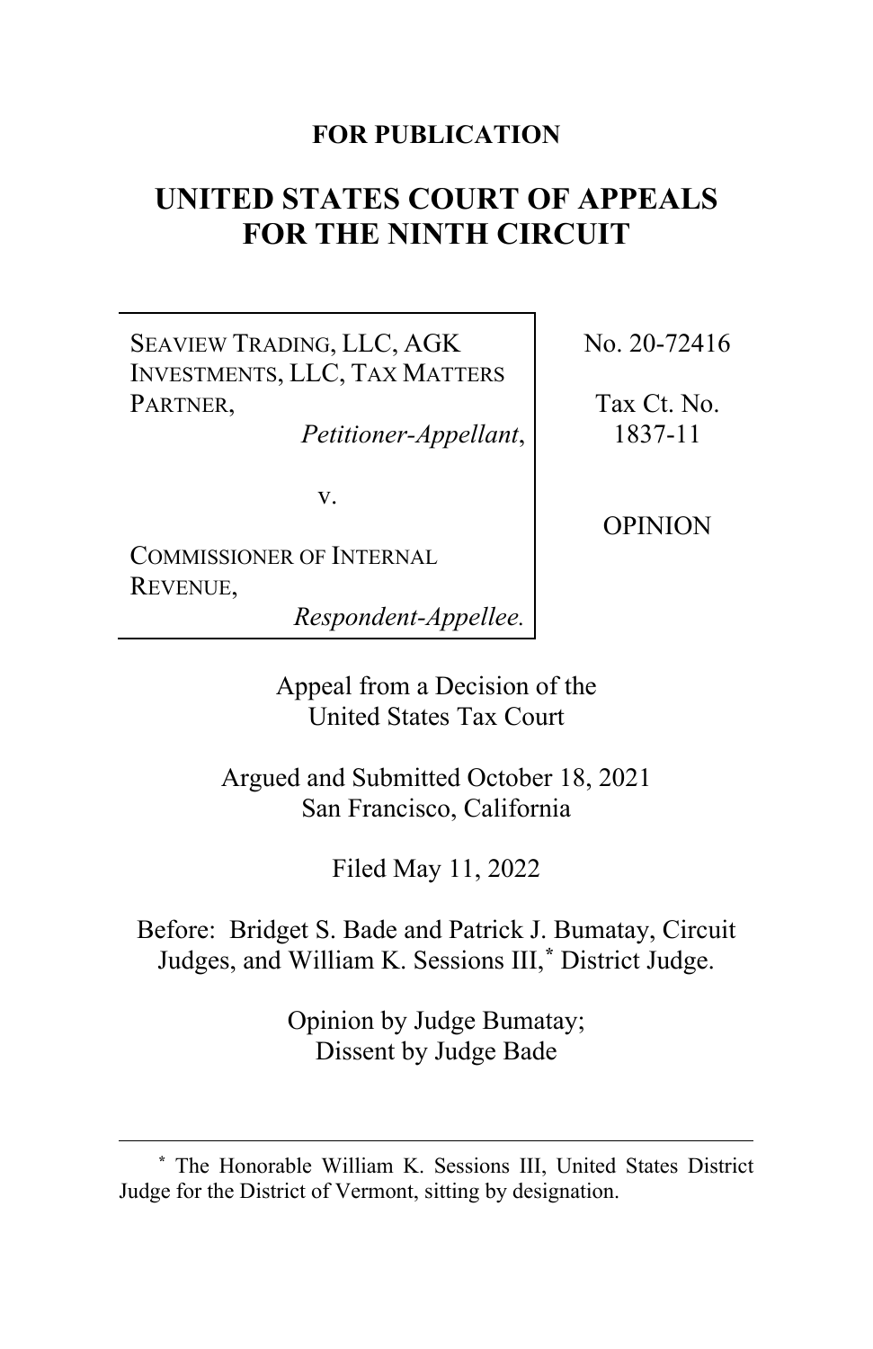**FOR PUBLICATION**

# UNITED STATES COURT OF APPEALS FOR THE NINTH CIRCUIT

| | |
|---|---|
| SEAVIEW TRADING, LLC, AGK INVESTMENTS, LLC, TAX MATTERS PARTNER, *Petitioner-Appellant*, v. COMMISSIONER OF INTERNAL REVENUE, *Respondent-Appellee.* | No. 20-72416 Tax Ct. No. 1837-11 OPINION |

Appeal from a Decision of the United States Tax Court

Argued and Submitted October 18, 2021
San Francisco, California

Filed May 11, 2022

Before: Bridget S. Bade and Patrick J. Bumatay, Circuit Judges, and William K. Sessions III,* District Judge.

Opinion by Judge Bumatay;
Dissent by Judge Bade

---

* The Honorable William K. Sessions III, United States District Judge for the District of Vermont, sitting by designation.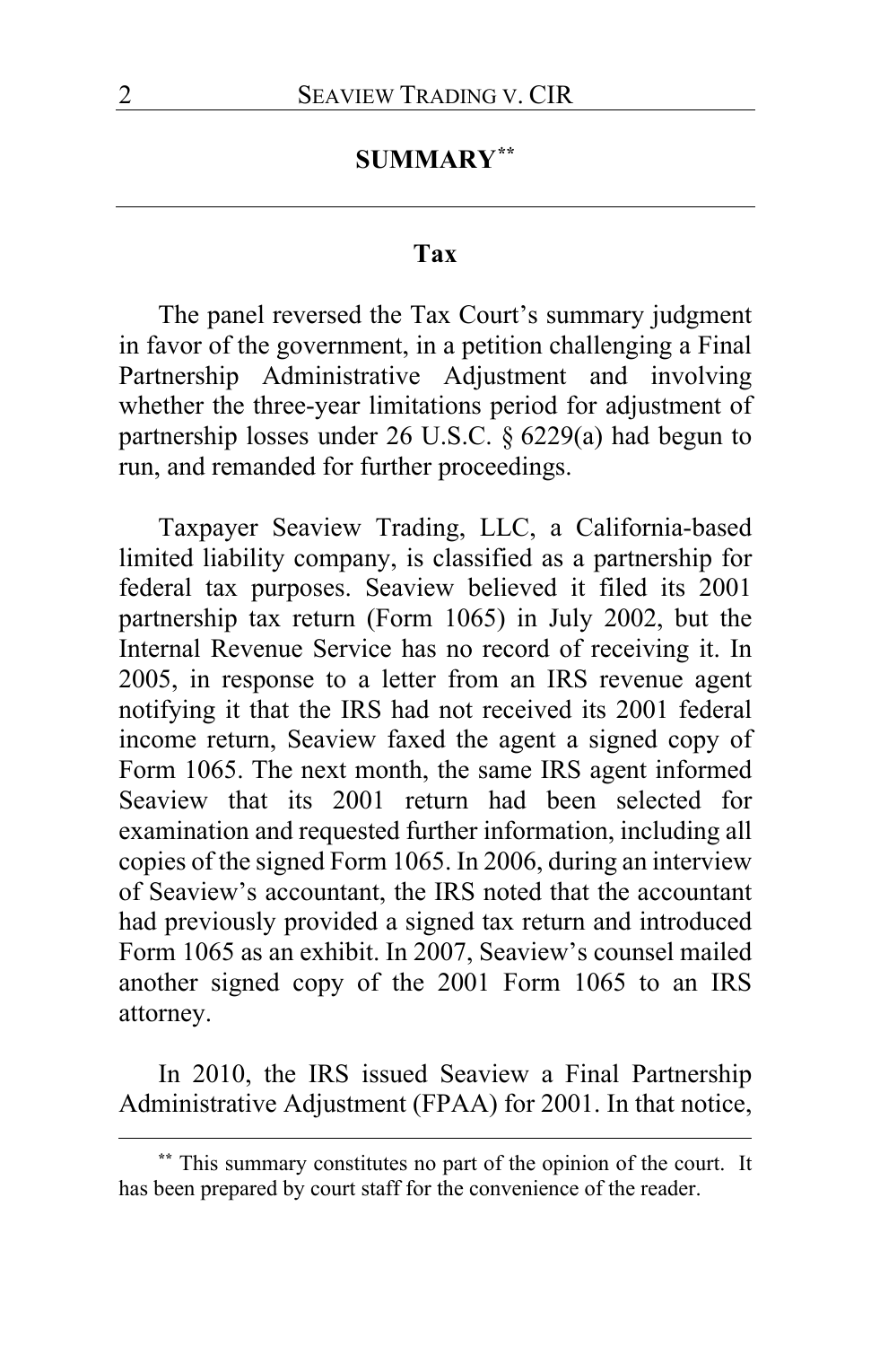## SUMMARY[**]

### Tax

The panel reversed the Tax Court's summary judgment in favor of the government, in a petition challenging a Final Partnership Administrative Adjustment and involving whether the three-year limitations period for adjustment of partnership losses under 26 U.S.C. § 6229(a) had begun to run, and remanded for further proceedings.

Taxpayer Seaview Trading, LLC, a California-based limited liability company, is classified as a partnership for federal tax purposes. Seaview believed it filed its 2001 partnership tax return (Form 1065) in July 2002, but the Internal Revenue Service has no record of receiving it. In 2005, in response to a letter from an IRS revenue agent notifying it that the IRS had not received its 2001 federal income return, Seaview faxed the agent a signed copy of Form 1065. The next month, the same IRS agent informed Seaview that its 2001 return had been selected for examination and requested further information, including all copies of the signed Form 1065. In 2006, during an interview of Seaview's accountant, the IRS noted that the accountant had previously provided a signed tax return and introduced Form 1065 as an exhibit. In 2007, Seaview's counsel mailed another signed copy of the 2001 Form 1065 to an IRS attorney.

In 2010, the IRS issued Seaview a Final Partnership Administrative Adjustment (FPAA) for 2001. In that notice,

[**] This summary constitutes no part of the opinion of the court. It has been prepared by court staff for the convenience of the reader.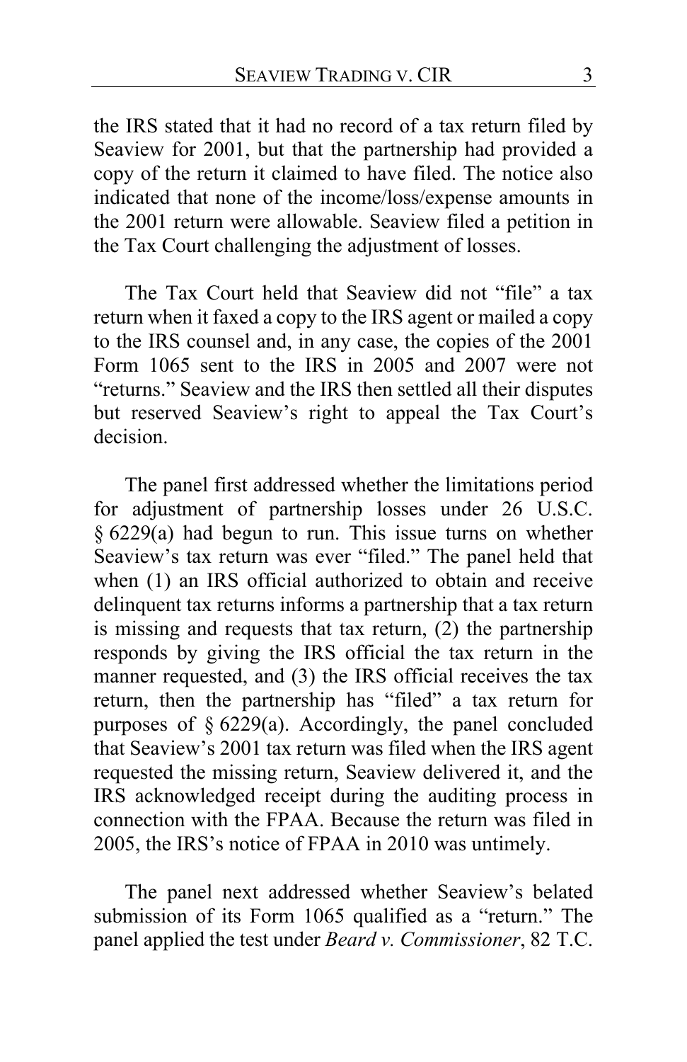the IRS stated that it had no record of a tax return filed by Seaview for 2001, but that the partnership had provided a copy of the return it claimed to have filed. The notice also indicated that none of the income/loss/expense amounts in the 2001 return were allowable. Seaview filed a petition in the Tax Court challenging the adjustment of losses.

The Tax Court held that Seaview did not "file" a tax return when it faxed a copy to the IRS agent or mailed a copy to the IRS counsel and, in any case, the copies of the 2001 Form 1065 sent to the IRS in 2005 and 2007 were not "returns." Seaview and the IRS then settled all their disputes but reserved Seaview's right to appeal the Tax Court's decision.

The panel first addressed whether the limitations period for adjustment of partnership losses under 26 U.S.C. § 6229(a) had begun to run. This issue turns on whether Seaview's tax return was ever "filed." The panel held that when (1) an IRS official authorized to obtain and receive delinquent tax returns informs a partnership that a tax return is missing and requests that tax return, (2) the partnership responds by giving the IRS official the tax return in the manner requested, and (3) the IRS official receives the tax return, then the partnership has "filed" a tax return for purposes of § 6229(a). Accordingly, the panel concluded that Seaview's 2001 tax return was filed when the IRS agent requested the missing return, Seaview delivered it, and the IRS acknowledged receipt during the auditing process in connection with the FPAA. Because the return was filed in 2005, the IRS's notice of FPAA in 2010 was untimely.

The panel next addressed whether Seaview's belated submission of its Form 1065 qualified as a "return." The panel applied the test under *Beard v. Commissioner*, 82 T.C.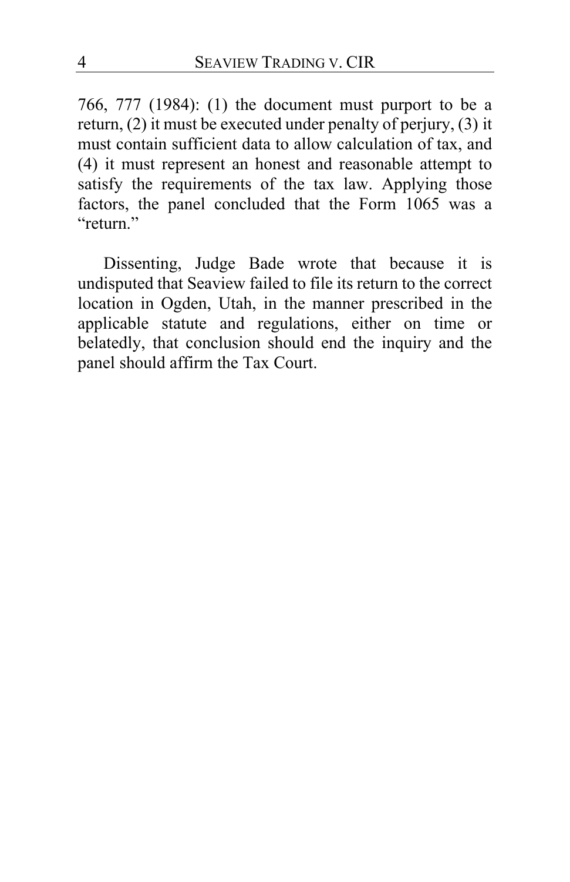766, 777 (1984): (1) the document must purport to be a return, (2) it must be executed under penalty of perjury, (3) it must contain sufficient data to allow calculation of tax, and (4) it must represent an honest and reasonable attempt to satisfy the requirements of the tax law. Applying those factors, the panel concluded that the Form 1065 was a "return."

Dissenting, Judge Bade wrote that because it is undisputed that Seaview failed to file its return to the correct location in Ogden, Utah, in the manner prescribed in the applicable statute and regulations, either on time or belatedly, that conclusion should end the inquiry and the panel should affirm the Tax Court.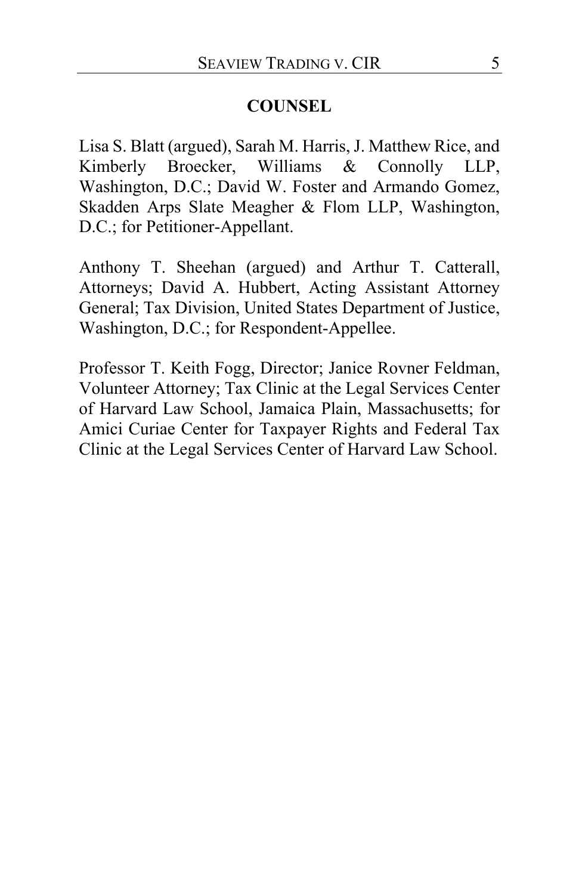## COUNSEL

Lisa S. Blatt (argued), Sarah M. Harris, J. Matthew Rice, and Kimberly Broecker, Williams & Connolly LLP, Washington, D.C.; David W. Foster and Armando Gomez, Skadden Arps Slate Meagher & Flom LLP, Washington, D.C.; for Petitioner-Appellant.

Anthony T. Sheehan (argued) and Arthur T. Catterall, Attorneys; David A. Hubbert, Acting Assistant Attorney General; Tax Division, United States Department of Justice, Washington, D.C.; for Respondent-Appellee.

Professor T. Keith Fogg, Director; Janice Rovner Feldman, Volunteer Attorney; Tax Clinic at the Legal Services Center of Harvard Law School, Jamaica Plain, Massachusetts; for Amici Curiae Center for Taxpayer Rights and Federal Tax Clinic at the Legal Services Center of Harvard Law School.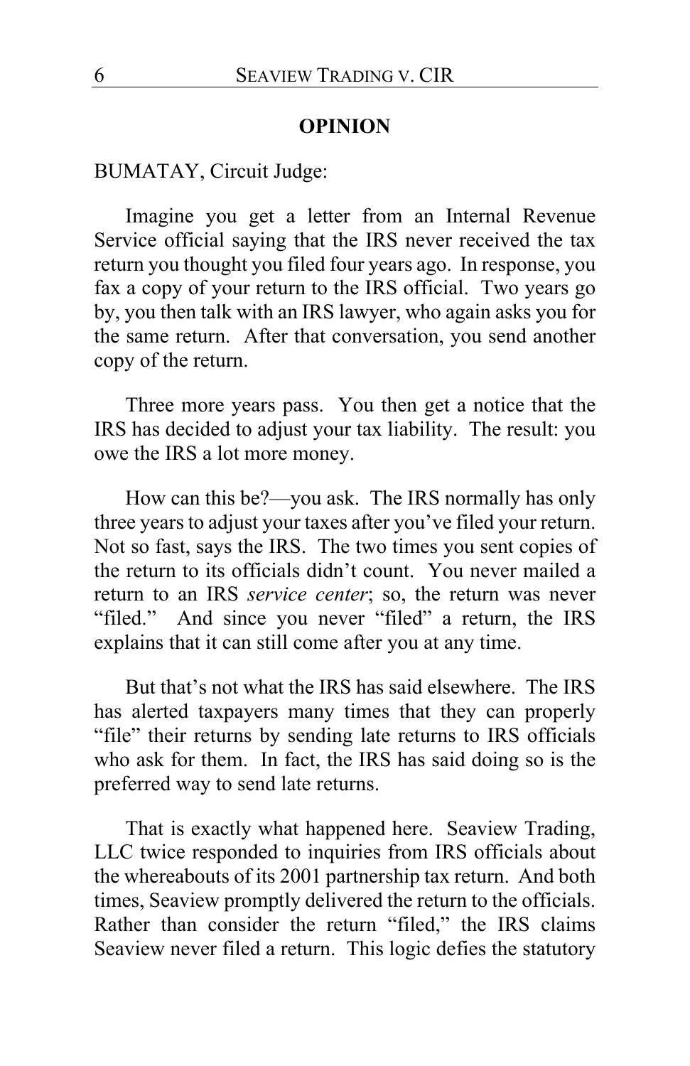## OPINION

BUMATAY, Circuit Judge:

Imagine you get a letter from an Internal Revenue Service official saying that the IRS never received the tax return you thought you filed four years ago. In response, you fax a copy of your return to the IRS official. Two years go by, you then talk with an IRS lawyer, who again asks you for the same return. After that conversation, you send another copy of the return.

Three more years pass. You then get a notice that the IRS has decided to adjust your tax liability. The result: you owe the IRS a lot more money.

How can this be?—you ask. The IRS normally has only three years to adjust your taxes after you've filed your return. Not so fast, says the IRS. The two times you sent copies of the return to its officials didn't count. You never mailed a return to an IRS *service center*; so, the return was never "filed." And since you never "filed" a return, the IRS explains that it can still come after you at any time.

But that's not what the IRS has said elsewhere. The IRS has alerted taxpayers many times that they can properly "file" their returns by sending late returns to IRS officials who ask for them. In fact, the IRS has said doing so is the preferred way to send late returns.

That is exactly what happened here. Seaview Trading, LLC twice responded to inquiries from IRS officials about the whereabouts of its 2001 partnership tax return. And both times, Seaview promptly delivered the return to the officials. Rather than consider the return "filed," the IRS claims Seaview never filed a return. This logic defies the statutory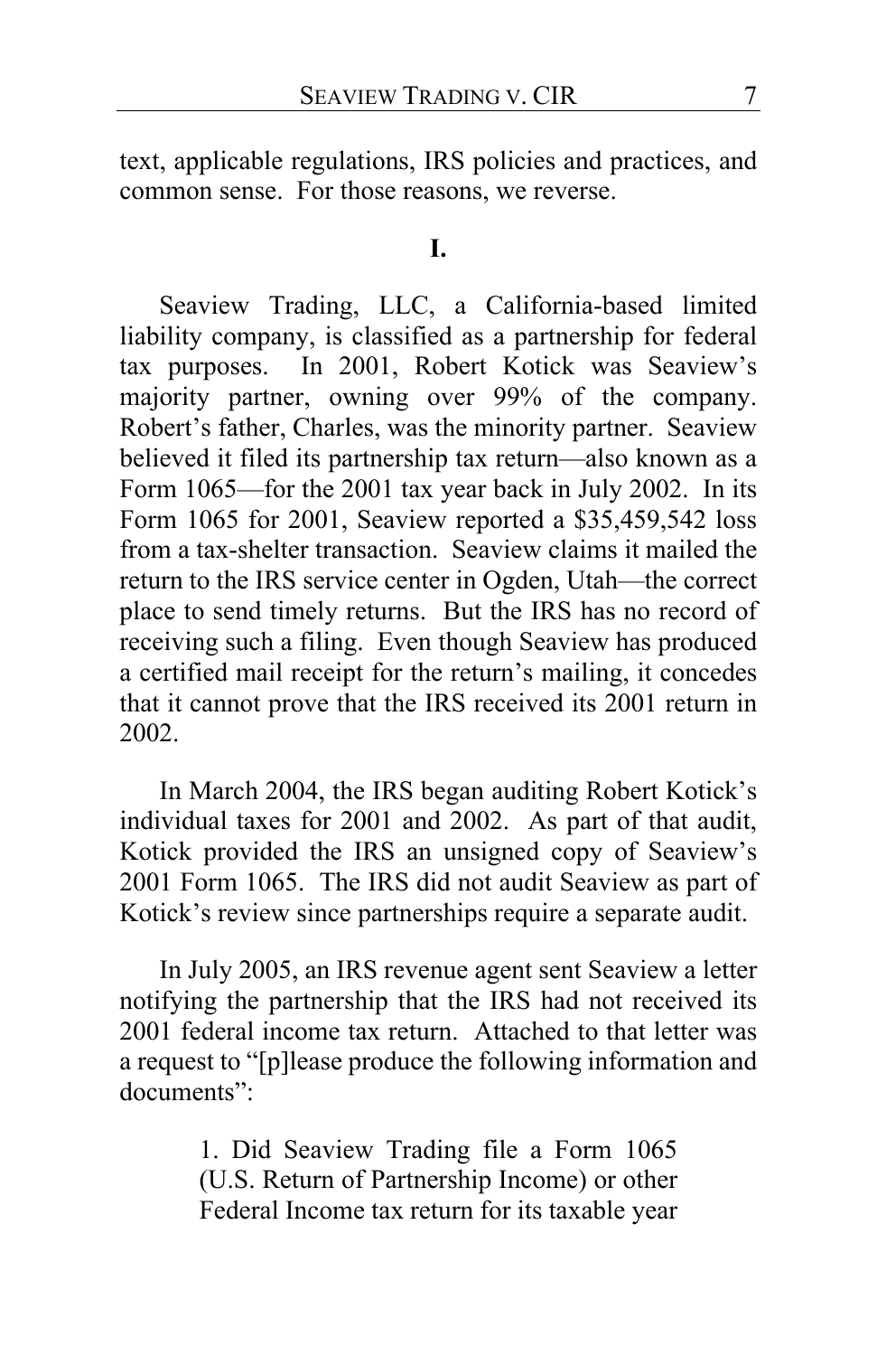text, applicable regulations, IRS policies and practices, and common sense. For those reasons, we reverse.

**I.**

Seaview Trading, LLC, a California-based limited liability company, is classified as a partnership for federal tax purposes. In 2001, Robert Kotick was Seaview's majority partner, owning over 99% of the company. Robert's father, Charles, was the minority partner. Seaview believed it filed its partnership tax return—also known as a Form 1065—for the 2001 tax year back in July 2002. In its Form 1065 for 2001, Seaview reported a $35,459,542 loss from a tax-shelter transaction. Seaview claims it mailed the return to the IRS service center in Ogden, Utah—the correct place to send timely returns. But the IRS has no record of receiving such a filing. Even though Seaview has produced a certified mail receipt for the return's mailing, it concedes that it cannot prove that the IRS received its 2001 return in 2002.

In March 2004, the IRS began auditing Robert Kotick's individual taxes for 2001 and 2002. As part of that audit, Kotick provided the IRS an unsigned copy of Seaview's 2001 Form 1065. The IRS did not audit Seaview as part of Kotick's review since partnerships require a separate audit.

In July 2005, an IRS revenue agent sent Seaview a letter notifying the partnership that the IRS had not received its 2001 federal income tax return. Attached to that letter was a request to "[p]lease produce the following information and documents":

> 1. Did Seaview Trading file a Form 1065 (U.S. Return of Partnership Income) or other Federal Income tax return for its taxable year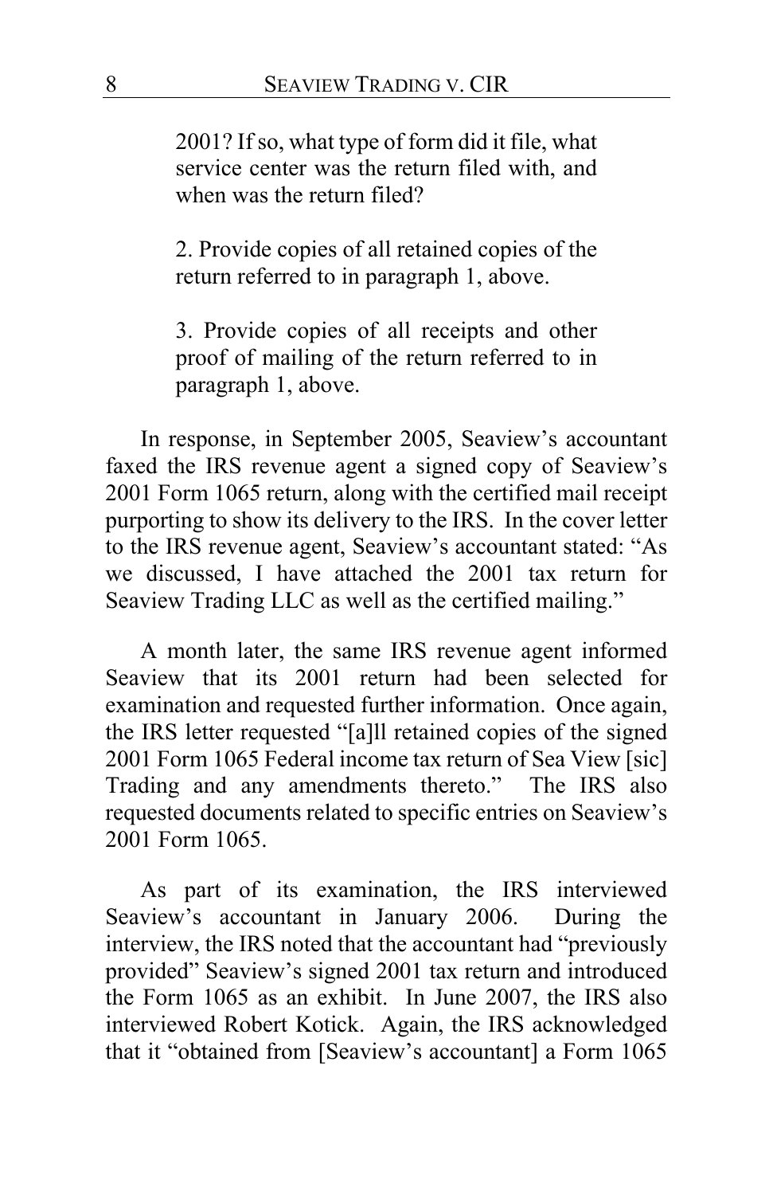2001? If so, what type of form did it file, what service center was the return filed with, and when was the return filed?

> 2. Provide copies of all retained copies of the return referred to in paragraph 1, above.
>
> 3. Provide copies of all receipts and other proof of mailing of the return referred to in paragraph 1, above.

In response, in September 2005, Seaview's accountant faxed the IRS revenue agent a signed copy of Seaview's 2001 Form 1065 return, along with the certified mail receipt purporting to show its delivery to the IRS. In the cover letter to the IRS revenue agent, Seaview's accountant stated: "As we discussed, I have attached the 2001 tax return for Seaview Trading LLC as well as the certified mailing."

A month later, the same IRS revenue agent informed Seaview that its 2001 return had been selected for examination and requested further information. Once again, the IRS letter requested "[a]ll retained copies of the signed 2001 Form 1065 Federal income tax return of Sea View [sic] Trading and any amendments thereto." The IRS also requested documents related to specific entries on Seaview's 2001 Form 1065.

As part of its examination, the IRS interviewed Seaview's accountant in January 2006. During the interview, the IRS noted that the accountant had "previously provided" Seaview's signed 2001 tax return and introduced the Form 1065 as an exhibit. In June 2007, the IRS also interviewed Robert Kotick. Again, the IRS acknowledged that it "obtained from [Seaview's accountant] a Form 1065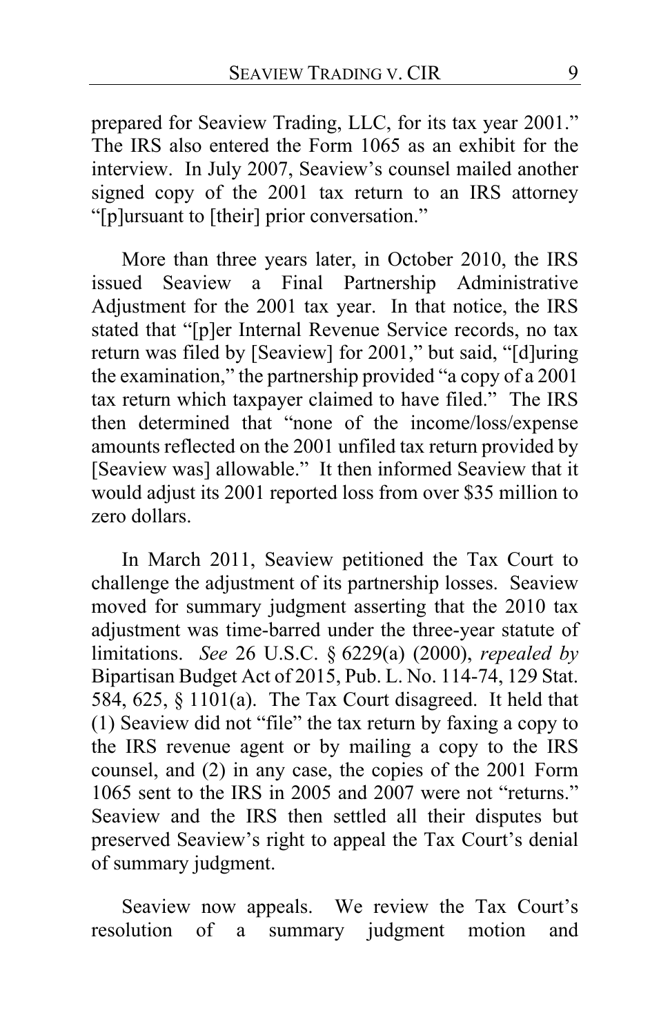prepared for Seaview Trading, LLC, for its tax year 2001." The IRS also entered the Form 1065 as an exhibit for the interview. In July 2007, Seaview's counsel mailed another signed copy of the 2001 tax return to an IRS attorney "[p]ursuant to [their] prior conversation."

More than three years later, in October 2010, the IRS issued Seaview a Final Partnership Administrative Adjustment for the 2001 tax year. In that notice, the IRS stated that "[p]er Internal Revenue Service records, no tax return was filed by [Seaview] for 2001," but said, "[d]uring the examination," the partnership provided "a copy of a 2001 tax return which taxpayer claimed to have filed." The IRS then determined that "none of the income/loss/expense amounts reflected on the 2001 unfiled tax return provided by [Seaview was] allowable." It then informed Seaview that it would adjust its 2001 reported loss from over $35 million to zero dollars.

In March 2011, Seaview petitioned the Tax Court to challenge the adjustment of its partnership losses. Seaview moved for summary judgment asserting that the 2010 tax adjustment was time-barred under the three-year statute of limitations. *See* 26 U.S.C. § 6229(a) (2000), *repealed by* Bipartisan Budget Act of 2015, Pub. L. No. 114-74, 129 Stat. 584, 625, § 1101(a). The Tax Court disagreed. It held that (1) Seaview did not "file" the tax return by faxing a copy to the IRS revenue agent or by mailing a copy to the IRS counsel, and (2) in any case, the copies of the 2001 Form 1065 sent to the IRS in 2005 and 2007 were not "returns." Seaview and the IRS then settled all their disputes but preserved Seaview's right to appeal the Tax Court's denial of summary judgment.

Seaview now appeals. We review the Tax Court's resolution of a summary judgment motion and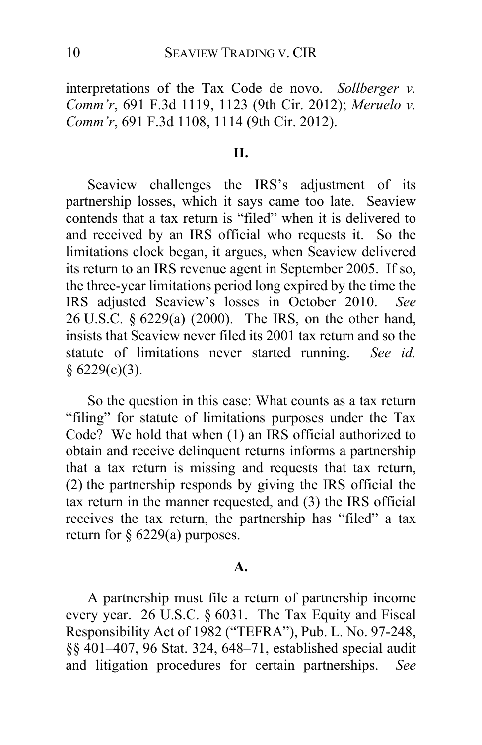interpretations of the Tax Code de novo. *Sollberger v. Comm'r*, 691 F.3d 1119, 1123 (9th Cir. 2012); *Meruelo v. Comm'r*, 691 F.3d 1108, 1114 (9th Cir. 2012).

## II.

Seaview challenges the IRS's adjustment of its partnership losses, which it says came too late. Seaview contends that a tax return is "filed" when it is delivered to and received by an IRS official who requests it. So the limitations clock began, it argues, when Seaview delivered its return to an IRS revenue agent in September 2005. If so, the three-year limitations period long expired by the time the IRS adjusted Seaview's losses in October 2010. *See* 26 U.S.C. § 6229(a) (2000). The IRS, on the other hand, insists that Seaview never filed its 2001 tax return and so the statute of limitations never started running. *See id.* § 6229(c)(3).

So the question in this case: What counts as a tax return "filing" for statute of limitations purposes under the Tax Code? We hold that when (1) an IRS official authorized to obtain and receive delinquent returns informs a partnership that a tax return is missing and requests that tax return, (2) the partnership responds by giving the IRS official the tax return in the manner requested, and (3) the IRS official receives the tax return, the partnership has "filed" a tax return for § 6229(a) purposes.

### A.

A partnership must file a return of partnership income every year. 26 U.S.C. § 6031. The Tax Equity and Fiscal Responsibility Act of 1982 ("TEFRA"), Pub. L. No. 97-248, §§ 401–407, 96 Stat. 324, 648–71, established special audit and litigation procedures for certain partnerships. *See*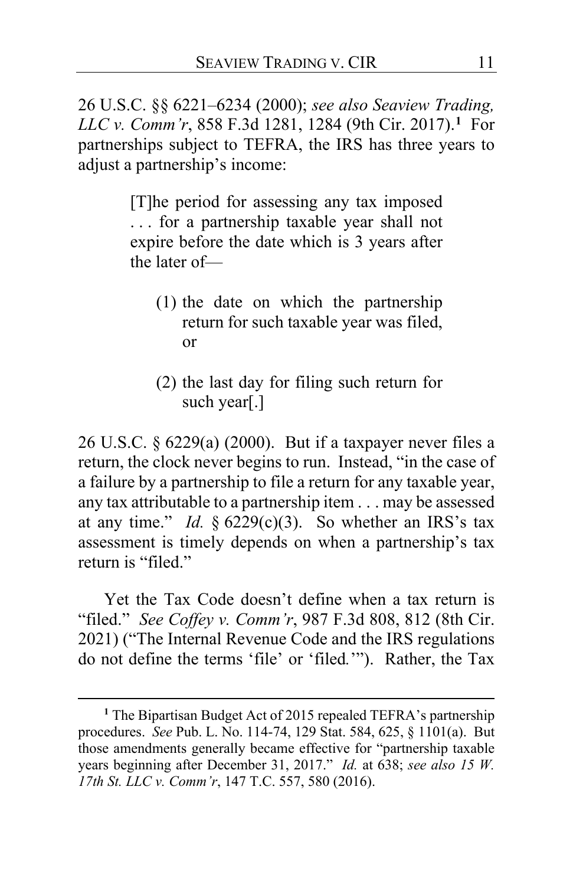26 U.S.C. §§ 6221–6234 (2000); *see also Seaview Trading, LLC v. Comm'r*, 858 F.3d 1281, 1284 (9th Cir. 2017).[1] For partnerships subject to TEFRA, the IRS has three years to adjust a partnership's income:

> [T]he period for assessing any tax imposed . . . for a partnership taxable year shall not expire before the date which is 3 years after the later of—
>
> (1) the date on which the partnership return for such taxable year was filed, or
>
> (2) the last day for filing such return for such year[.]

26 U.S.C. § 6229(a) (2000). But if a taxpayer never files a return, the clock never begins to run. Instead, "in the case of a failure by a partnership to file a return for any taxable year, any tax attributable to a partnership item . . . may be assessed at any time." *Id.* § 6229(c)(3). So whether an IRS's tax assessment is timely depends on when a partnership's tax return is "filed."

Yet the Tax Code doesn't define when a tax return is "filed." *See Coffey v. Comm'r*, 987 F.3d 808, 812 (8th Cir. 2021) ("The Internal Revenue Code and the IRS regulations do not define the terms 'file' or 'filed.'"). Rather, the Tax

---

[1] The Bipartisan Budget Act of 2015 repealed TEFRA's partnership procedures. *See* Pub. L. No. 114-74, 129 Stat. 584, 625, § 1101(a). But those amendments generally became effective for "partnership taxable years beginning after December 31, 2017." *Id.* at 638; *see also 15 W. 17th St. LLC v. Comm'r*, 147 T.C. 557, 580 (2016).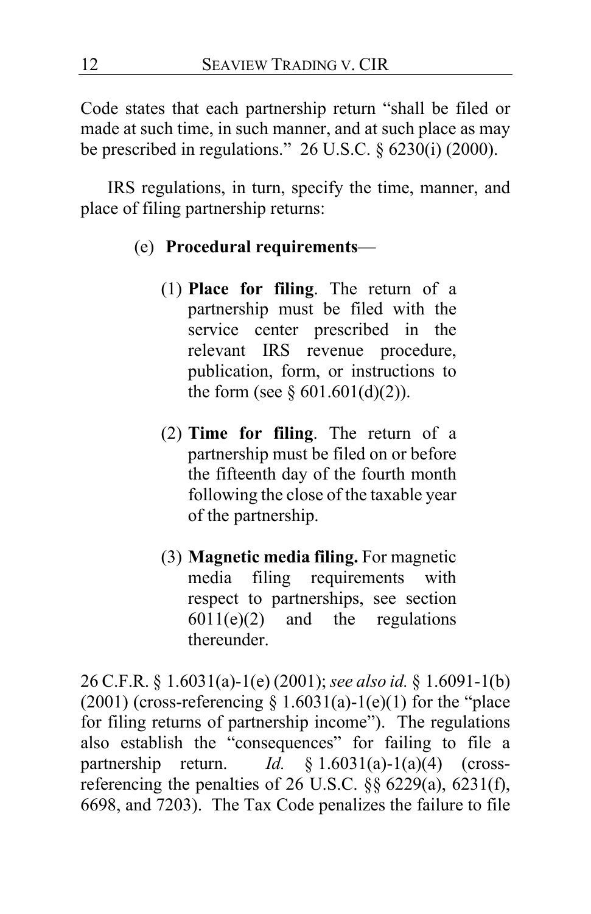Code states that each partnership return "shall be filed or made at such time, in such manner, and at such place as may be prescribed in regulations." 26 U.S.C. § 6230(i) (2000).

IRS regulations, in turn, specify the time, manner, and place of filing partnership returns:

> (e) **Procedural requirements**—
>
> (1) **Place for filing**. The return of a partnership must be filed with the service center prescribed in the relevant IRS revenue procedure, publication, form, or instructions to the form (see § 601.601(d)(2)).
>
> (2) **Time for filing**. The return of a partnership must be filed on or before the fifteenth day of the fourth month following the close of the taxable year of the partnership.
>
> (3) **Magnetic media filing.** For magnetic media filing requirements with respect to partnerships, see section 6011(e)(2) and the regulations thereunder.

26 C.F.R. § 1.6031(a)-1(e) (2001); *see also id.* § 1.6091-1(b) (2001) (cross-referencing § 1.6031(a)-1(e)(1) for the "place for filing returns of partnership income"). The regulations also establish the "consequences" for failing to file a partnership return. *Id.* § 1.6031(a)-1(a)(4) (cross-referencing the penalties of 26 U.S.C. §§ 6229(a), 6231(f), 6698, and 7203). The Tax Code penalizes the failure to file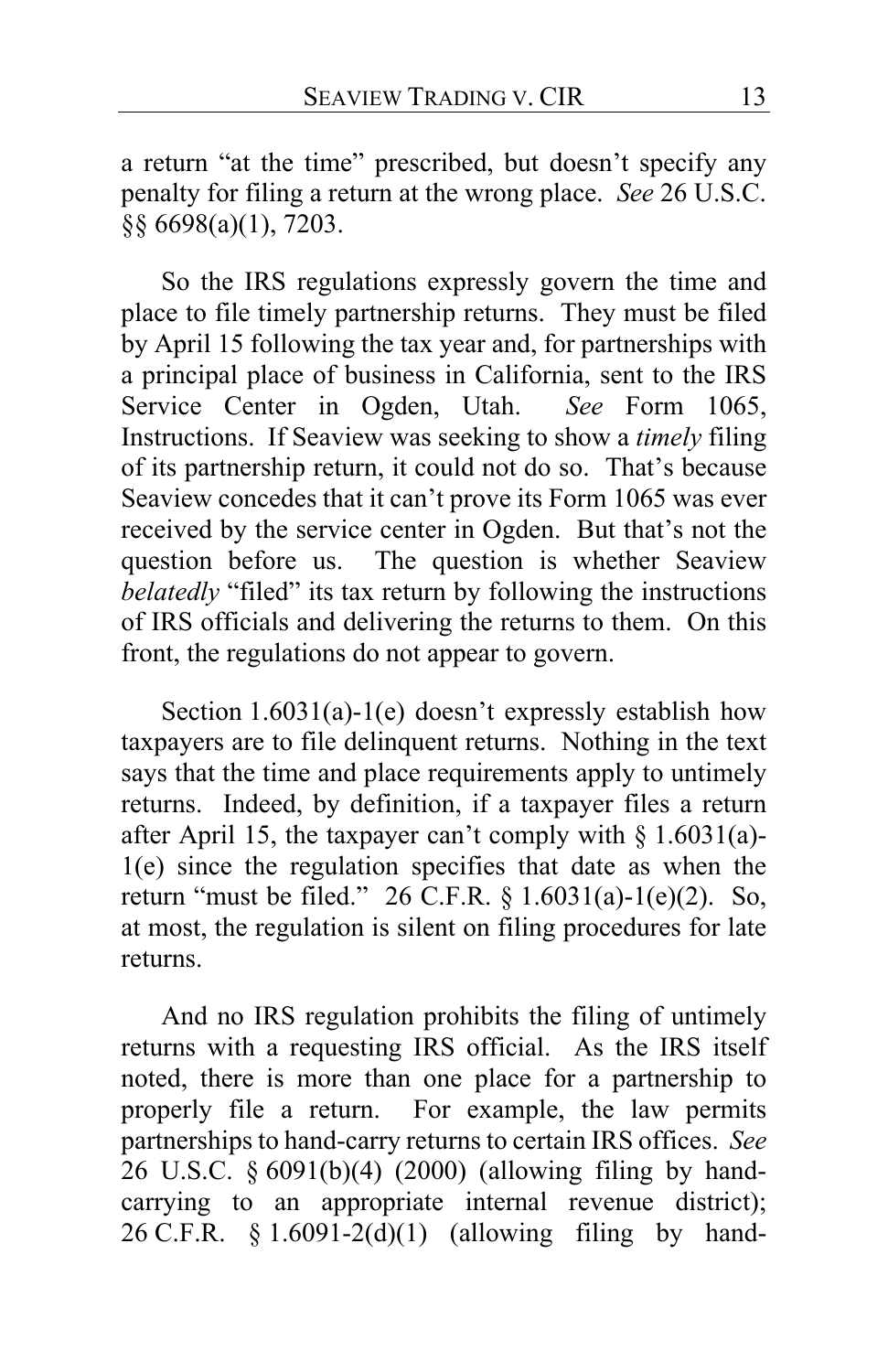a return "at the time" prescribed, but doesn't specify any penalty for filing a return at the wrong place. *See* 26 U.S.C. §§ 6698(a)(1), 7203.

So the IRS regulations expressly govern the time and place to file timely partnership returns. They must be filed by April 15 following the tax year and, for partnerships with a principal place of business in California, sent to the IRS Service Center in Ogden, Utah. *See* Form 1065, Instructions. If Seaview was seeking to show a *timely* filing of its partnership return, it could not do so. That's because Seaview concedes that it can't prove its Form 1065 was ever received by the service center in Ogden. But that's not the question before us. The question is whether Seaview *belatedly* "filed" its tax return by following the instructions of IRS officials and delivering the returns to them. On this front, the regulations do not appear to govern.

Section 1.6031(a)-1(e) doesn't expressly establish how taxpayers are to file delinquent returns. Nothing in the text says that the time and place requirements apply to untimely returns. Indeed, by definition, if a taxpayer files a return after April 15, the taxpayer can't comply with § 1.6031(a)-1(e) since the regulation specifies that date as when the return "must be filed." 26 C.F.R. § 1.6031(a)-1(e)(2). So, at most, the regulation is silent on filing procedures for late returns.

And no IRS regulation prohibits the filing of untimely returns with a requesting IRS official. As the IRS itself noted, there is more than one place for a partnership to properly file a return. For example, the law permits partnerships to hand-carry returns to certain IRS offices. *See* 26 U.S.C. § 6091(b)(4) (2000) (allowing filing by hand-carrying to an appropriate internal revenue district); 26 C.F.R. § 1.6091-2(d)(1) (allowing filing by hand-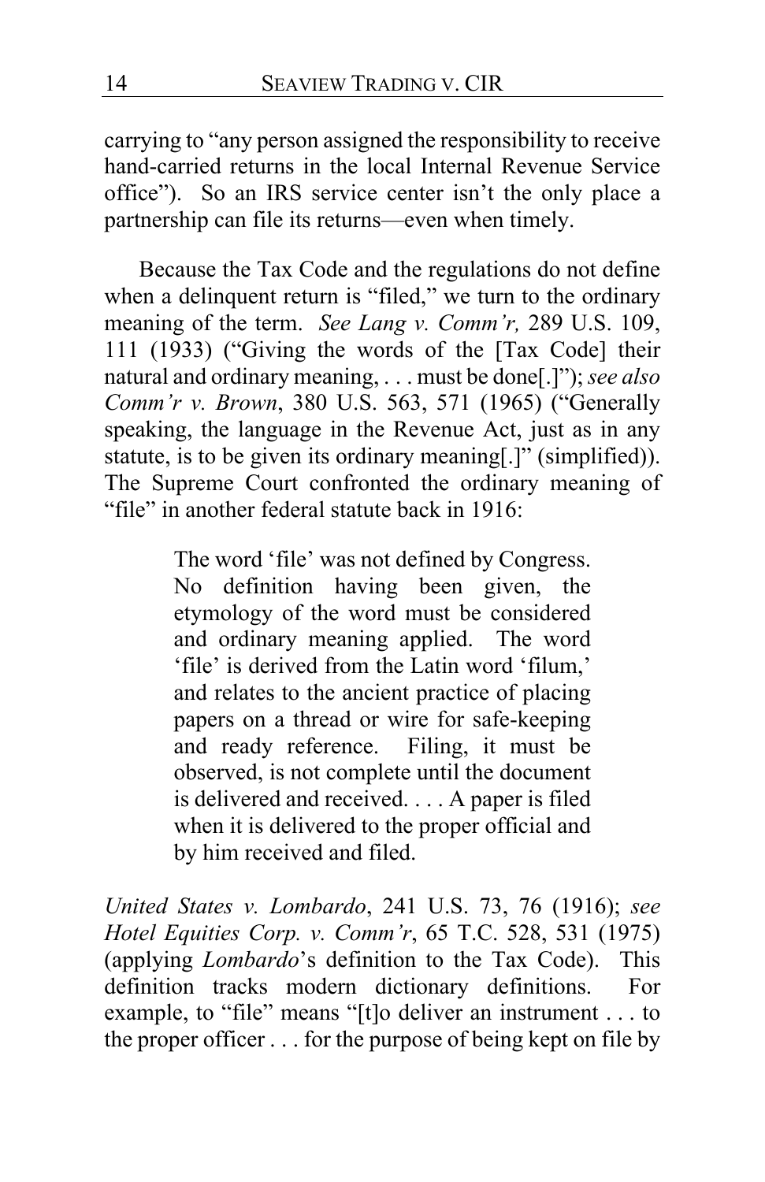carrying to "any person assigned the responsibility to receive hand-carried returns in the local Internal Revenue Service office"). So an IRS service center isn't the only place a partnership can file its returns—even when timely.

Because the Tax Code and the regulations do not define when a delinquent return is "filed," we turn to the ordinary meaning of the term. *See Lang v. Comm'r,* 289 U.S. 109, 111 (1933) ("Giving the words of the [Tax Code] their natural and ordinary meaning, . . . must be done[.]"); *see also Comm'r v. Brown*, 380 U.S. 563, 571 (1965) ("Generally speaking, the language in the Revenue Act, just as in any statute, is to be given its ordinary meaning[.]" (simplified)). The Supreme Court confronted the ordinary meaning of "file" in another federal statute back in 1916:

> The word 'file' was not defined by Congress. No definition having been given, the etymology of the word must be considered and ordinary meaning applied. The word 'file' is derived from the Latin word 'filum,' and relates to the ancient practice of placing papers on a thread or wire for safe-keeping and ready reference. Filing, it must be observed, is not complete until the document is delivered and received. . . . A paper is filed when it is delivered to the proper official and by him received and filed.

*United States v. Lombardo*, 241 U.S. 73, 76 (1916); *see Hotel Equities Corp. v. Comm'r*, 65 T.C. 528, 531 (1975) (applying *Lombardo*'s definition to the Tax Code). This definition tracks modern dictionary definitions. For example, to "file" means "[t]o deliver an instrument . . . to the proper officer . . . for the purpose of being kept on file by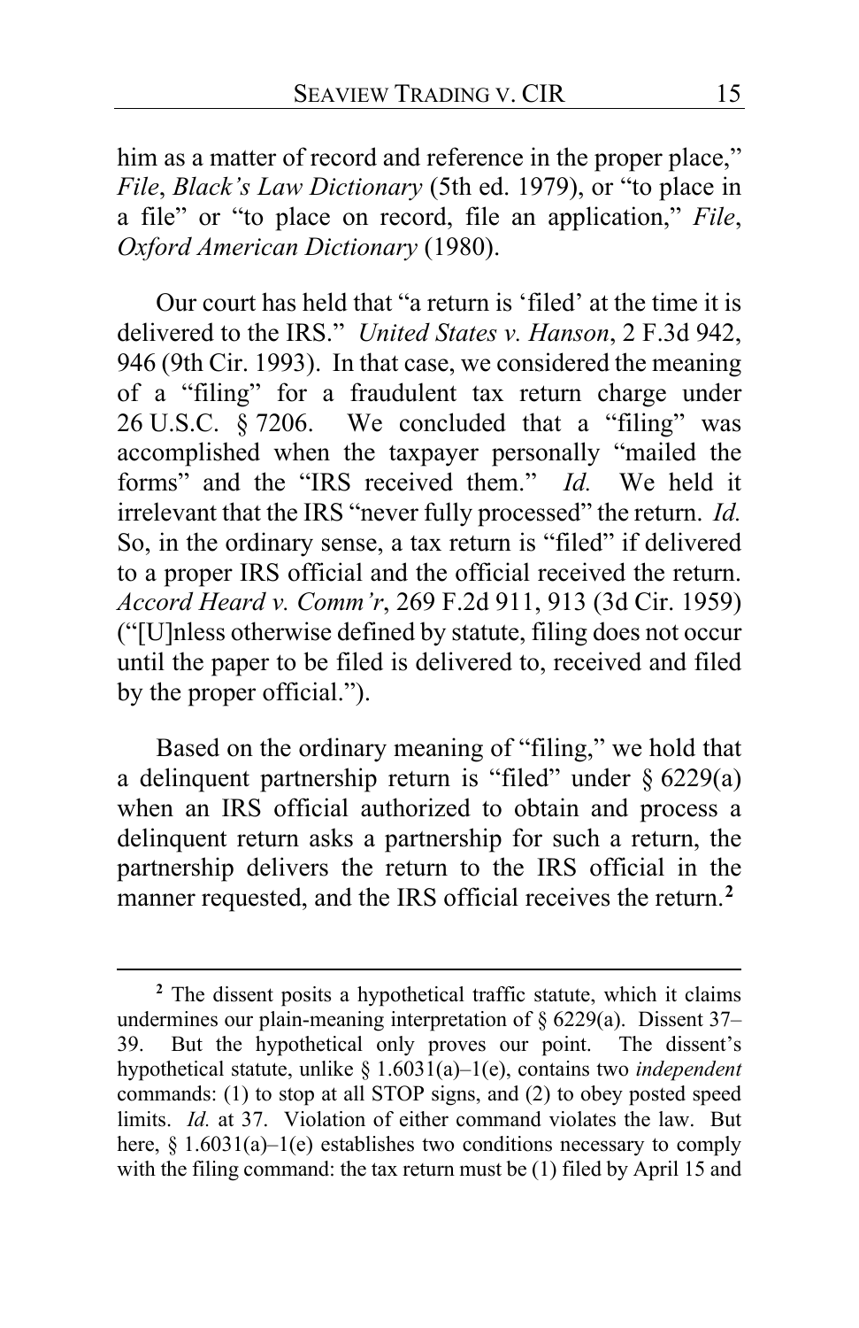him as a matter of record and reference in the proper place," *File*, *Black's Law Dictionary* (5th ed. 1979), or "to place in a file" or "to place on record, file an application," *File*, *Oxford American Dictionary* (1980).

Our court has held that "a return is 'filed' at the time it is delivered to the IRS." *United States v. Hanson*, 2 F.3d 942, 946 (9th Cir. 1993). In that case, we considered the meaning of a "filing" for a fraudulent tax return charge under 26 U.S.C. § 7206. We concluded that a "filing" was accomplished when the taxpayer personally "mailed the forms" and the "IRS received them." *Id.* We held it irrelevant that the IRS "never fully processed" the return. *Id.* So, in the ordinary sense, a tax return is "filed" if delivered to a proper IRS official and the official received the return. *Accord Heard v. Comm'r*, 269 F.2d 911, 913 (3d Cir. 1959) ("[U]nless otherwise defined by statute, filing does not occur until the paper to be filed is delivered to, received and filed by the proper official.").

Based on the ordinary meaning of "filing," we hold that a delinquent partnership return is "filed" under § 6229(a) when an IRS official authorized to obtain and process a delinquent return asks a partnership for such a return, the partnership delivers the return to the IRS official in the manner requested, and the IRS official receives the return.[2]

---

[2] The dissent posits a hypothetical traffic statute, which it claims undermines our plain-meaning interpretation of § 6229(a). Dissent 37–39. But the hypothetical only proves our point. The dissent's hypothetical statute, unlike § 1.6031(a)–1(e), contains two *independent* commands: (1) to stop at all STOP signs, and (2) to obey posted speed limits. *Id.* at 37. Violation of either command violates the law. But here, § 1.6031(a)–1(e) establishes two conditions necessary to comply with the filing command: the tax return must be (1) filed by April 15 and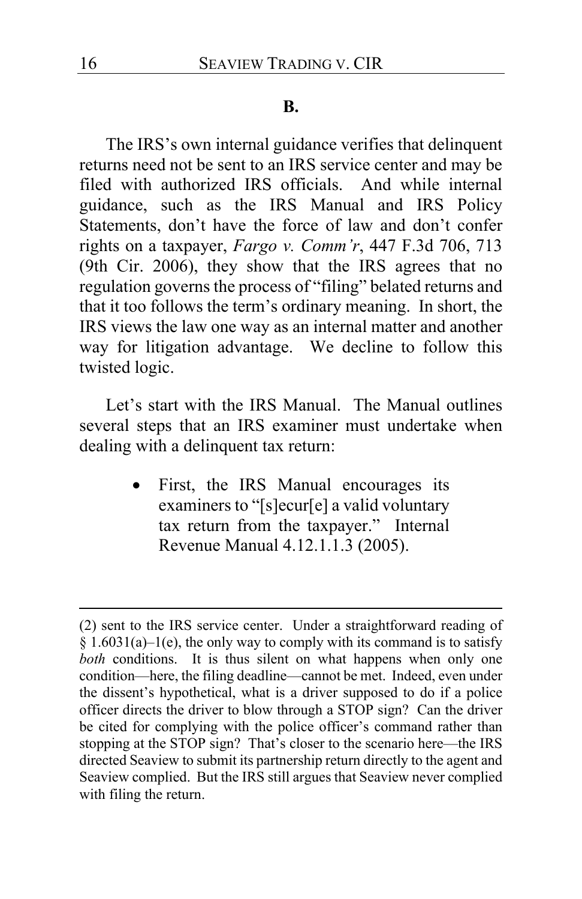## B.

The IRS's own internal guidance verifies that delinquent returns need not be sent to an IRS service center and may be filed with authorized IRS officials. And while internal guidance, such as the IRS Manual and IRS Policy Statements, don't have the force of law and don't confer rights on a taxpayer, *Fargo v. Comm'r*, 447 F.3d 706, 713 (9th Cir. 2006), they show that the IRS agrees that no regulation governs the process of "filing" belated returns and that it too follows the term's ordinary meaning. In short, the IRS views the law one way as an internal matter and another way for litigation advantage. We decline to follow this twisted logic.

Let's start with the IRS Manual. The Manual outlines several steps that an IRS examiner must undertake when dealing with a delinquent tax return:

- First, the IRS Manual encourages its examiners to "[s]ecur[e] a valid voluntary tax return from the taxpayer." Internal Revenue Manual 4.12.1.1.3 (2005).

---

(2) sent to the IRS service center. Under a straightforward reading of § 1.6031(a)–1(e), the only way to comply with its command is to satisfy *both* conditions. It is thus silent on what happens when only one condition—here, the filing deadline—cannot be met. Indeed, even under the dissent's hypothetical, what is a driver supposed to do if a police officer directs the driver to blow through a STOP sign? Can the driver be cited for complying with the police officer's command rather than stopping at the STOP sign? That's closer to the scenario here—the IRS directed Seaview to submit its partnership return directly to the agent and Seaview complied. But the IRS still argues that Seaview never complied with filing the return.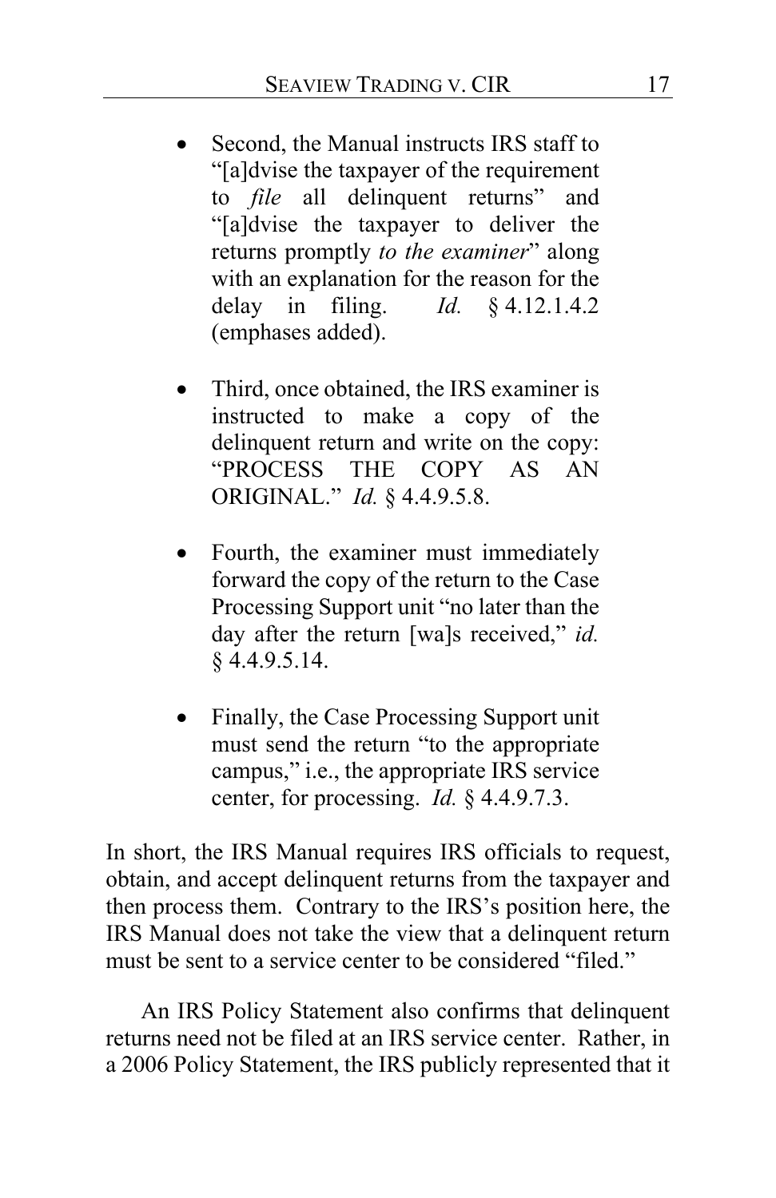- Second, the Manual instructs IRS staff to "[a]dvise the taxpayer of the requirement to *file* all delinquent returns" and "[a]dvise the taxpayer to deliver the returns promptly *to the examiner*" along with an explanation for the reason for the delay in filing. *Id.* § 4.12.1.4.2 (emphases added).

- Third, once obtained, the IRS examiner is instructed to make a copy of the delinquent return and write on the copy: "PROCESS THE COPY AS AN ORIGINAL." *Id.* § 4.4.9.5.8.

- Fourth, the examiner must immediately forward the copy of the return to the Case Processing Support unit "no later than the day after the return [wa]s received," *id.* § 4.4.9.5.14.

- Finally, the Case Processing Support unit must send the return "to the appropriate campus," i.e., the appropriate IRS service center, for processing. *Id.* § 4.4.9.7.3.

In short, the IRS Manual requires IRS officials to request, obtain, and accept delinquent returns from the taxpayer and then process them. Contrary to the IRS's position here, the IRS Manual does not take the view that a delinquent return must be sent to a service center to be considered "filed."

An IRS Policy Statement also confirms that delinquent returns need not be filed at an IRS service center. Rather, in a 2006 Policy Statement, the IRS publicly represented that it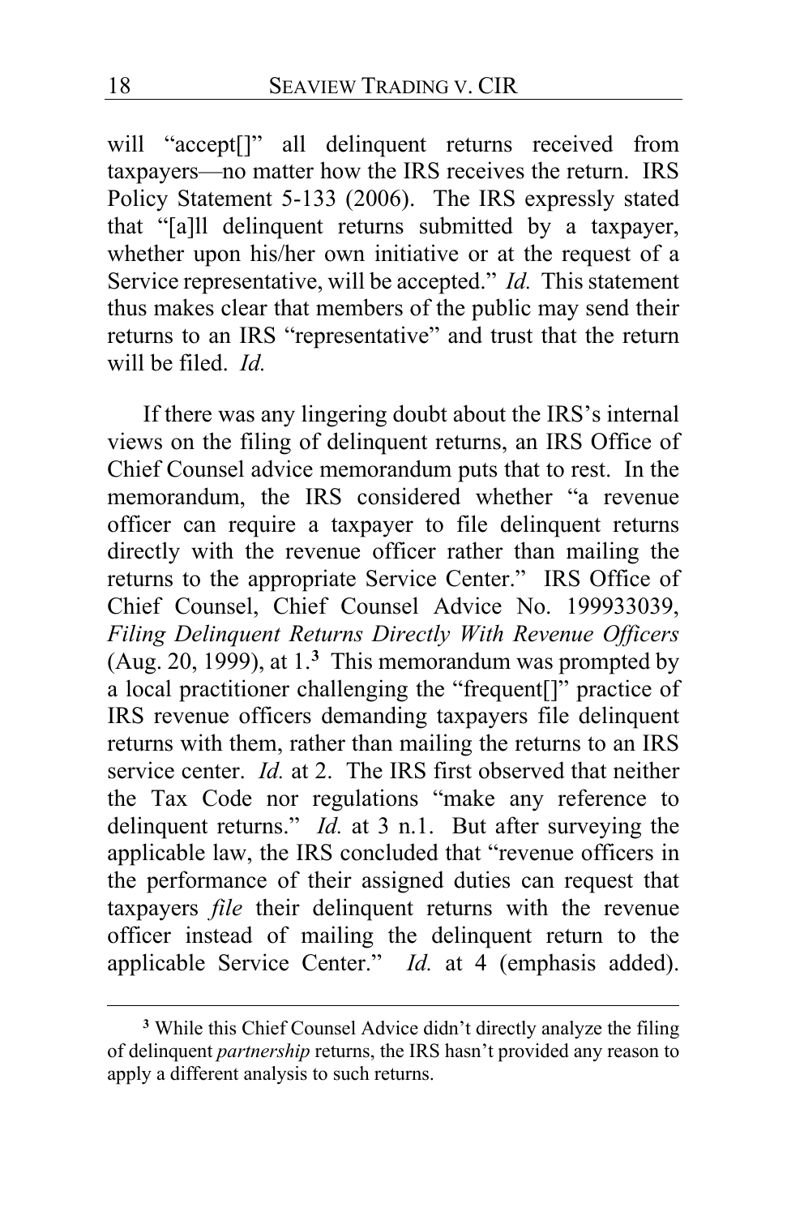will "accept[]" all delinquent returns received from taxpayers—no matter how the IRS receives the return. IRS Policy Statement 5-133 (2006). The IRS expressly stated that "[a]ll delinquent returns submitted by a taxpayer, whether upon his/her own initiative or at the request of a Service representative, will be accepted." *Id.* This statement thus makes clear that members of the public may send their returns to an IRS "representative" and trust that the return will be filed. *Id.*

If there was any lingering doubt about the IRS's internal views on the filing of delinquent returns, an IRS Office of Chief Counsel advice memorandum puts that to rest. In the memorandum, the IRS considered whether "a revenue officer can require a taxpayer to file delinquent returns directly with the revenue officer rather than mailing the returns to the appropriate Service Center." IRS Office of Chief Counsel, Chief Counsel Advice No. 199933039, *Filing Delinquent Returns Directly With Revenue Officers* (Aug. 20, 1999), at 1.[3] This memorandum was prompted by a local practitioner challenging the "frequent[]" practice of IRS revenue officers demanding taxpayers file delinquent returns with them, rather than mailing the returns to an IRS service center. *Id.* at 2. The IRS first observed that neither the Tax Code nor regulations "make any reference to delinquent returns." *Id.* at 3 n.1. But after surveying the applicable law, the IRS concluded that "revenue officers in the performance of their assigned duties can request that taxpayers *file* their delinquent returns with the revenue officer instead of mailing the delinquent return to the applicable Service Center." *Id.* at 4 (emphasis added).

[3] While this Chief Counsel Advice didn't directly analyze the filing of delinquent *partnership* returns, the IRS hasn't provided any reason to apply a different analysis to such returns.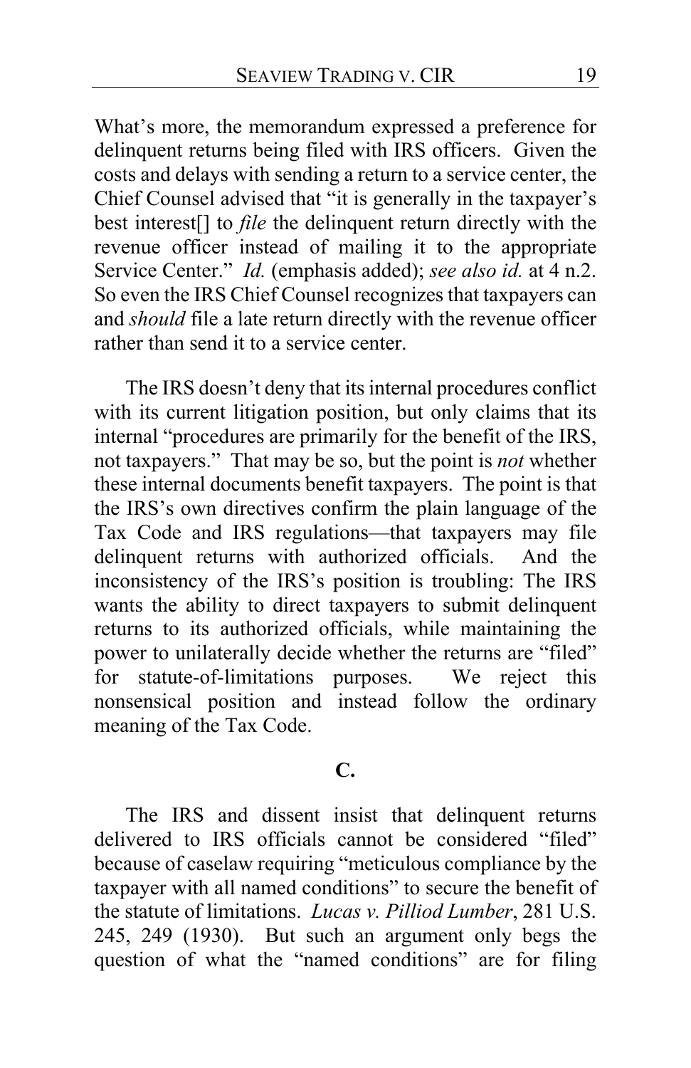What's more, the memorandum expressed a preference for delinquent returns being filed with IRS officers. Given the costs and delays with sending a return to a service center, the Chief Counsel advised that "it is generally in the taxpayer's best interest[] to *file* the delinquent return directly with the revenue officer instead of mailing it to the appropriate Service Center." *Id.* (emphasis added); *see also id.* at 4 n.2. So even the IRS Chief Counsel recognizes that taxpayers can and *should* file a late return directly with the revenue officer rather than send it to a service center.

The IRS doesn't deny that its internal procedures conflict with its current litigation position, but only claims that its internal "procedures are primarily for the benefit of the IRS, not taxpayers." That may be so, but the point is *not* whether these internal documents benefit taxpayers. The point is that the IRS's own directives confirm the plain language of the Tax Code and IRS regulations—that taxpayers may file delinquent returns with authorized officials. And the inconsistency of the IRS's position is troubling: The IRS wants the ability to direct taxpayers to submit delinquent returns to its authorized officials, while maintaining the power to unilaterally decide whether the returns are "filed" for statute-of-limitations purposes. We reject this nonsensical position and instead follow the ordinary meaning of the Tax Code.

## C.

The IRS and dissent insist that delinquent returns delivered to IRS officials cannot be considered "filed" because of caselaw requiring "meticulous compliance by the taxpayer with all named conditions" to secure the benefit of the statute of limitations. *Lucas v. Pilliod Lumber*, 281 U.S. 245, 249 (1930). But such an argument only begs the question of what the "named conditions" are for filing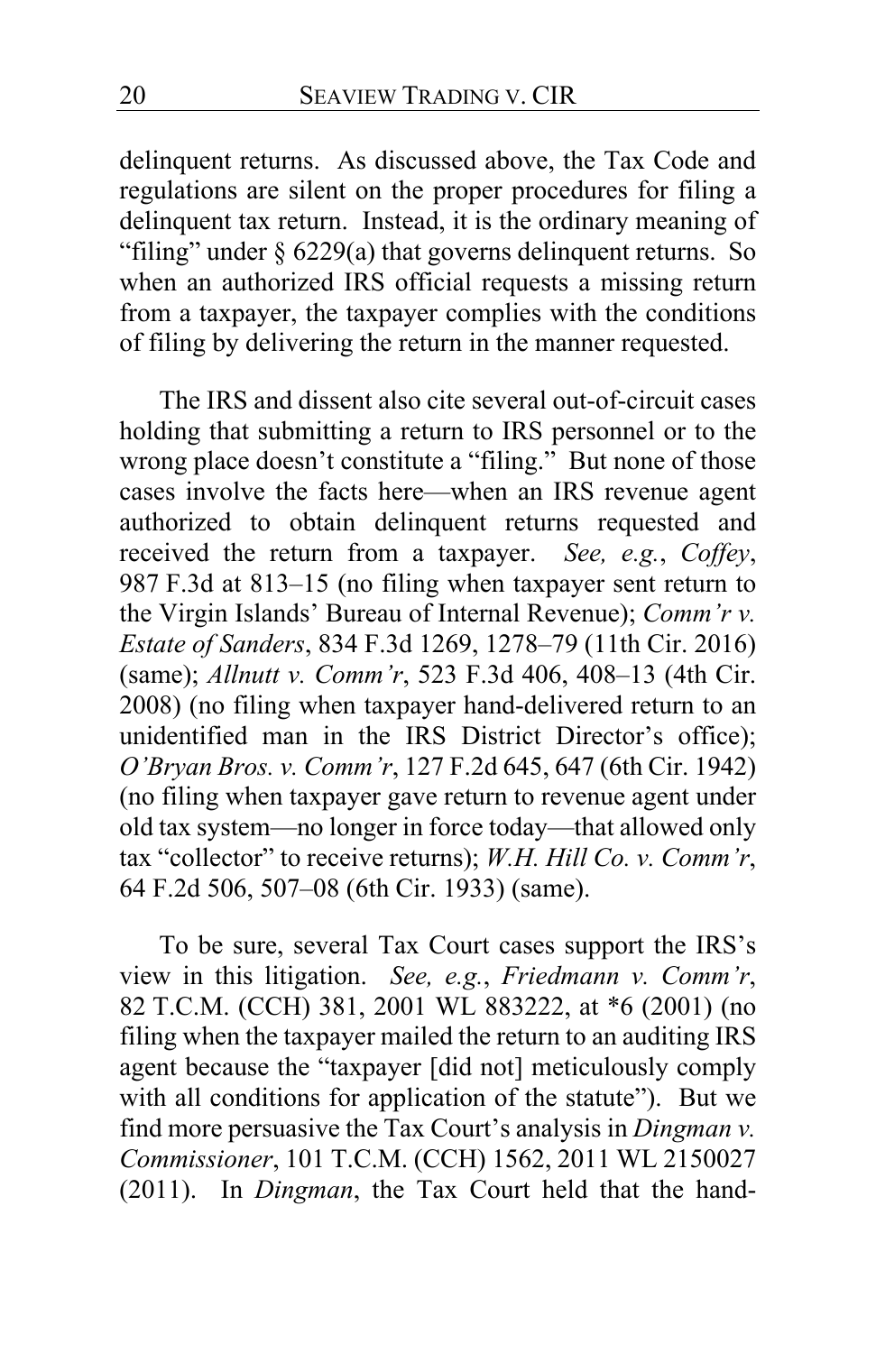delinquent returns. As discussed above, the Tax Code and regulations are silent on the proper procedures for filing a delinquent tax return. Instead, it is the ordinary meaning of "filing" under § 6229(a) that governs delinquent returns. So when an authorized IRS official requests a missing return from a taxpayer, the taxpayer complies with the conditions of filing by delivering the return in the manner requested.

The IRS and dissent also cite several out-of-circuit cases holding that submitting a return to IRS personnel or to the wrong place doesn't constitute a "filing." But none of those cases involve the facts here—when an IRS revenue agent authorized to obtain delinquent returns requested and received the return from a taxpayer. *See, e.g.*, *Coffey*, 987 F.3d at 813–15 (no filing when taxpayer sent return to the Virgin Islands' Bureau of Internal Revenue); *Comm'r v. Estate of Sanders*, 834 F.3d 1269, 1278–79 (11th Cir. 2016) (same); *Allnutt v. Comm'r*, 523 F.3d 406, 408–13 (4th Cir. 2008) (no filing when taxpayer hand-delivered return to an unidentified man in the IRS District Director's office); *O'Bryan Bros. v. Comm'r*, 127 F.2d 645, 647 (6th Cir. 1942) (no filing when taxpayer gave return to revenue agent under old tax system—no longer in force today—that allowed only tax "collector" to receive returns); *W.H. Hill Co. v. Comm'r*, 64 F.2d 506, 507–08 (6th Cir. 1933) (same).

To be sure, several Tax Court cases support the IRS's view in this litigation. *See, e.g.*, *Friedmann v. Comm'r*, 82 T.C.M. (CCH) 381, 2001 WL 883222, at *6 (2001) (no filing when the taxpayer mailed the return to an auditing IRS agent because the "taxpayer [did not] meticulously comply with all conditions for application of the statute"). But we find more persuasive the Tax Court's analysis in *Dingman v. Commissioner*, 101 T.C.M. (CCH) 1562, 2011 WL 2150027 (2011). In *Dingman*, the Tax Court held that the hand-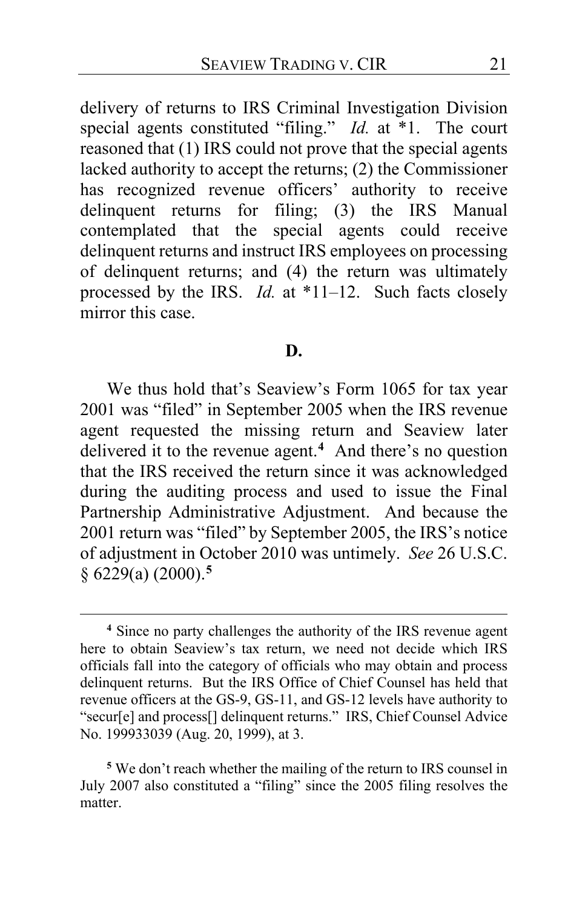delivery of returns to IRS Criminal Investigation Division special agents constituted "filing." *Id.* at *1. The court reasoned that (1) IRS could not prove that the special agents lacked authority to accept the returns; (2) the Commissioner has recognized revenue officers' authority to receive delinquent returns for filing; (3) the IRS Manual contemplated that the special agents could receive delinquent returns and instruct IRS employees on processing of delinquent returns; and (4) the return was ultimately processed by the IRS. *Id.* at *11–12. Such facts closely mirror this case.

**D.**

We thus hold that's Seaview's Form 1065 for tax year 2001 was "filed" in September 2005 when the IRS revenue agent requested the missing return and Seaview later delivered it to the revenue agent.[4] And there's no question that the IRS received the return since it was acknowledged during the auditing process and used to issue the Final Partnership Administrative Adjustment. And because the 2001 return was "filed" by September 2005, the IRS's notice of adjustment in October 2010 was untimely. *See* 26 U.S.C. § 6229(a) (2000).[5]

---

[4] Since no party challenges the authority of the IRS revenue agent here to obtain Seaview's tax return, we need not decide which IRS officials fall into the category of officials who may obtain and process delinquent returns. But the IRS Office of Chief Counsel has held that revenue officers at the GS-9, GS-11, and GS-12 levels have authority to "secur[e] and process[] delinquent returns." IRS, Chief Counsel Advice No. 199933039 (Aug. 20, 1999), at 3.

[5] We don't reach whether the mailing of the return to IRS counsel in July 2007 also constituted a "filing" since the 2005 filing resolves the matter.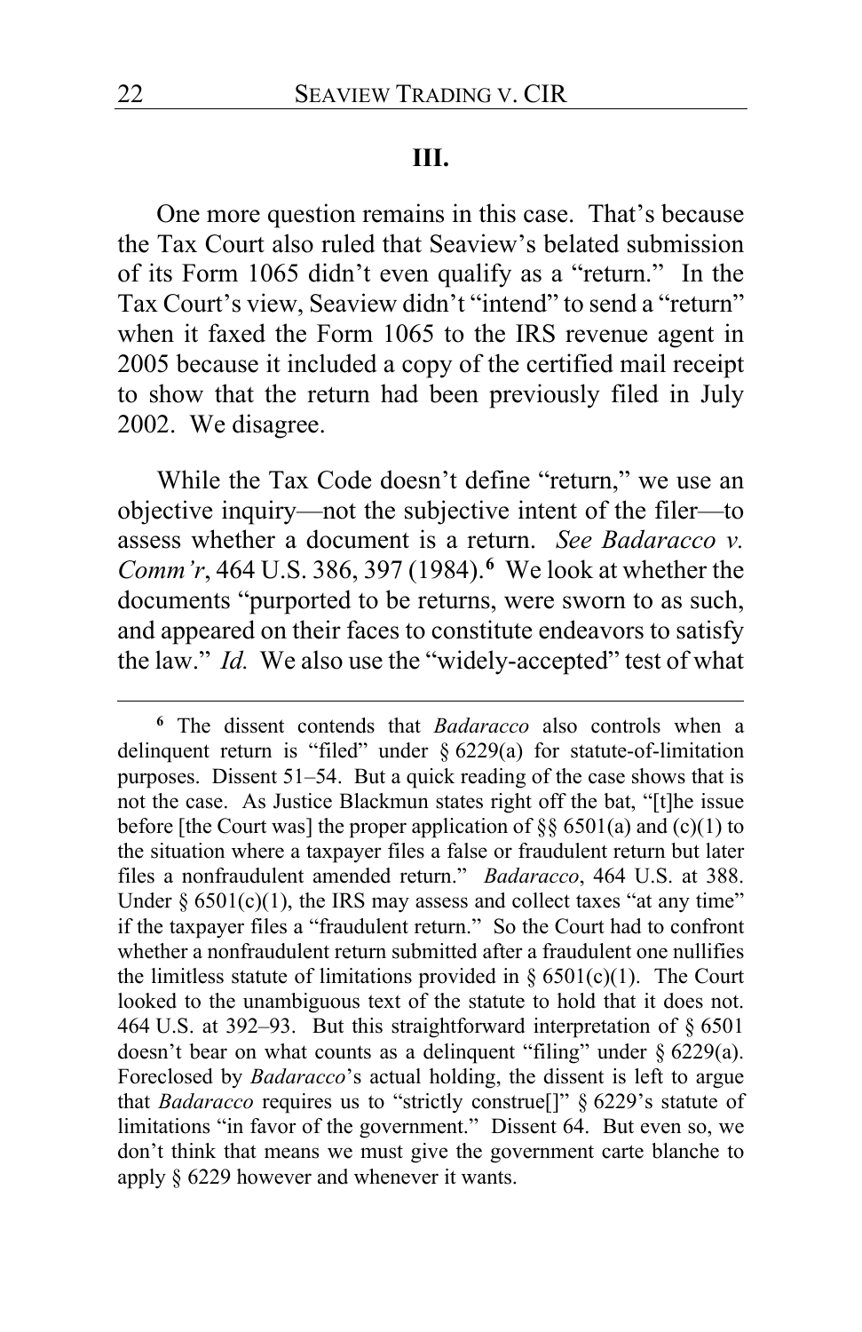### III.

One more question remains in this case. That's because the Tax Court also ruled that Seaview's belated submission of its Form 1065 didn't even qualify as a "return." In the Tax Court's view, Seaview didn't "intend" to send a "return" when it faxed the Form 1065 to the IRS revenue agent in 2005 because it included a copy of the certified mail receipt to show that the return had been previously filed in July 2002. We disagree.

While the Tax Code doesn't define "return," we use an objective inquiry—not the subjective intent of the filer—to assess whether a document is a return. *See Badaracco v. Comm'r*, 464 U.S. 386, 397 (1984).[6] We look at whether the documents "purported to be returns, were sworn to as such, and appeared on their faces to constitute endeavors to satisfy the law." *Id.* We also use the "widely-accepted" test of what

---

[6] The dissent contends that *Badaracco* also controls when a delinquent return is "filed" under § 6229(a) for statute-of-limitation purposes. Dissent 51–54. But a quick reading of the case shows that is not the case. As Justice Blackmun states right off the bat, "[t]he issue before [the Court was] the proper application of §§ 6501(a) and (c)(1) to the situation where a taxpayer files a false or fraudulent return but later files a nonfraudulent amended return." *Badaracco*, 464 U.S. at 388. Under § 6501(c)(1), the IRS may assess and collect taxes "at any time" if the taxpayer files a "fraudulent return." So the Court had to confront whether a nonfraudulent return submitted after a fraudulent one nullifies the limitless statute of limitations provided in § 6501(c)(1). The Court looked to the unambiguous text of the statute to hold that it does not. 464 U.S. at 392–93. But this straightforward interpretation of § 6501 doesn't bear on what counts as a delinquent "filing" under § 6229(a). Foreclosed by *Badaracco*'s actual holding, the dissent is left to argue that *Badaracco* requires us to "strictly construe[]" § 6229's statute of limitations "in favor of the government." Dissent 64. But even so, we don't think that means we must give the government carte blanche to apply § 6229 however and whenever it wants.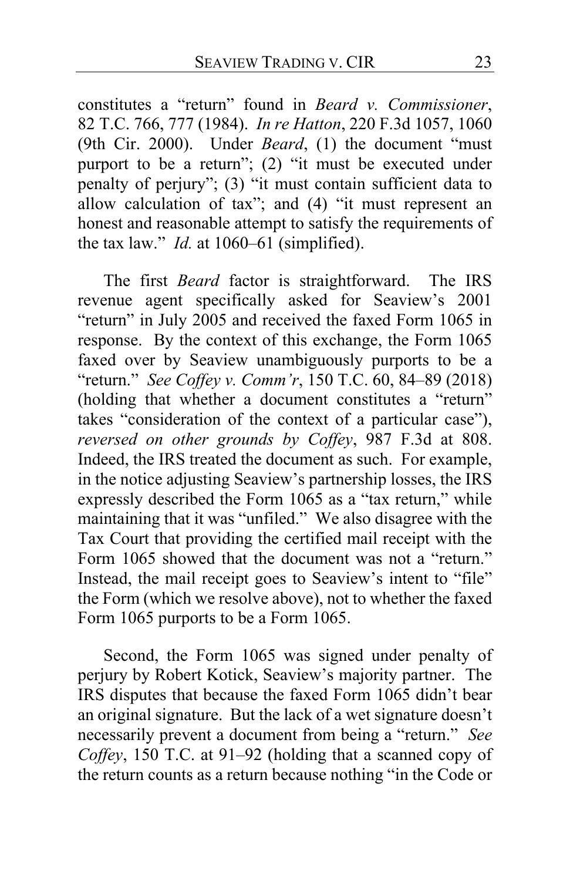constitutes a "return" found in *Beard v. Commissioner*, 82 T.C. 766, 777 (1984). *In re Hatton*, 220 F.3d 1057, 1060 (9th Cir. 2000). Under *Beard*, (1) the document "must purport to be a return"; (2) "it must be executed under penalty of perjury"; (3) "it must contain sufficient data to allow calculation of tax"; and (4) "it must represent an honest and reasonable attempt to satisfy the requirements of the tax law." *Id.* at 1060–61 (simplified).

The first *Beard* factor is straightforward. The IRS revenue agent specifically asked for Seaview's 2001 "return" in July 2005 and received the faxed Form 1065 in response. By the context of this exchange, the Form 1065 faxed over by Seaview unambiguously purports to be a "return." *See Coffey v. Comm'r*, 150 T.C. 60, 84–89 (2018) (holding that whether a document constitutes a "return" takes "consideration of the context of a particular case"), *reversed on other grounds by Coffey*, 987 F.3d at 808. Indeed, the IRS treated the document as such. For example, in the notice adjusting Seaview's partnership losses, the IRS expressly described the Form 1065 as a "tax return," while maintaining that it was "unfiled." We also disagree with the Tax Court that providing the certified mail receipt with the Form 1065 showed that the document was not a "return." Instead, the mail receipt goes to Seaview's intent to "file" the Form (which we resolve above), not to whether the faxed Form 1065 purports to be a Form 1065.

Second, the Form 1065 was signed under penalty of perjury by Robert Kotick, Seaview's majority partner. The IRS disputes that because the faxed Form 1065 didn't bear an original signature. But the lack of a wet signature doesn't necessarily prevent a document from being a "return." *See Coffey*, 150 T.C. at 91–92 (holding that a scanned copy of the return counts as a return because nothing "in the Code or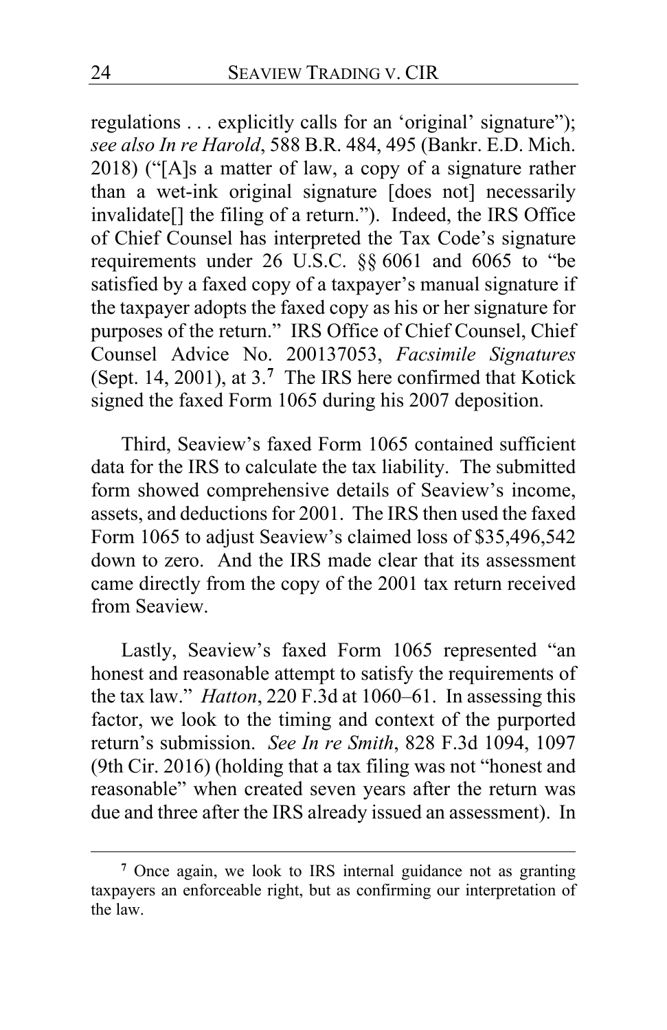regulations . . . explicitly calls for an 'original' signature"); *see also In re Harold*, 588 B.R. 484, 495 (Bankr. E.D. Mich. 2018) ("[A]s a matter of law, a copy of a signature rather than a wet-ink original signature [does not] necessarily invalidate[] the filing of a return."). Indeed, the IRS Office of Chief Counsel has interpreted the Tax Code's signature requirements under 26 U.S.C. §§ 6061 and 6065 to "be satisfied by a faxed copy of a taxpayer's manual signature if the taxpayer adopts the faxed copy as his or her signature for purposes of the return." IRS Office of Chief Counsel, Chief Counsel Advice No. 200137053, *Facsimile Signatures* (Sept. 14, 2001), at 3.[7] The IRS here confirmed that Kotick signed the faxed Form 1065 during his 2007 deposition.

Third, Seaview's faxed Form 1065 contained sufficient data for the IRS to calculate the tax liability. The submitted form showed comprehensive details of Seaview's income, assets, and deductions for 2001. The IRS then used the faxed Form 1065 to adjust Seaview's claimed loss of $35,496,542 down to zero. And the IRS made clear that its assessment came directly from the copy of the 2001 tax return received from Seaview.

Lastly, Seaview's faxed Form 1065 represented "an honest and reasonable attempt to satisfy the requirements of the tax law." *Hatton*, 220 F.3d at 1060–61. In assessing this factor, we look to the timing and context of the purported return's submission. *See In re Smith*, 828 F.3d 1094, 1097 (9th Cir. 2016) (holding that a tax filing was not "honest and reasonable" when created seven years after the return was due and three after the IRS already issued an assessment). In

[7] Once again, we look to IRS internal guidance not as granting taxpayers an enforceable right, but as confirming our interpretation of the law.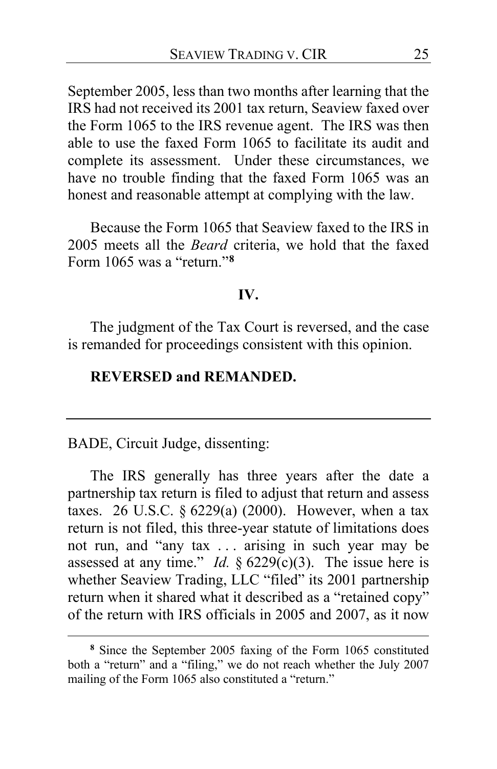September 2005, less than two months after learning that the IRS had not received its 2001 tax return, Seaview faxed over the Form 1065 to the IRS revenue agent. The IRS was then able to use the faxed Form 1065 to facilitate its audit and complete its assessment. Under these circumstances, we have no trouble finding that the faxed Form 1065 was an honest and reasonable attempt at complying with the law.

Because the Form 1065 that Seaview faxed to the IRS in 2005 meets all the *Beard* criteria, we hold that the faxed Form 1065 was a "return."[8]

## IV.

The judgment of the Tax Court is reversed, and the case is remanded for proceedings consistent with this opinion.

**REVERSED and REMANDED.**

---

BADE, Circuit Judge, dissenting:

The IRS generally has three years after the date a partnership tax return is filed to adjust that return and assess taxes. 26 U.S.C. § 6229(a) (2000). However, when a tax return is not filed, this three-year statute of limitations does not run, and "any tax . . . arising in such year may be assessed at any time." *Id.* § 6229(c)(3). The issue here is whether Seaview Trading, LLC "filed" its 2001 partnership return when it shared what it described as a "retained copy" of the return with IRS officials in 2005 and 2007, as it now

---

[8] Since the September 2005 faxing of the Form 1065 constituted both a "return" and a "filing," we do not reach whether the July 2007 mailing of the Form 1065 also constituted a "return."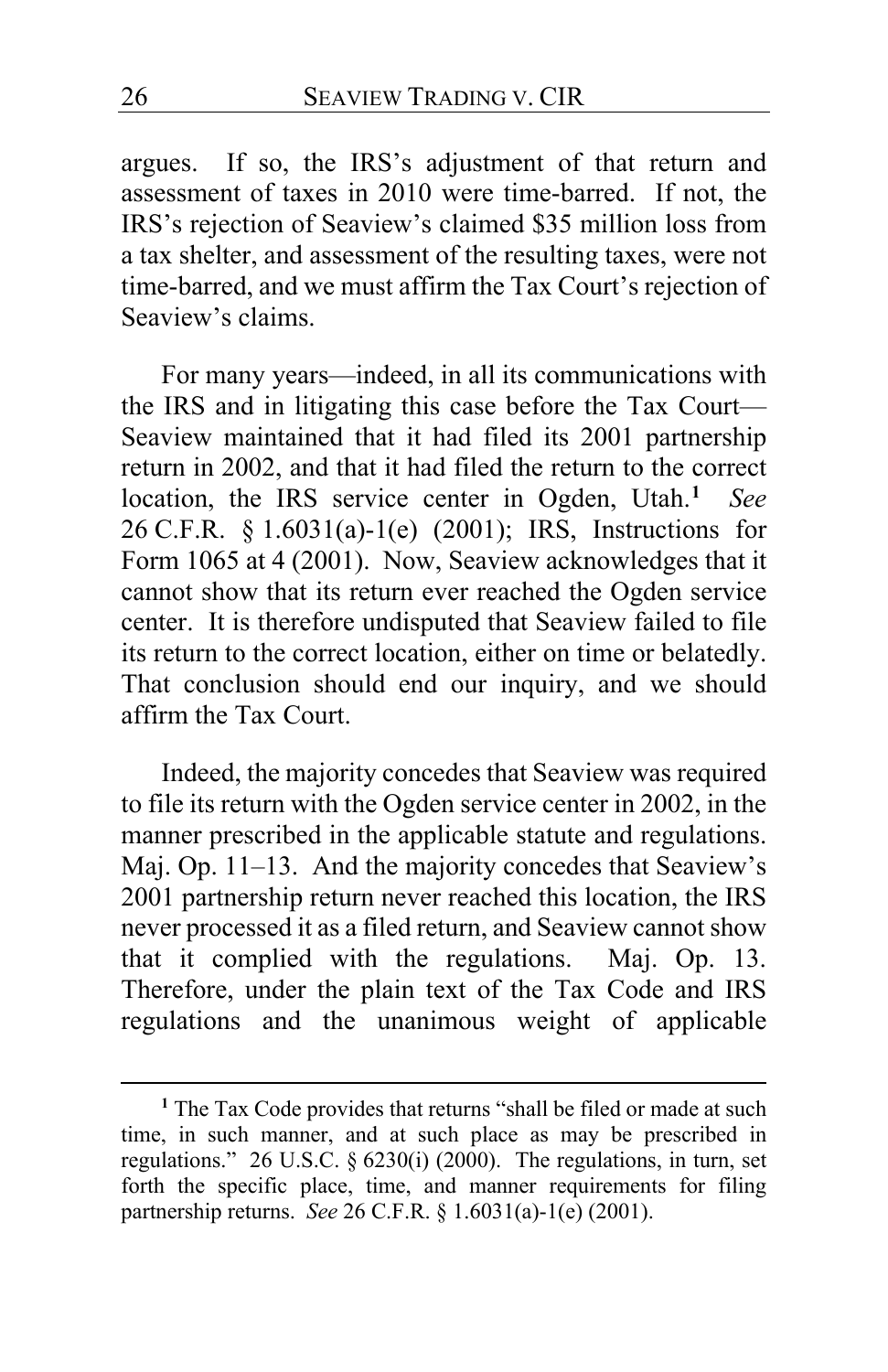argues. If so, the IRS's adjustment of that return and assessment of taxes in 2010 were time-barred. If not, the IRS's rejection of Seaview's claimed $35 million loss from a tax shelter, and assessment of the resulting taxes, were not time-barred, and we must affirm the Tax Court's rejection of Seaview's claims.

For many years—indeed, in all its communications with the IRS and in litigating this case before the Tax Court—Seaview maintained that it had filed its 2001 partnership return in 2002, and that it had filed the return to the correct location, the IRS service center in Ogden, Utah.[1] *See* 26 C.F.R. § 1.6031(a)-1(e) (2001); IRS, Instructions for Form 1065 at 4 (2001). Now, Seaview acknowledges that it cannot show that its return ever reached the Ogden service center. It is therefore undisputed that Seaview failed to file its return to the correct location, either on time or belatedly. That conclusion should end our inquiry, and we should affirm the Tax Court.

Indeed, the majority concedes that Seaview was required to file its return with the Ogden service center in 2002, in the manner prescribed in the applicable statute and regulations. Maj. Op. 11–13. And the majority concedes that Seaview's 2001 partnership return never reached this location, the IRS never processed it as a filed return, and Seaview cannot show that it complied with the regulations. Maj. Op. 13. Therefore, under the plain text of the Tax Code and IRS regulations and the unanimous weight of applicable

---

[1] The Tax Code provides that returns "shall be filed or made at such time, in such manner, and at such place as may be prescribed in regulations." 26 U.S.C. § 6230(i) (2000). The regulations, in turn, set forth the specific place, time, and manner requirements for filing partnership returns. *See* 26 C.F.R. § 1.6031(a)-1(e) (2001).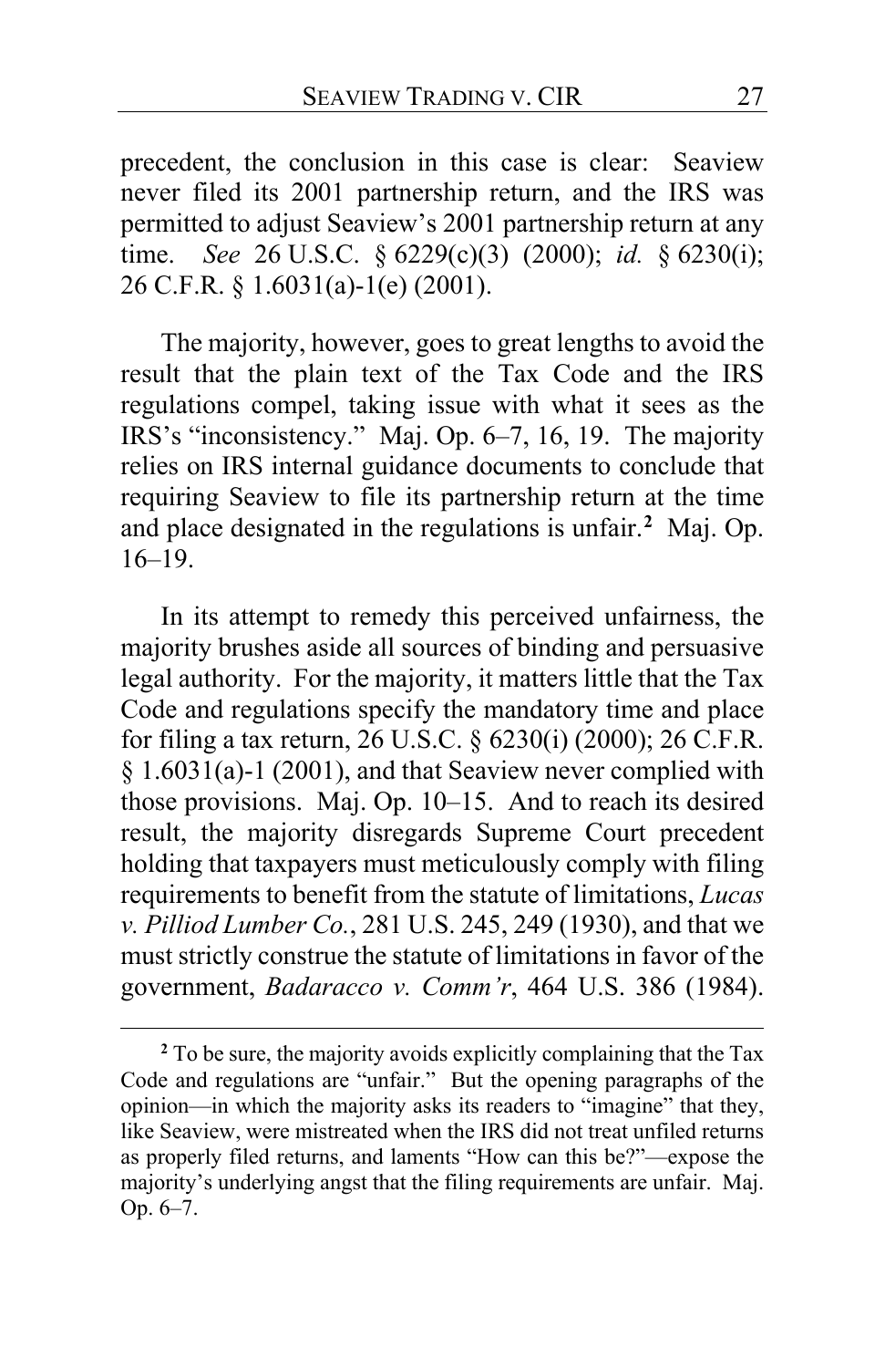precedent, the conclusion in this case is clear: Seaview never filed its 2001 partnership return, and the IRS was permitted to adjust Seaview's 2001 partnership return at any time. *See* 26 U.S.C. § 6229(c)(3) (2000); *id.* § 6230(i); 26 C.F.R. § 1.6031(a)-1(e) (2001).

The majority, however, goes to great lengths to avoid the result that the plain text of the Tax Code and the IRS regulations compel, taking issue with what it sees as the IRS's "inconsistency." Maj. Op. 6–7, 16, 19. The majority relies on IRS internal guidance documents to conclude that requiring Seaview to file its partnership return at the time and place designated in the regulations is unfair.[2] Maj. Op. 16–19.

In its attempt to remedy this perceived unfairness, the majority brushes aside all sources of binding and persuasive legal authority. For the majority, it matters little that the Tax Code and regulations specify the mandatory time and place for filing a tax return, 26 U.S.C. § 6230(i) (2000); 26 C.F.R. § 1.6031(a)-1 (2001), and that Seaview never complied with those provisions. Maj. Op. 10–15. And to reach its desired result, the majority disregards Supreme Court precedent holding that taxpayers must meticulously comply with filing requirements to benefit from the statute of limitations, *Lucas v. Pilliod Lumber Co.*, 281 U.S. 245, 249 (1930), and that we must strictly construe the statute of limitations in favor of the government, *Badaracco v. Comm'r*, 464 U.S. 386 (1984).

[2] To be sure, the majority avoids explicitly complaining that the Tax Code and regulations are "unfair." But the opening paragraphs of the opinion—in which the majority asks its readers to "imagine" that they, like Seaview, were mistreated when the IRS did not treat unfiled returns as properly filed returns, and laments "How can this be?"—expose the majority's underlying angst that the filing requirements are unfair. Maj. Op. 6–7.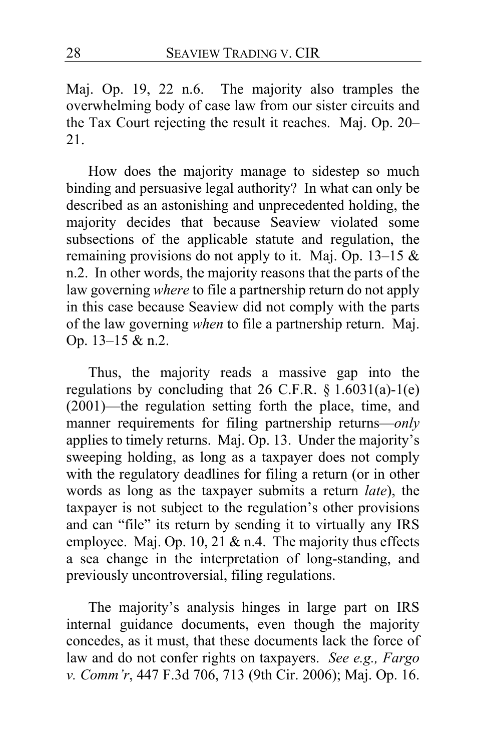Maj. Op. 19, 22 n.6. The majority also tramples the overwhelming body of case law from our sister circuits and the Tax Court rejecting the result it reaches. Maj. Op. 20–21.

How does the majority manage to sidestep so much binding and persuasive legal authority? In what can only be described as an astonishing and unprecedented holding, the majority decides that because Seaview violated some subsections of the applicable statute and regulation, the remaining provisions do not apply to it. Maj. Op. 13–15 & n.2. In other words, the majority reasons that the parts of the law governing *where* to file a partnership return do not apply in this case because Seaview did not comply with the parts of the law governing *when* to file a partnership return. Maj. Op. 13–15 & n.2.

Thus, the majority reads a massive gap into the regulations by concluding that 26 C.F.R. § 1.6031(a)-1(e) (2001)—the regulation setting forth the place, time, and manner requirements for filing partnership returns—*only* applies to timely returns. Maj. Op. 13. Under the majority's sweeping holding, as long as a taxpayer does not comply with the regulatory deadlines for filing a return (or in other words as long as the taxpayer submits a return *late*), the taxpayer is not subject to the regulation's other provisions and can "file" its return by sending it to virtually any IRS employee. Maj. Op. 10, 21 & n.4. The majority thus effects a sea change in the interpretation of long-standing, and previously uncontroversial, filing regulations.

The majority's analysis hinges in large part on IRS internal guidance documents, even though the majority concedes, as it must, that these documents lack the force of law and do not confer rights on taxpayers. *See e.g., Fargo v. Comm'r*, 447 F.3d 706, 713 (9th Cir. 2006); Maj. Op. 16.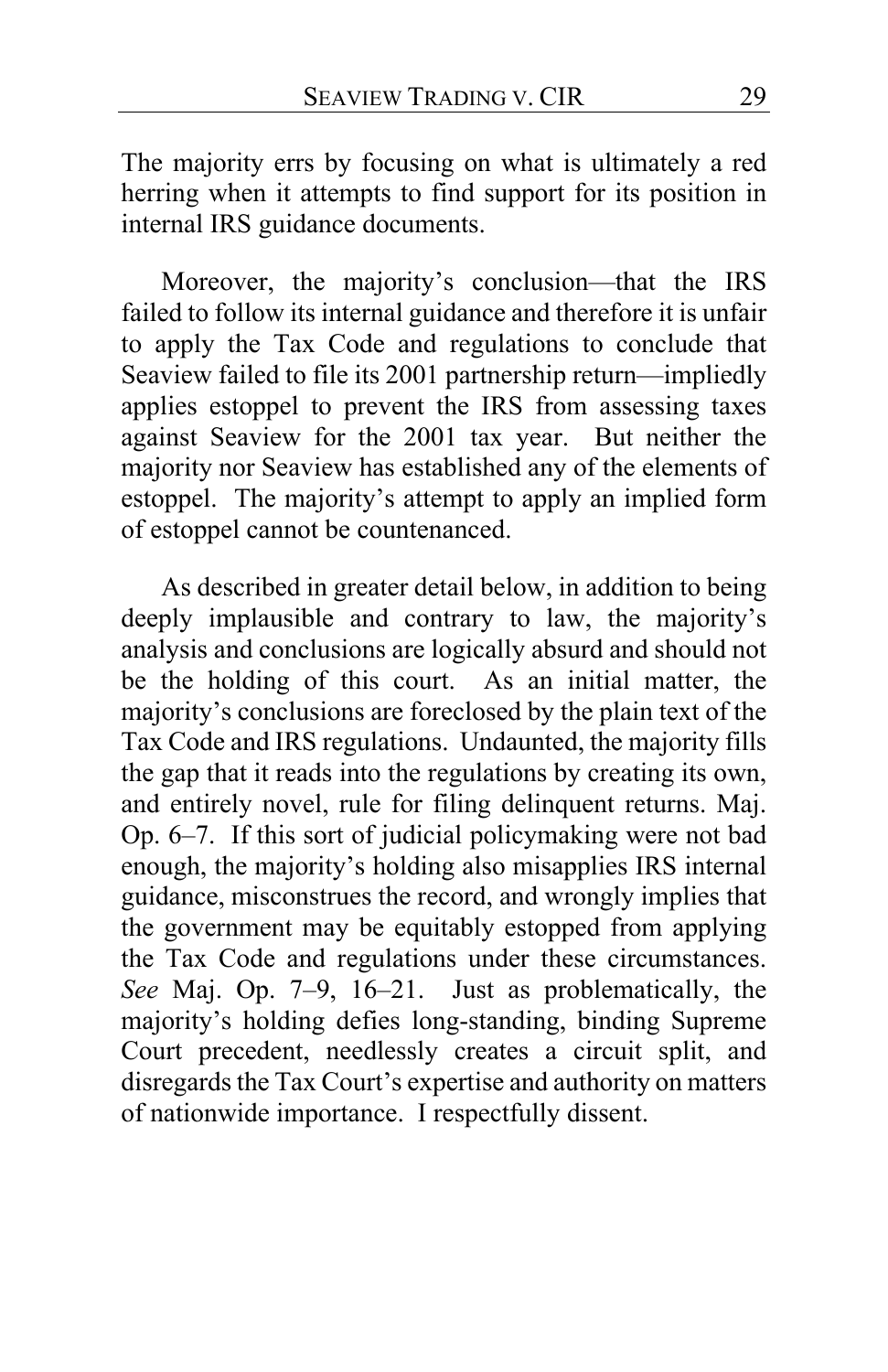The majority errs by focusing on what is ultimately a red herring when it attempts to find support for its position in internal IRS guidance documents.

Moreover, the majority's conclusion—that the IRS failed to follow its internal guidance and therefore it is unfair to apply the Tax Code and regulations to conclude that Seaview failed to file its 2001 partnership return—impliedly applies estoppel to prevent the IRS from assessing taxes against Seaview for the 2001 tax year. But neither the majority nor Seaview has established any of the elements of estoppel. The majority's attempt to apply an implied form of estoppel cannot be countenanced.

As described in greater detail below, in addition to being deeply implausible and contrary to law, the majority's analysis and conclusions are logically absurd and should not be the holding of this court. As an initial matter, the majority's conclusions are foreclosed by the plain text of the Tax Code and IRS regulations. Undaunted, the majority fills the gap that it reads into the regulations by creating its own, and entirely novel, rule for filing delinquent returns. Maj. Op. 6–7. If this sort of judicial policymaking were not bad enough, the majority's holding also misapplies IRS internal guidance, misconstrues the record, and wrongly implies that the government may be equitably estopped from applying the Tax Code and regulations under these circumstances. *See* Maj. Op. 7–9, 16–21. Just as problematically, the majority's holding defies long-standing, binding Supreme Court precedent, needlessly creates a circuit split, and disregards the Tax Court's expertise and authority on matters of nationwide importance. I respectfully dissent.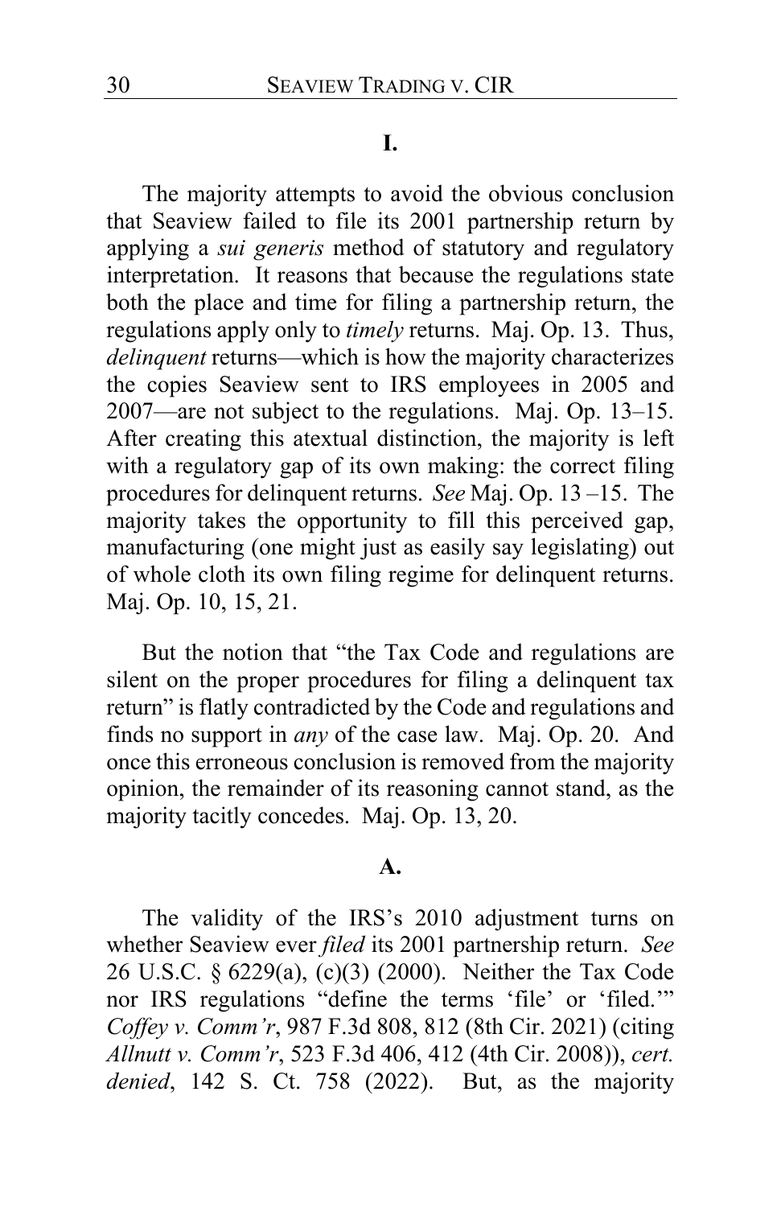## I.

The majority attempts to avoid the obvious conclusion that Seaview failed to file its 2001 partnership return by applying a *sui generis* method of statutory and regulatory interpretation. It reasons that because the regulations state both the place and time for filing a partnership return, the regulations apply only to *timely* returns. Maj. Op. 13. Thus, *delinquent* returns—which is how the majority characterizes the copies Seaview sent to IRS employees in 2005 and 2007—are not subject to the regulations. Maj. Op. 13–15. After creating this atextual distinction, the majority is left with a regulatory gap of its own making: the correct filing procedures for delinquent returns. *See* Maj. Op. 13 –15. The majority takes the opportunity to fill this perceived gap, manufacturing (one might just as easily say legislating) out of whole cloth its own filing regime for delinquent returns. Maj. Op. 10, 15, 21.

But the notion that "the Tax Code and regulations are silent on the proper procedures for filing a delinquent tax return" is flatly contradicted by the Code and regulations and finds no support in *any* of the case law. Maj. Op. 20. And once this erroneous conclusion is removed from the majority opinion, the remainder of its reasoning cannot stand, as the majority tacitly concedes. Maj. Op. 13, 20.

### A.

The validity of the IRS's 2010 adjustment turns on whether Seaview ever *filed* its 2001 partnership return. *See* 26 U.S.C. § 6229(a), (c)(3) (2000). Neither the Tax Code nor IRS regulations "define the terms 'file' or 'filed.'" *Coffey v. Comm'r*, 987 F.3d 808, 812 (8th Cir. 2021) (citing *Allnutt v. Comm'r*, 523 F.3d 406, 412 (4th Cir. 2008)), *cert. denied*, 142 S. Ct. 758 (2022). But, as the majority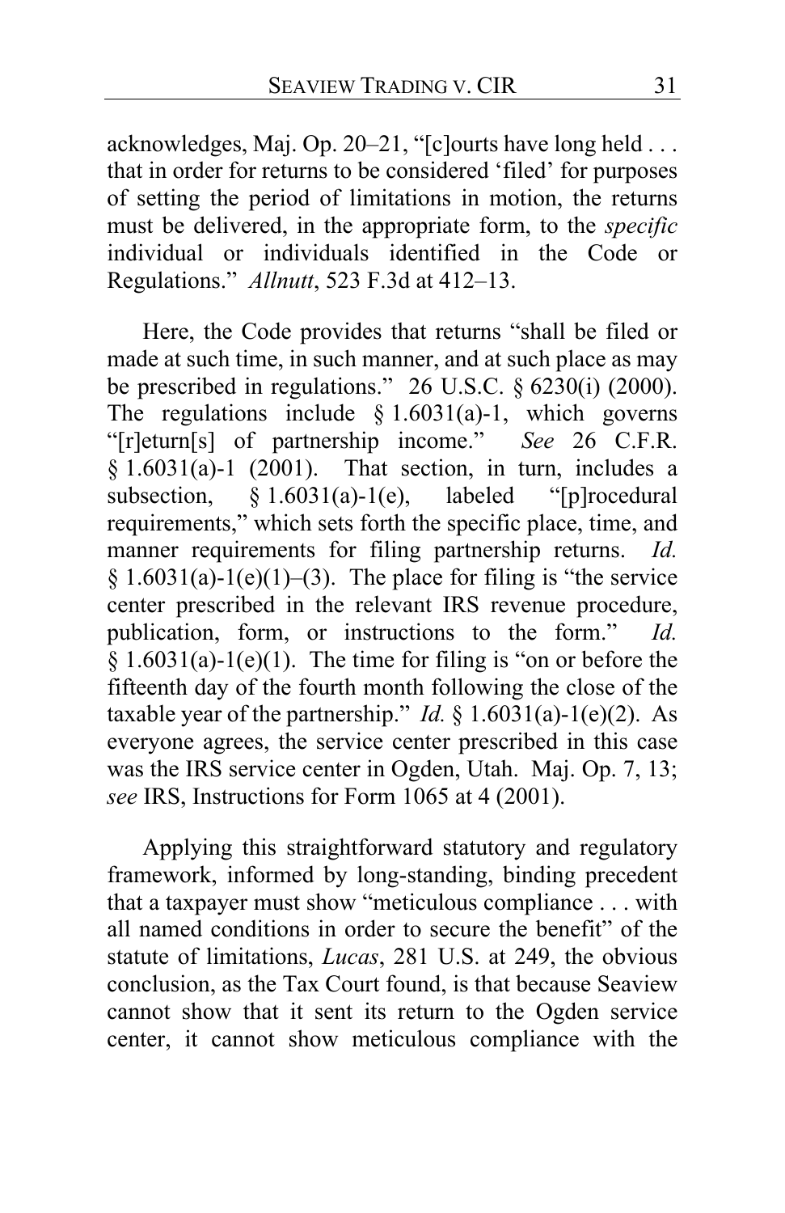acknowledges, Maj. Op. 20–21, "[c]ourts have long held . . . that in order for returns to be considered 'filed' for purposes of setting the period of limitations in motion, the returns must be delivered, in the appropriate form, to the *specific* individual or individuals identified in the Code or Regulations." *Allnutt*, 523 F.3d at 412–13.

Here, the Code provides that returns "shall be filed or made at such time, in such manner, and at such place as may be prescribed in regulations." 26 U.S.C. § 6230(i) (2000). The regulations include § 1.6031(a)-1, which governs "[r]eturn[s] of partnership income." *See* 26 C.F.R. § 1.6031(a)-1 (2001). That section, in turn, includes a subsection, § 1.6031(a)-1(e), labeled "[p]rocedural requirements," which sets forth the specific place, time, and manner requirements for filing partnership returns. *Id.* § 1.6031(a)-1(e)(1)–(3). The place for filing is "the service center prescribed in the relevant IRS revenue procedure, publication, form, or instructions to the form." *Id.* § 1.6031(a)-1(e)(1). The time for filing is "on or before the fifteenth day of the fourth month following the close of the taxable year of the partnership." *Id.* § 1.6031(a)-1(e)(2). As everyone agrees, the service center prescribed in this case was the IRS service center in Ogden, Utah. Maj. Op. 7, 13; *see* IRS, Instructions for Form 1065 at 4 (2001).

Applying this straightforward statutory and regulatory framework, informed by long-standing, binding precedent that a taxpayer must show "meticulous compliance . . . with all named conditions in order to secure the benefit" of the statute of limitations, *Lucas*, 281 U.S. at 249, the obvious conclusion, as the Tax Court found, is that because Seaview cannot show that it sent its return to the Ogden service center, it cannot show meticulous compliance with the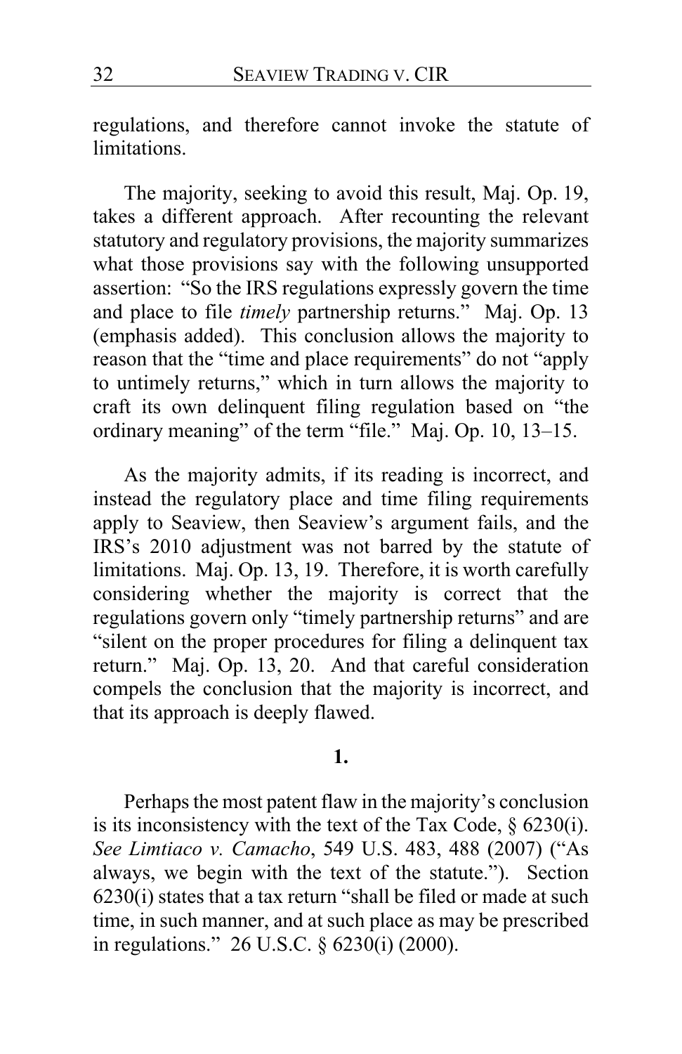regulations, and therefore cannot invoke the statute of limitations.

The majority, seeking to avoid this result, Maj. Op. 19, takes a different approach. After recounting the relevant statutory and regulatory provisions, the majority summarizes what those provisions say with the following unsupported assertion: "So the IRS regulations expressly govern the time and place to file *timely* partnership returns." Maj. Op. 13 (emphasis added). This conclusion allows the majority to reason that the "time and place requirements" do not "apply to untimely returns," which in turn allows the majority to craft its own delinquent filing regulation based on "the ordinary meaning" of the term "file." Maj. Op. 10, 13–15.

As the majority admits, if its reading is incorrect, and instead the regulatory place and time filing requirements apply to Seaview, then Seaview's argument fails, and the IRS's 2010 adjustment was not barred by the statute of limitations. Maj. Op. 13, 19. Therefore, it is worth carefully considering whether the majority is correct that the regulations govern only "timely partnership returns" and are "silent on the proper procedures for filing a delinquent tax return." Maj. Op. 13, 20. And that careful consideration compels the conclusion that the majority is incorrect, and that its approach is deeply flawed.

**1.**

Perhaps the most patent flaw in the majority's conclusion is its inconsistency with the text of the Tax Code, § 6230(i). *See Limtiaco v. Camacho*, 549 U.S. 483, 488 (2007) ("As always, we begin with the text of the statute."). Section 6230(i) states that a tax return "shall be filed or made at such time, in such manner, and at such place as may be prescribed in regulations." 26 U.S.C. § 6230(i) (2000).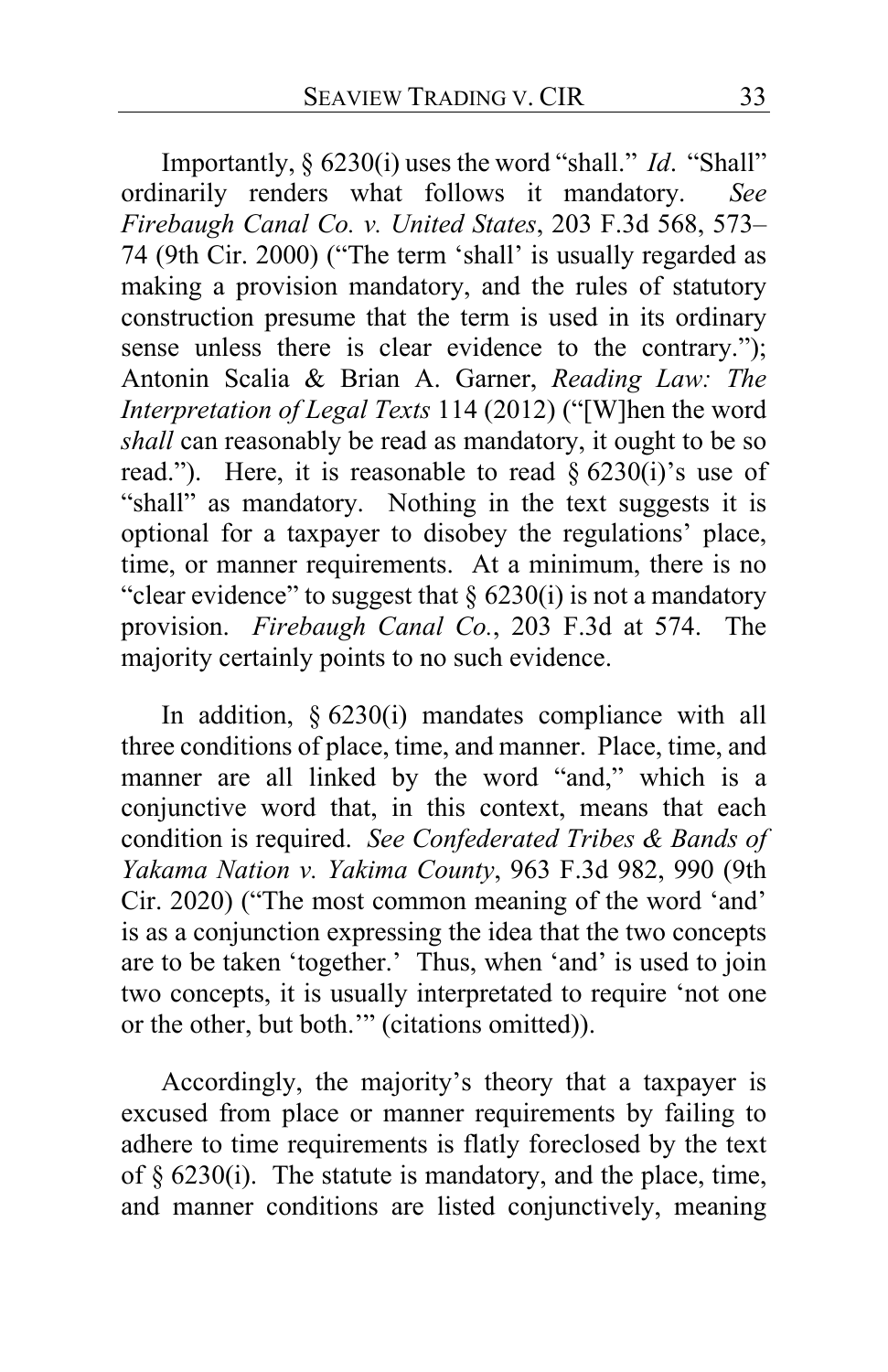Importantly, § 6230(i) uses the word "shall." *Id*. "Shall" ordinarily renders what follows it mandatory. *See Firebaugh Canal Co. v. United States*, 203 F.3d 568, 573–74 (9th Cir. 2000) ("The term 'shall' is usually regarded as making a provision mandatory, and the rules of statutory construction presume that the term is used in its ordinary sense unless there is clear evidence to the contrary."); Antonin Scalia & Brian A. Garner, *Reading Law: The Interpretation of Legal Texts* 114 (2012) ("[W]hen the word *shall* can reasonably be read as mandatory, it ought to be so read."). Here, it is reasonable to read § 6230(i)'s use of "shall" as mandatory. Nothing in the text suggests it is optional for a taxpayer to disobey the regulations' place, time, or manner requirements. At a minimum, there is no "clear evidence" to suggest that § 6230(i) is not a mandatory provision. *Firebaugh Canal Co.*, 203 F.3d at 574. The majority certainly points to no such evidence.

In addition, § 6230(i) mandates compliance with all three conditions of place, time, and manner. Place, time, and manner are all linked by the word "and," which is a conjunctive word that, in this context, means that each condition is required. *See Confederated Tribes & Bands of Yakama Nation v. Yakima County*, 963 F.3d 982, 990 (9th Cir. 2020) ("The most common meaning of the word 'and' is as a conjunction expressing the idea that the two concepts are to be taken 'together.' Thus, when 'and' is used to join two concepts, it is usually interpretated to require 'not one or the other, but both.'" (citations omitted)).

Accordingly, the majority's theory that a taxpayer is excused from place or manner requirements by failing to adhere to time requirements is flatly foreclosed by the text of § 6230(i). The statute is mandatory, and the place, time, and manner conditions are listed conjunctively, meaning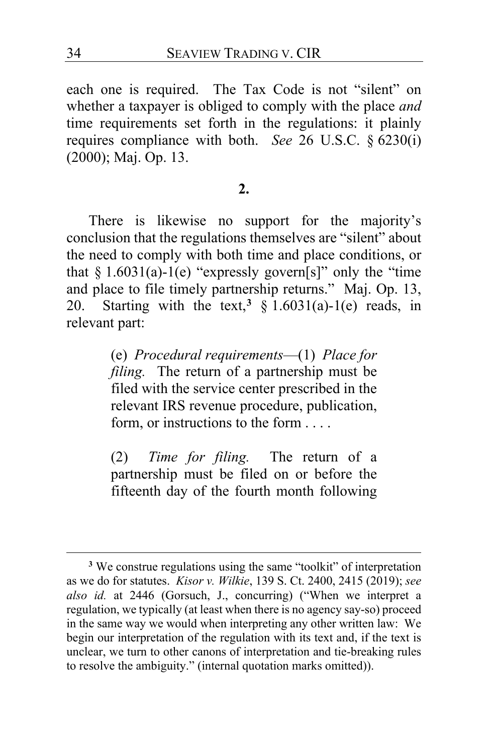each one is required. The Tax Code is not "silent" on whether a taxpayer is obliged to comply with the place *and* time requirements set forth in the regulations: it plainly requires compliance with both. *See* 26 U.S.C. § 6230(i) (2000); Maj. Op. 13.

**2.**

There is likewise no support for the majority's conclusion that the regulations themselves are "silent" about the need to comply with both time and place conditions, or that § 1.6031(a)-1(e) "expressly govern[s]" only the "time and place to file timely partnership returns." Maj. Op. 13, 20. Starting with the text,[3] § 1.6031(a)-1(e) reads, in relevant part:

> (e) *Procedural requirements*—(1) *Place for filing.* The return of a partnership must be filed with the service center prescribed in the relevant IRS revenue procedure, publication, form, or instructions to the form . . . .
>
> (2) *Time for filing.* The return of a partnership must be filed on or before the fifteenth day of the fourth month following

[3] We construe regulations using the same "toolkit" of interpretation as we do for statutes. *Kisor v. Wilkie*, 139 S. Ct. 2400, 2415 (2019); *see also id.* at 2446 (Gorsuch, J., concurring) ("When we interpret a regulation, we typically (at least when there is no agency say-so) proceed in the same way we would when interpreting any other written law: We begin our interpretation of the regulation with its text and, if the text is unclear, we turn to other canons of interpretation and tie-breaking rules to resolve the ambiguity." (internal quotation marks omitted)).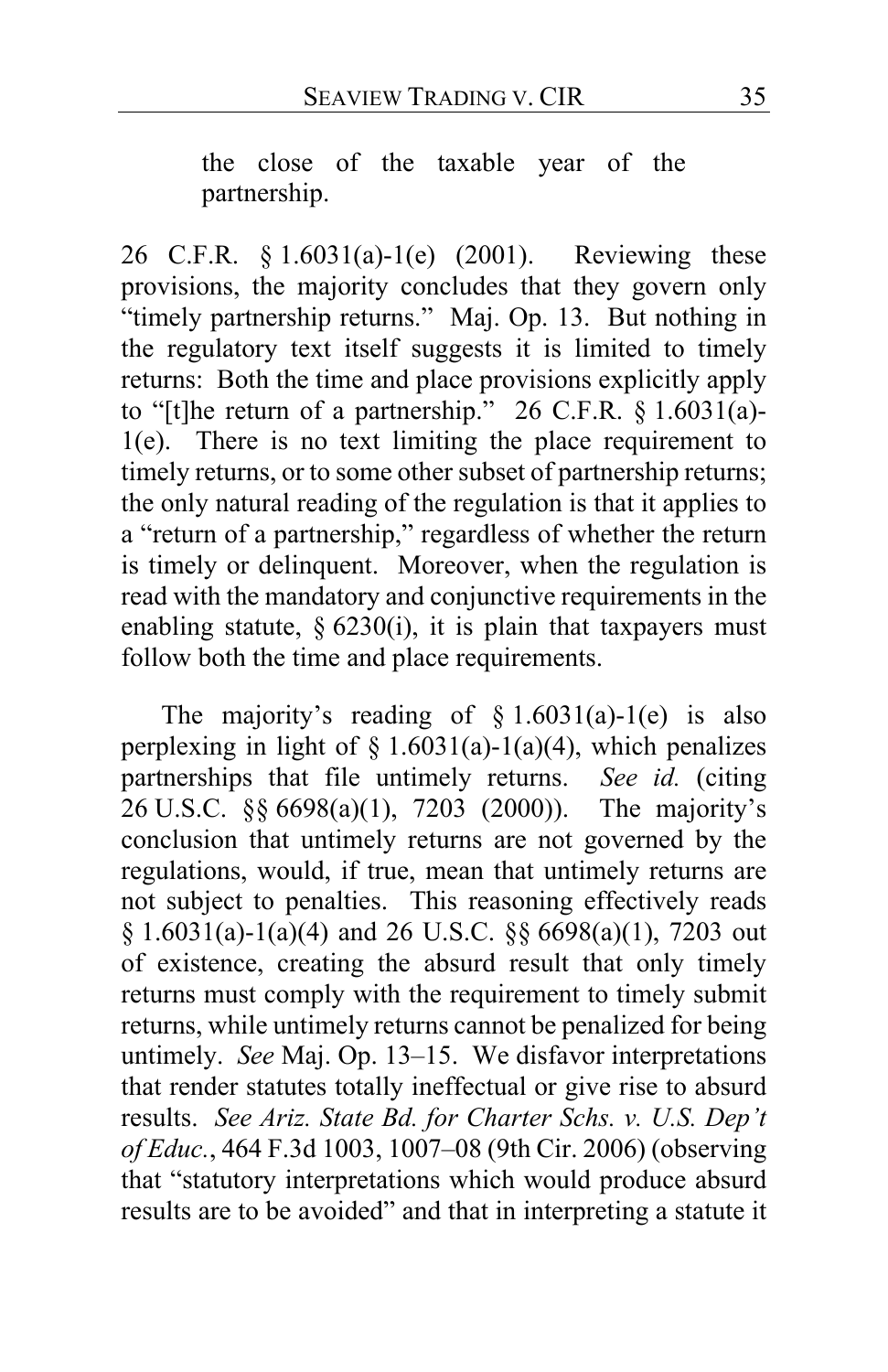the close of the taxable year of the partnership.

26 C.F.R. § 1.6031(a)-1(e) (2001). Reviewing these provisions, the majority concludes that they govern only "timely partnership returns." Maj. Op. 13. But nothing in the regulatory text itself suggests it is limited to timely returns: Both the time and place provisions explicitly apply to "[t]he return of a partnership." 26 C.F.R. § 1.6031(a)-1(e). There is no text limiting the place requirement to timely returns, or to some other subset of partnership returns; the only natural reading of the regulation is that it applies to a "return of a partnership," regardless of whether the return is timely or delinquent. Moreover, when the regulation is read with the mandatory and conjunctive requirements in the enabling statute, § 6230(i), it is plain that taxpayers must follow both the time and place requirements.

The majority's reading of § 1.6031(a)-1(e) is also perplexing in light of § 1.6031(a)-1(a)(4), which penalizes partnerships that file untimely returns. *See id.* (citing 26 U.S.C. §§ 6698(a)(1), 7203 (2000)). The majority's conclusion that untimely returns are not governed by the regulations, would, if true, mean that untimely returns are not subject to penalties. This reasoning effectively reads § 1.6031(a)-1(a)(4) and 26 U.S.C. §§ 6698(a)(1), 7203 out of existence, creating the absurd result that only timely returns must comply with the requirement to timely submit returns, while untimely returns cannot be penalized for being untimely. *See* Maj. Op. 13–15. We disfavor interpretations that render statutes totally ineffectual or give rise to absurd results. *See Ariz. State Bd. for Charter Schs. v. U.S. Dep't of Educ.*, 464 F.3d 1003, 1007–08 (9th Cir. 2006) (observing that "statutory interpretations which would produce absurd results are to be avoided" and that in interpreting a statute it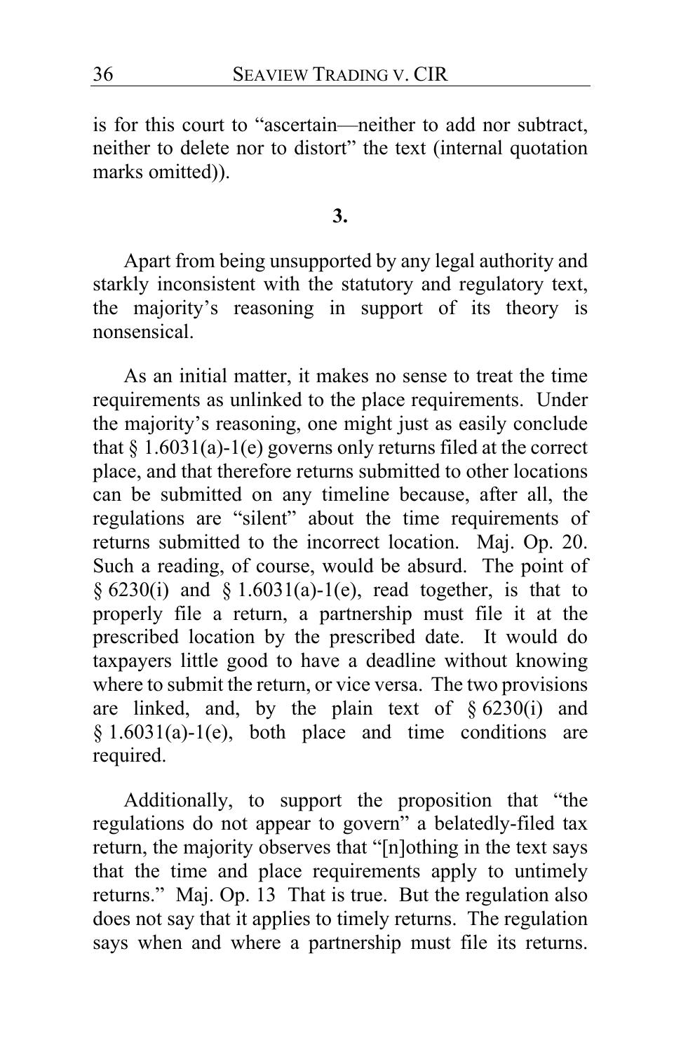is for this court to "ascertain—neither to add nor subtract, neither to delete nor to distort" the text (internal quotation marks omitted)).

**3.**

Apart from being unsupported by any legal authority and starkly inconsistent with the statutory and regulatory text, the majority's reasoning in support of its theory is nonsensical.

As an initial matter, it makes no sense to treat the time requirements as unlinked to the place requirements. Under the majority's reasoning, one might just as easily conclude that § 1.6031(a)-1(e) governs only returns filed at the correct place, and that therefore returns submitted to other locations can be submitted on any timeline because, after all, the regulations are "silent" about the time requirements of returns submitted to the incorrect location. Maj. Op. 20. Such a reading, of course, would be absurd. The point of § 6230(i) and § 1.6031(a)-1(e), read together, is that to properly file a return, a partnership must file it at the prescribed location by the prescribed date. It would do taxpayers little good to have a deadline without knowing where to submit the return, or vice versa. The two provisions are linked, and, by the plain text of § 6230(i) and § 1.6031(a)-1(e), both place and time conditions are required.

Additionally, to support the proposition that "the regulations do not appear to govern" a belatedly-filed tax return, the majority observes that "[n]othing in the text says that the time and place requirements apply to untimely returns." Maj. Op. 13 That is true. But the regulation also does not say that it applies to timely returns. The regulation says when and where a partnership must file its returns.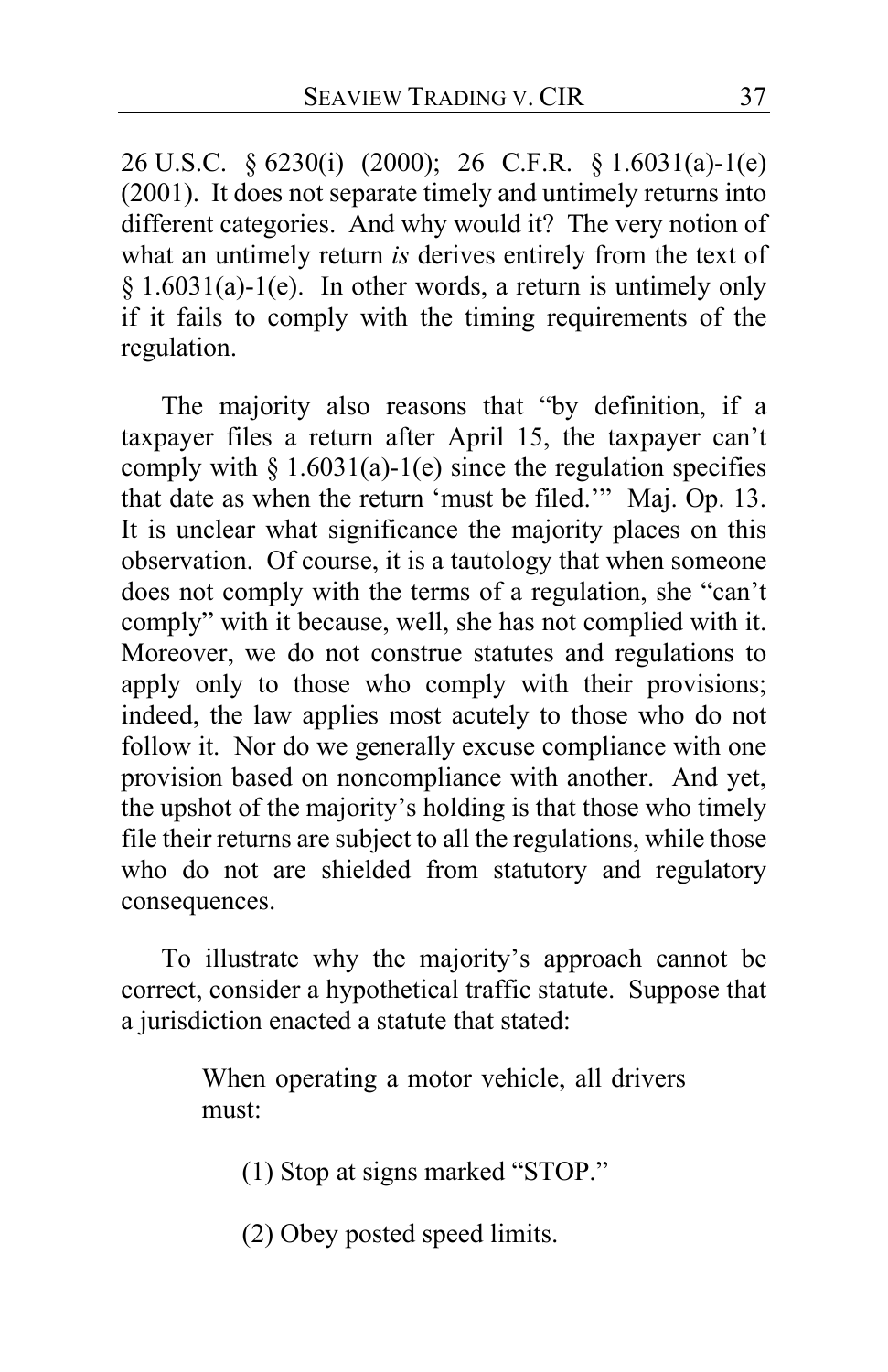26 U.S.C. § 6230(i) (2000); 26 C.F.R. § 1.6031(a)-1(e) (2001). It does not separate timely and untimely returns into different categories. And why would it? The very notion of what an untimely return *is* derives entirely from the text of § 1.6031(a)-1(e). In other words, a return is untimely only if it fails to comply with the timing requirements of the regulation.

The majority also reasons that "by definition, if a taxpayer files a return after April 15, the taxpayer can't comply with § 1.6031(a)-1(e) since the regulation specifies that date as when the return 'must be filed.'" Maj. Op. 13. It is unclear what significance the majority places on this observation. Of course, it is a tautology that when someone does not comply with the terms of a regulation, she "can't comply" with it because, well, she has not complied with it. Moreover, we do not construe statutes and regulations to apply only to those who comply with their provisions; indeed, the law applies most acutely to those who do not follow it. Nor do we generally excuse compliance with one provision based on noncompliance with another. And yet, the upshot of the majority's holding is that those who timely file their returns are subject to all the regulations, while those who do not are shielded from statutory and regulatory consequences.

To illustrate why the majority's approach cannot be correct, consider a hypothetical traffic statute. Suppose that a jurisdiction enacted a statute that stated:

> When operating a motor vehicle, all drivers must:
>
> (1) Stop at signs marked "STOP."
>
> (2) Obey posted speed limits.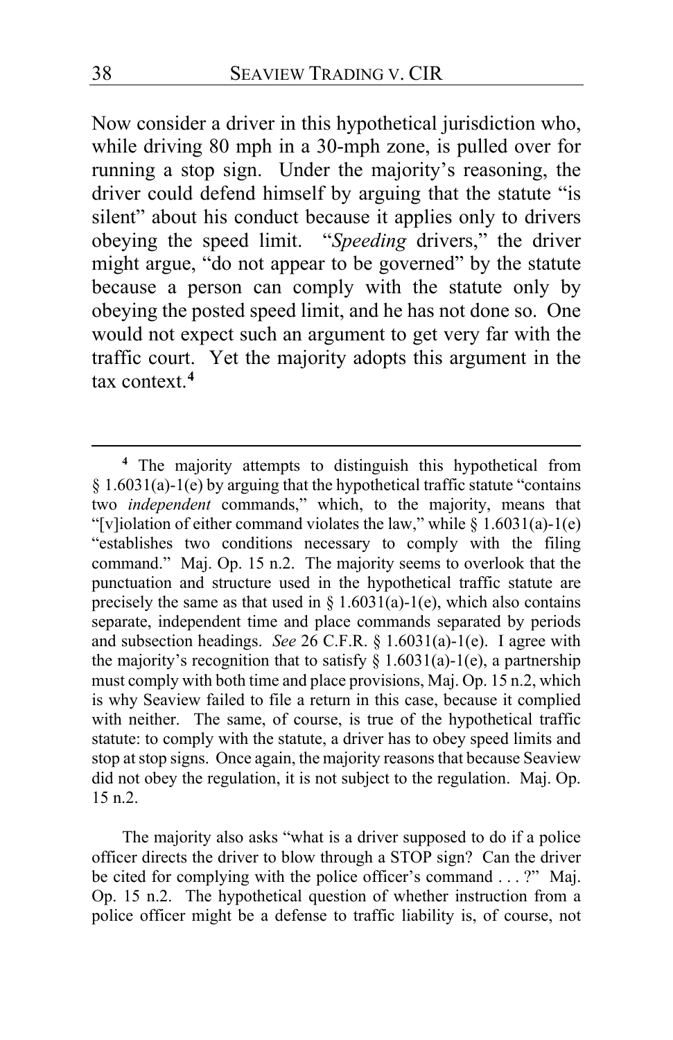Now consider a driver in this hypothetical jurisdiction who, while driving 80 mph in a 30-mph zone, is pulled over for running a stop sign. Under the majority's reasoning, the driver could defend himself by arguing that the statute "is silent" about his conduct because it applies only to drivers obeying the speed limit. "*Speeding* drivers," the driver might argue, "do not appear to be governed" by the statute because a person can comply with the statute only by obeying the posted speed limit, and he has not done so. One would not expect such an argument to get very far with the traffic court. Yet the majority adopts this argument in the tax context.[4]

---

[4] The majority attempts to distinguish this hypothetical from § 1.6031(a)-1(e) by arguing that the hypothetical traffic statute "contains two *independent* commands," which, to the majority, means that "[v]iolation of either command violates the law," while § 1.6031(a)-1(e) "establishes two conditions necessary to comply with the filing command." Maj. Op. 15 n.2. The majority seems to overlook that the punctuation and structure used in the hypothetical traffic statute are precisely the same as that used in § 1.6031(a)-1(e), which also contains separate, independent time and place commands separated by periods and subsection headings. *See* 26 C.F.R. § 1.6031(a)-1(e). I agree with the majority's recognition that to satisfy § 1.6031(a)-1(e), a partnership must comply with both time and place provisions, Maj. Op. 15 n.2, which is why Seaview failed to file a return in this case, because it complied with neither. The same, of course, is true of the hypothetical traffic statute: to comply with the statute, a driver has to obey speed limits and stop at stop signs. Once again, the majority reasons that because Seaview did not obey the regulation, it is not subject to the regulation. Maj. Op. 15 n.2.

The majority also asks "what is a driver supposed to do if a police officer directs the driver to blow through a STOP sign? Can the driver be cited for complying with the police officer's command . . . ?" Maj. Op. 15 n.2. The hypothetical question of whether instruction from a police officer might be a defense to traffic liability is, of course, not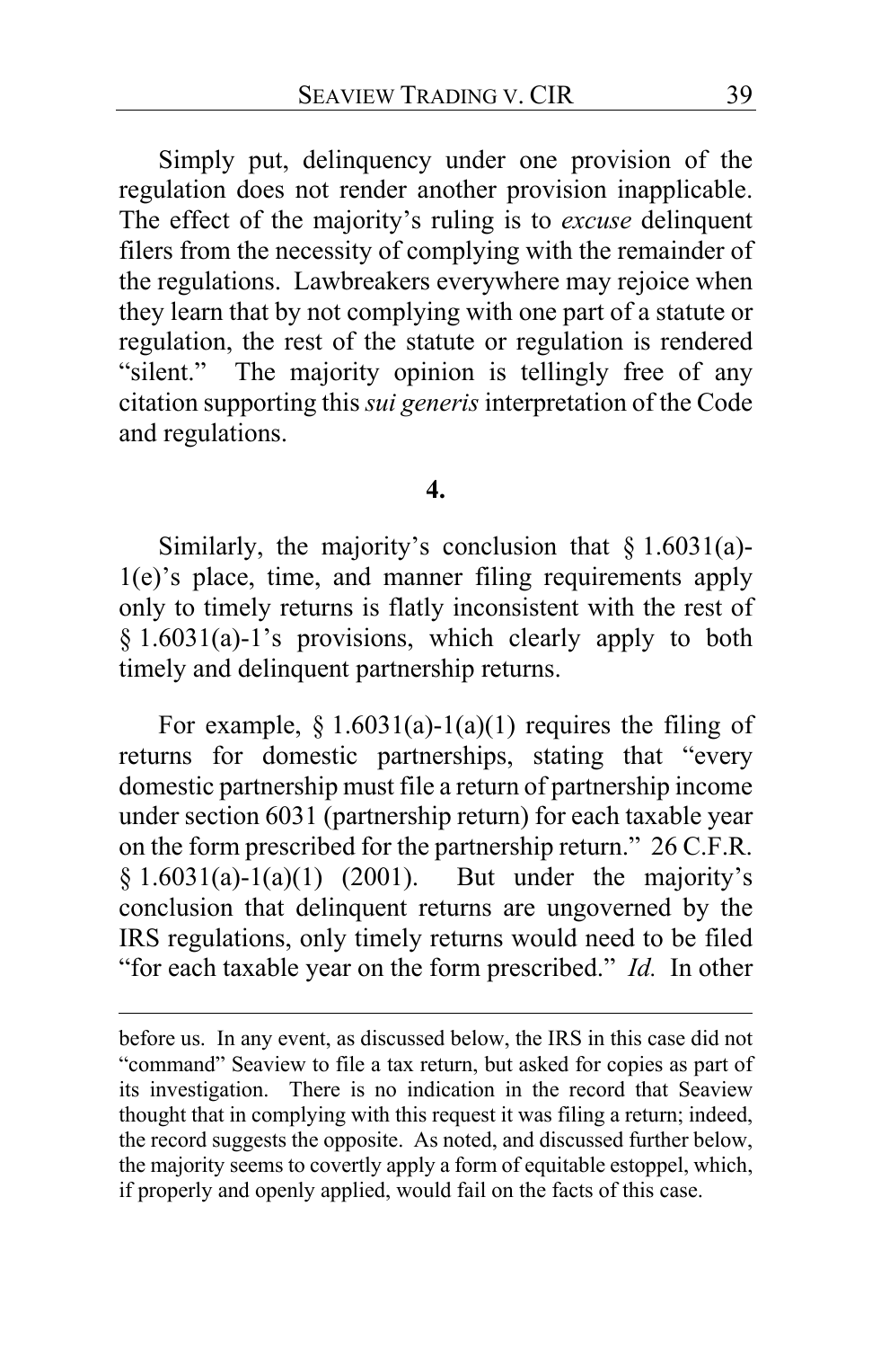Simply put, delinquency under one provision of the regulation does not render another provision inapplicable. The effect of the majority's ruling is to *excuse* delinquent filers from the necessity of complying with the remainder of the regulations. Lawbreakers everywhere may rejoice when they learn that by not complying with one part of a statute or regulation, the rest of the statute or regulation is rendered "silent." The majority opinion is tellingly free of any citation supporting this *sui generis* interpretation of the Code and regulations.

**4.**

Similarly, the majority's conclusion that § 1.6031(a)-1(e)'s place, time, and manner filing requirements apply only to timely returns is flatly inconsistent with the rest of § 1.6031(a)-1's provisions, which clearly apply to both timely and delinquent partnership returns.

For example, § 1.6031(a)-1(a)(1) requires the filing of returns for domestic partnerships, stating that "every domestic partnership must file a return of partnership income under section 6031 (partnership return) for each taxable year on the form prescribed for the partnership return." 26 C.F.R. § 1.6031(a)-1(a)(1) (2001). But under the majority's conclusion that delinquent returns are ungoverned by the IRS regulations, only timely returns would need to be filed "for each taxable year on the form prescribed." *Id.* In other

---

before us. In any event, as discussed below, the IRS in this case did not "command" Seaview to file a tax return, but asked for copies as part of its investigation. There is no indication in the record that Seaview thought that in complying with this request it was filing a return; indeed, the record suggests the opposite. As noted, and discussed further below, the majority seems to covertly apply a form of equitable estoppel, which, if properly and openly applied, would fail on the facts of this case.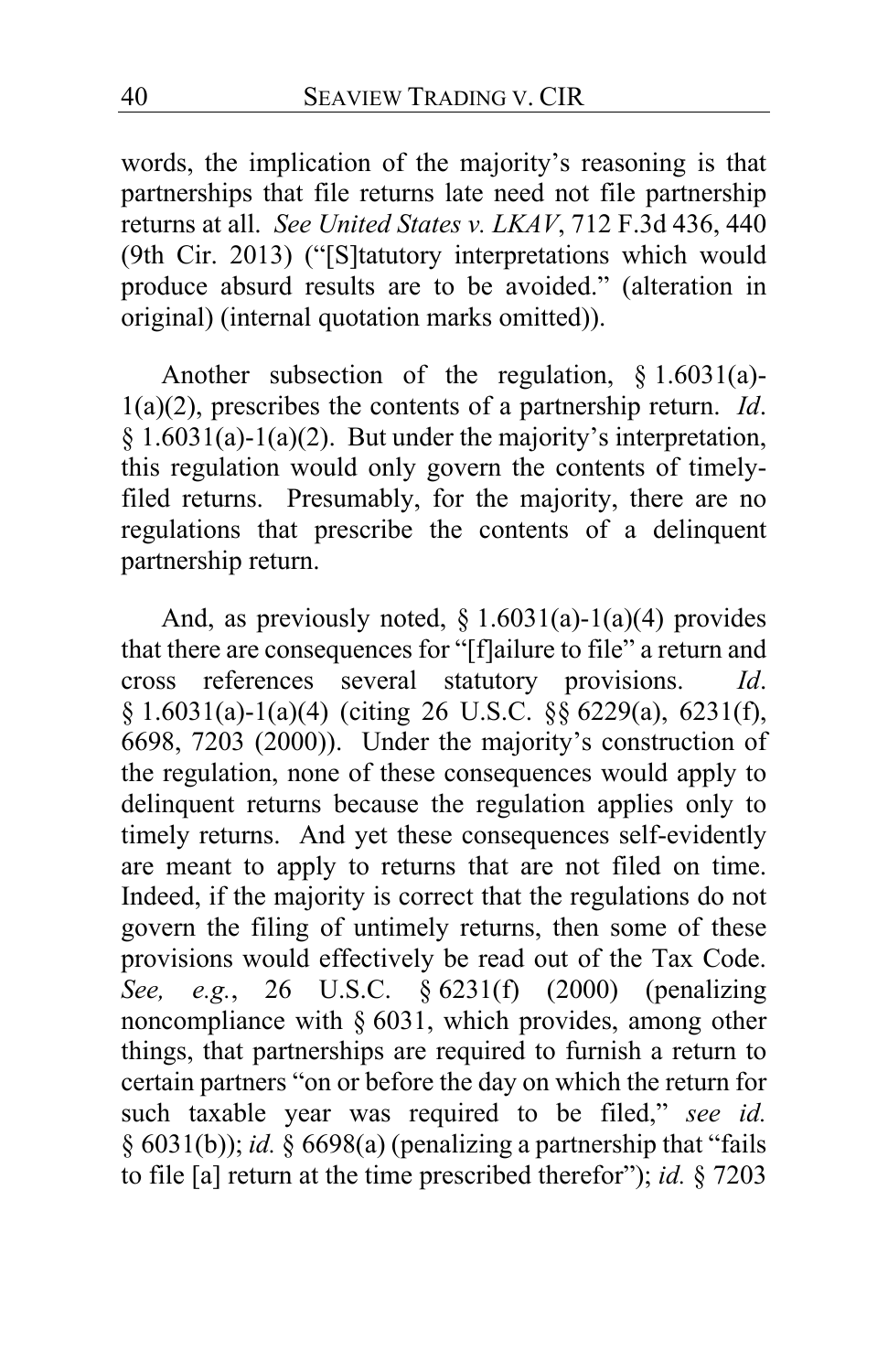words, the implication of the majority's reasoning is that partnerships that file returns late need not file partnership returns at all. *See United States v. LKAV*, 712 F.3d 436, 440 (9th Cir. 2013) ("[S]tatutory interpretations which would produce absurd results are to be avoided." (alteration in original) (internal quotation marks omitted)).

Another subsection of the regulation, § 1.6031(a)-1(a)(2), prescribes the contents of a partnership return. *Id*. § 1.6031(a)-1(a)(2). But under the majority's interpretation, this regulation would only govern the contents of timely-filed returns. Presumably, for the majority, there are no regulations that prescribe the contents of a delinquent partnership return.

And, as previously noted, § 1.6031(a)-1(a)(4) provides that there are consequences for "[f]ailure to file" a return and cross references several statutory provisions. *Id*. § 1.6031(a)-1(a)(4) (citing 26 U.S.C. §§ 6229(a), 6231(f), 6698, 7203 (2000)). Under the majority's construction of the regulation, none of these consequences would apply to delinquent returns because the regulation applies only to timely returns. And yet these consequences self-evidently are meant to apply to returns that are not filed on time. Indeed, if the majority is correct that the regulations do not govern the filing of untimely returns, then some of these provisions would effectively be read out of the Tax Code. *See, e.g.*, 26 U.S.C. § 6231(f) (2000) (penalizing noncompliance with § 6031, which provides, among other things, that partnerships are required to furnish a return to certain partners "on or before the day on which the return for such taxable year was required to be filed," *see id.* § 6031(b)); *id.* § 6698(a) (penalizing a partnership that "fails to file [a] return at the time prescribed therefor"); *id.* § 7203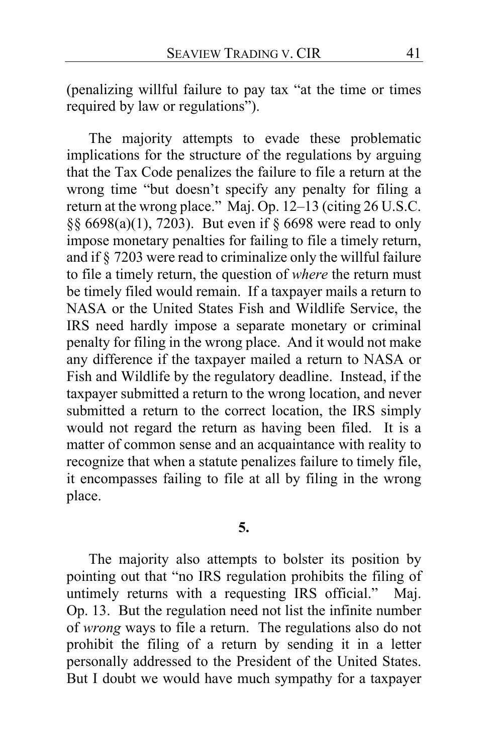(penalizing willful failure to pay tax "at the time or times required by law or regulations").

The majority attempts to evade these problematic implications for the structure of the regulations by arguing that the Tax Code penalizes the failure to file a return at the wrong time "but doesn't specify any penalty for filing a return at the wrong place." Maj. Op. 12–13 (citing 26 U.S.C. §§ 6698(a)(1), 7203). But even if § 6698 were read to only impose monetary penalties for failing to file a timely return, and if § 7203 were read to criminalize only the willful failure to file a timely return, the question of *where* the return must be timely filed would remain. If a taxpayer mails a return to NASA or the United States Fish and Wildlife Service, the IRS need hardly impose a separate monetary or criminal penalty for filing in the wrong place. And it would not make any difference if the taxpayer mailed a return to NASA or Fish and Wildlife by the regulatory deadline. Instead, if the taxpayer submitted a return to the wrong location, and never submitted a return to the correct location, the IRS simply would not regard the return as having been filed. It is a matter of common sense and an acquaintance with reality to recognize that when a statute penalizes failure to timely file, it encompasses failing to file at all by filing in the wrong place.

**5.**

The majority also attempts to bolster its position by pointing out that "no IRS regulation prohibits the filing of untimely returns with a requesting IRS official." Maj. Op. 13. But the regulation need not list the infinite number of *wrong* ways to file a return. The regulations also do not prohibit the filing of a return by sending it in a letter personally addressed to the President of the United States. But I doubt we would have much sympathy for a taxpayer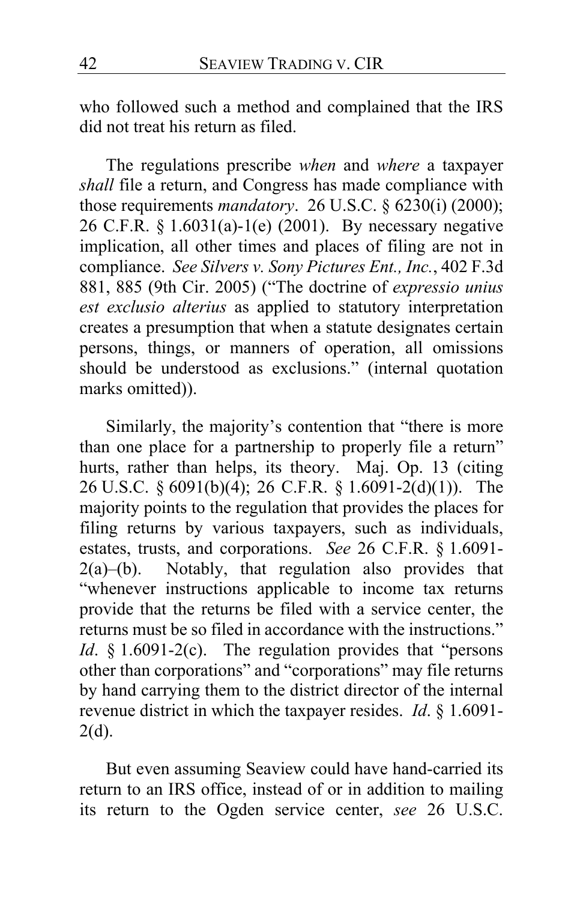who followed such a method and complained that the IRS did not treat his return as filed.

The regulations prescribe *when* and *where* a taxpayer *shall* file a return, and Congress has made compliance with those requirements *mandatory*. 26 U.S.C. § 6230(i) (2000); 26 C.F.R. § 1.6031(a)-1(e) (2001). By necessary negative implication, all other times and places of filing are not in compliance. *See Silvers v. Sony Pictures Ent., Inc.*, 402 F.3d 881, 885 (9th Cir. 2005) ("The doctrine of *expressio unius est exclusio alterius* as applied to statutory interpretation creates a presumption that when a statute designates certain persons, things, or manners of operation, all omissions should be understood as exclusions." (internal quotation marks omitted)).

Similarly, the majority's contention that "there is more than one place for a partnership to properly file a return" hurts, rather than helps, its theory. Maj. Op. 13 (citing 26 U.S.C. § 6091(b)(4); 26 C.F.R. § 1.6091-2(d)(1)). The majority points to the regulation that provides the places for filing returns by various taxpayers, such as individuals, estates, trusts, and corporations. *See* 26 C.F.R. § 1.6091-2(a)–(b). Notably, that regulation also provides that "whenever instructions applicable to income tax returns provide that the returns be filed with a service center, the returns must be so filed in accordance with the instructions." *Id*. § 1.6091-2(c). The regulation provides that "persons other than corporations" and "corporations" may file returns by hand carrying them to the district director of the internal revenue district in which the taxpayer resides. *Id*. § 1.6091-2(d).

But even assuming Seaview could have hand-carried its return to an IRS office, instead of or in addition to mailing its return to the Ogden service center, *see* 26 U.S.C.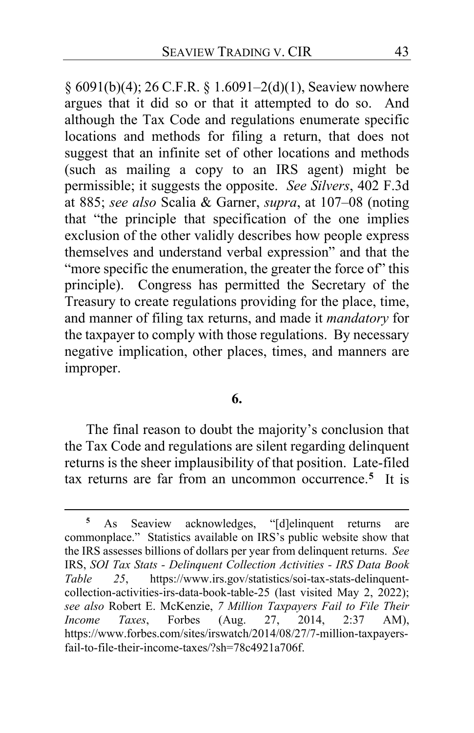§ 6091(b)(4); 26 C.F.R. § 1.6091–2(d)(1), Seaview nowhere argues that it did so or that it attempted to do so. And although the Tax Code and regulations enumerate specific locations and methods for filing a return, that does not suggest that an infinite set of other locations and methods (such as mailing a copy to an IRS agent) might be permissible; it suggests the opposite. *See Silvers*, 402 F.3d at 885; *see also* Scalia & Garner, *supra*, at 107–08 (noting that "the principle that specification of the one implies exclusion of the other validly describes how people express themselves and understand verbal expression" and that the "more specific the enumeration, the greater the force of" this principle). Congress has permitted the Secretary of the Treasury to create regulations providing for the place, time, and manner of filing tax returns, and made it *mandatory* for the taxpayer to comply with those regulations. By necessary negative implication, other places, times, and manners are improper.

**6.**

The final reason to doubt the majority's conclusion that the Tax Code and regulations are silent regarding delinquent returns is the sheer implausibility of that position. Late-filed tax returns are far from an uncommon occurrence.[5] It is

[5] As Seaview acknowledges, "[d]elinquent returns are commonplace." Statistics available on IRS's public website show that the IRS assesses billions of dollars per year from delinquent returns. *See* IRS, *SOI Tax Stats - Delinquent Collection Activities - IRS Data Book Table 25*, https://www.irs.gov/statistics/soi-tax-stats-delinquent-collection-activities-irs-data-book-table-25 (last visited May 2, 2022); *see also* Robert E. McKenzie, *7 Million Taxpayers Fail to File Their Income Taxes*, Forbes (Aug. 27, 2014, 2:37 AM), https://www.forbes.com/sites/irswatch/2014/08/27/7-million-taxpayers-fail-to-file-their-income-taxes/?sh=78c4921a706f.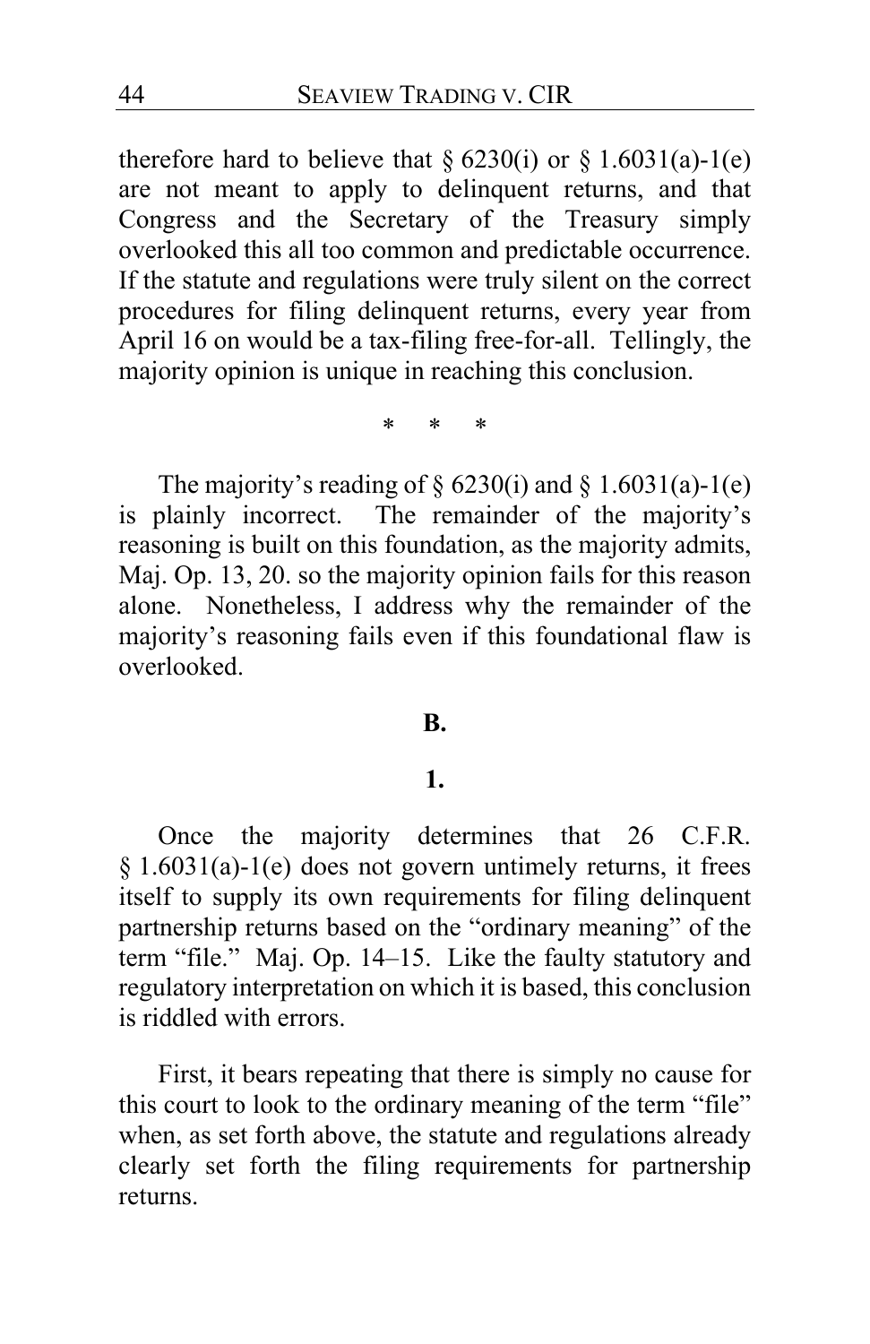therefore hard to believe that § 6230(i) or § 1.6031(a)-1(e) are not meant to apply to delinquent returns, and that Congress and the Secretary of the Treasury simply overlooked this all too common and predictable occurrence. If the statute and regulations were truly silent on the correct procedures for filing delinquent returns, every year from April 16 on would be a tax-filing free-for-all. Tellingly, the majority opinion is unique in reaching this conclusion.

\* \* \*

The majority's reading of § 6230(i) and § 1.6031(a)-1(e) is plainly incorrect. The remainder of the majority's reasoning is built on this foundation, as the majority admits, Maj. Op. 13, 20. so the majority opinion fails for this reason alone. Nonetheless, I address why the remainder of the majority's reasoning fails even if this foundational flaw is overlooked.

**B.**

**1.**

Once the majority determines that 26 C.F.R. § 1.6031(a)-1(e) does not govern untimely returns, it frees itself to supply its own requirements for filing delinquent partnership returns based on the "ordinary meaning" of the term "file." Maj. Op. 14–15. Like the faulty statutory and regulatory interpretation on which it is based, this conclusion is riddled with errors.

First, it bears repeating that there is simply no cause for this court to look to the ordinary meaning of the term "file" when, as set forth above, the statute and regulations already clearly set forth the filing requirements for partnership returns.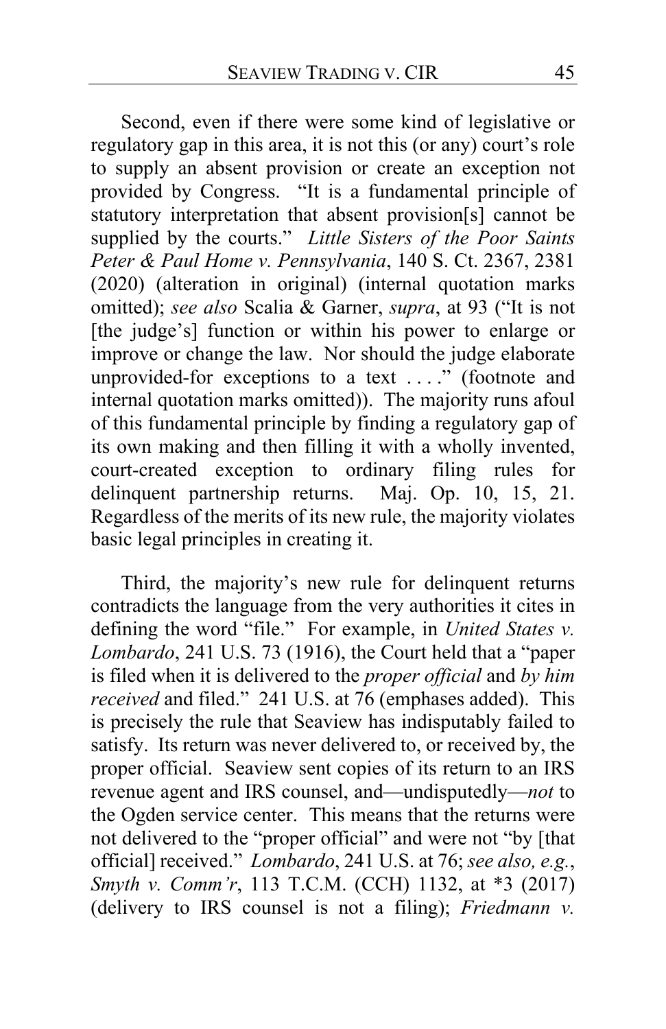Second, even if there were some kind of legislative or regulatory gap in this area, it is not this (or any) court's role to supply an absent provision or create an exception not provided by Congress. "It is a fundamental principle of statutory interpretation that absent provision[s] cannot be supplied by the courts." *Little Sisters of the Poor Saints Peter & Paul Home v. Pennsylvania*, 140 S. Ct. 2367, 2381 (2020) (alteration in original) (internal quotation marks omitted); *see also* Scalia & Garner, *supra*, at 93 ("It is not [the judge's] function or within his power to enlarge or improve or change the law. Nor should the judge elaborate unprovided-for exceptions to a text . . . ." (footnote and internal quotation marks omitted)). The majority runs afoul of this fundamental principle by finding a regulatory gap of its own making and then filling it with a wholly invented, court-created exception to ordinary filing rules for delinquent partnership returns. Maj. Op. 10, 15, 21. Regardless of the merits of its new rule, the majority violates basic legal principles in creating it.

Third, the majority's new rule for delinquent returns contradicts the language from the very authorities it cites in defining the word "file." For example, in *United States v. Lombardo*, 241 U.S. 73 (1916), the Court held that a "paper is filed when it is delivered to the *proper official* and *by him received* and filed." 241 U.S. at 76 (emphases added). This is precisely the rule that Seaview has indisputably failed to satisfy. Its return was never delivered to, or received by, the proper official. Seaview sent copies of its return to an IRS revenue agent and IRS counsel, and—undisputedly—*not* to the Ogden service center. This means that the returns were not delivered to the "proper official" and were not "by [that official] received." *Lombardo*, 241 U.S. at 76; *see also, e.g.*, *Smyth v. Comm'r*, 113 T.C.M. (CCH) 1132, at *3 (2017) (delivery to IRS counsel is not a filing); *Friedmann v.*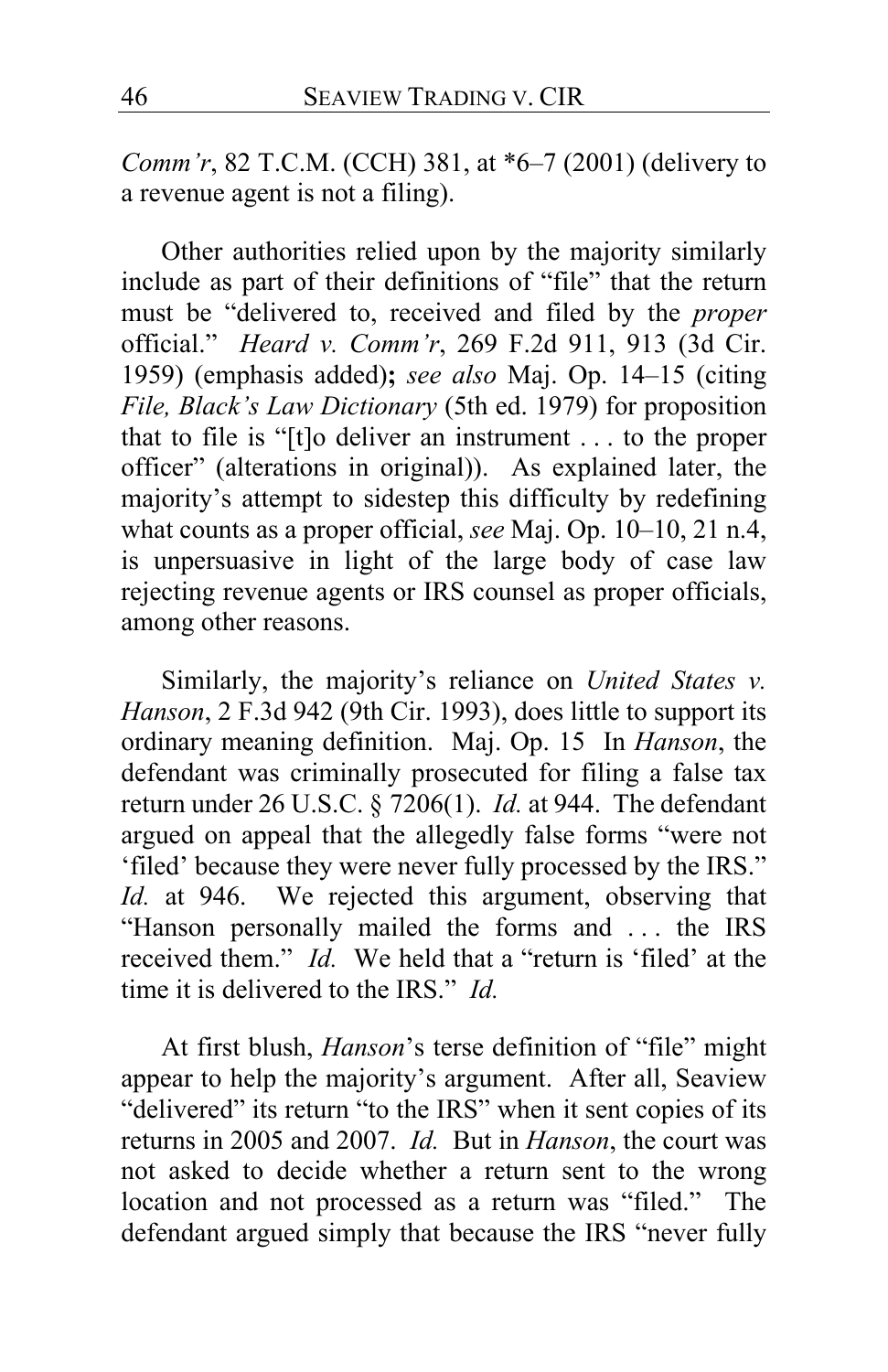*Comm'r*, 82 T.C.M. (CCH) 381, at *6–7 (2001) (delivery to a revenue agent is not a filing).

Other authorities relied upon by the majority similarly include as part of their definitions of "file" that the return must be "delivered to, received and filed by the *proper* official." *Heard v. Comm'r*, 269 F.2d 911, 913 (3d Cir. 1959) (emphasis added)**;** *see also* Maj. Op. 14–15 (citing *File, Black's Law Dictionary* (5th ed. 1979) for proposition that to file is "[t]o deliver an instrument . . . to the proper officer" (alterations in original)). As explained later, the majority's attempt to sidestep this difficulty by redefining what counts as a proper official, *see* Maj. Op. 10–10, 21 n.4, is unpersuasive in light of the large body of case law rejecting revenue agents or IRS counsel as proper officials, among other reasons.

Similarly, the majority's reliance on *United States v. Hanson*, 2 F.3d 942 (9th Cir. 1993), does little to support its ordinary meaning definition. Maj. Op. 15 In *Hanson*, the defendant was criminally prosecuted for filing a false tax return under 26 U.S.C. § 7206(1). *Id.* at 944. The defendant argued on appeal that the allegedly false forms "were not 'filed' because they were never fully processed by the IRS." *Id.* at 946. We rejected this argument, observing that "Hanson personally mailed the forms and . . . the IRS received them." *Id.* We held that a "return is 'filed' at the time it is delivered to the IRS." *Id.*

At first blush, *Hanson*'s terse definition of "file" might appear to help the majority's argument. After all, Seaview "delivered" its return "to the IRS" when it sent copies of its returns in 2005 and 2007. *Id.* But in *Hanson*, the court was not asked to decide whether a return sent to the wrong location and not processed as a return was "filed." The defendant argued simply that because the IRS "never fully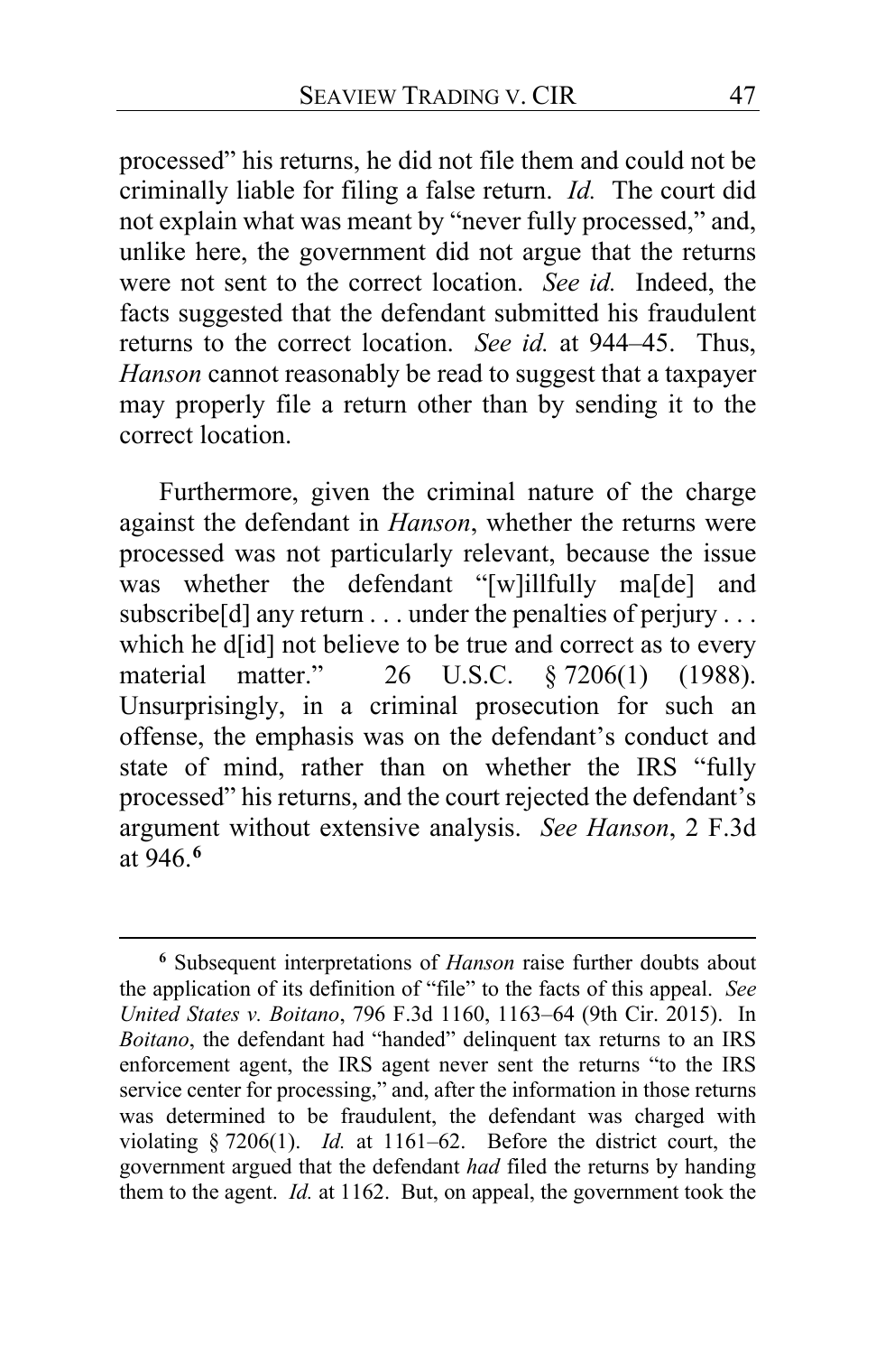processed" his returns, he did not file them and could not be criminally liable for filing a false return. *Id.* The court did not explain what was meant by "never fully processed," and, unlike here, the government did not argue that the returns were not sent to the correct location. *See id.* Indeed, the facts suggested that the defendant submitted his fraudulent returns to the correct location. *See id.* at 944–45. Thus, *Hanson* cannot reasonably be read to suggest that a taxpayer may properly file a return other than by sending it to the correct location.

Furthermore, given the criminal nature of the charge against the defendant in *Hanson*, whether the returns were processed was not particularly relevant, because the issue was whether the defendant "[w]illfully ma[de] and subscribe[d] any return . . . under the penalties of perjury . . . which he d[id] not believe to be true and correct as to every material matter." 26 U.S.C. § 7206(1) (1988). Unsurprisingly, in a criminal prosecution for such an offense, the emphasis was on the defendant's conduct and state of mind, rather than on whether the IRS "fully processed" his returns, and the court rejected the defendant's argument without extensive analysis. *See Hanson*, 2 F.3d at 946.[6]

---

[6] Subsequent interpretations of *Hanson* raise further doubts about the application of its definition of "file" to the facts of this appeal. *See United States v. Boitano*, 796 F.3d 1160, 1163–64 (9th Cir. 2015). In *Boitano*, the defendant had "handed" delinquent tax returns to an IRS enforcement agent, the IRS agent never sent the returns "to the IRS service center for processing," and, after the information in those returns was determined to be fraudulent, the defendant was charged with violating § 7206(1). *Id.* at 1161–62. Before the district court, the government argued that the defendant *had* filed the returns by handing them to the agent. *Id.* at 1162. But, on appeal, the government took the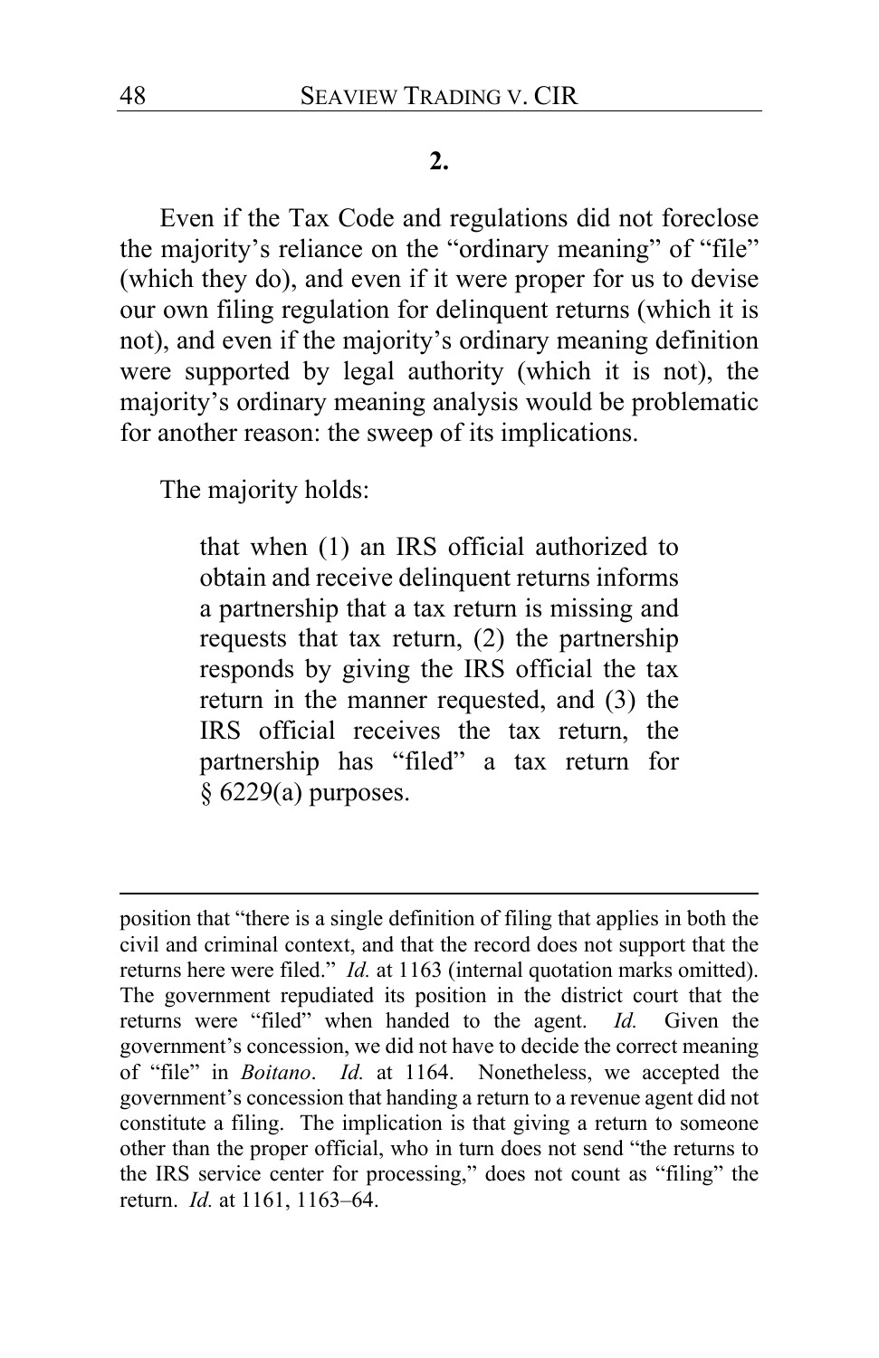**2.**

Even if the Tax Code and regulations did not foreclose the majority's reliance on the "ordinary meaning" of "file" (which they do), and even if it were proper for us to devise our own filing regulation for delinquent returns (which it is not), and even if the majority's ordinary meaning definition were supported by legal authority (which it is not), the majority's ordinary meaning analysis would be problematic for another reason: the sweep of its implications.

The majority holds:

> that when (1) an IRS official authorized to obtain and receive delinquent returns informs a partnership that a tax return is missing and requests that tax return, (2) the partnership responds by giving the IRS official the tax return in the manner requested, and (3) the IRS official receives the tax return, the partnership has "filed" a tax return for § 6229(a) purposes.

---

position that "there is a single definition of filing that applies in both the civil and criminal context, and that the record does not support that the returns here were filed." *Id.* at 1163 (internal quotation marks omitted). The government repudiated its position in the district court that the returns were "filed" when handed to the agent. *Id.* Given the government's concession, we did not have to decide the correct meaning of "file" in *Boitano*. *Id.* at 1164. Nonetheless, we accepted the government's concession that handing a return to a revenue agent did not constitute a filing. The implication is that giving a return to someone other than the proper official, who in turn does not send "the returns to the IRS service center for processing," does not count as "filing" the return. *Id.* at 1161, 1163–64.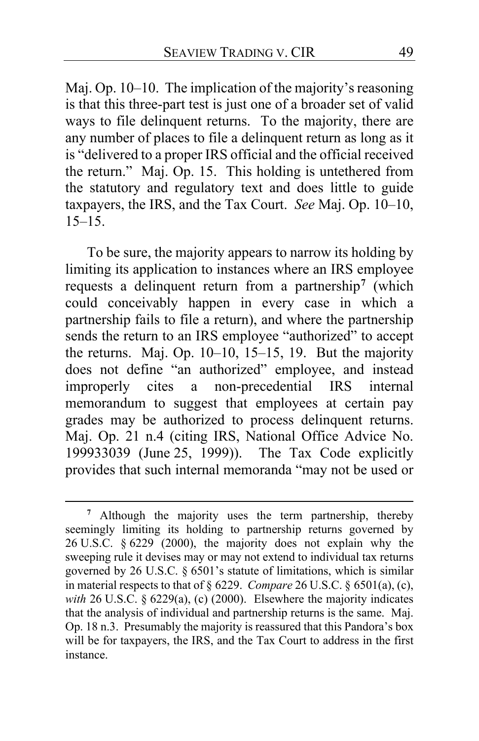Maj. Op. 10–10. The implication of the majority's reasoning is that this three-part test is just one of a broader set of valid ways to file delinquent returns. To the majority, there are any number of places to file a delinquent return as long as it is "delivered to a proper IRS official and the official received the return." Maj. Op. 15. This holding is untethered from the statutory and regulatory text and does little to guide taxpayers, the IRS, and the Tax Court. *See* Maj. Op. 10–10, 15–15.

To be sure, the majority appears to narrow its holding by limiting its application to instances where an IRS employee requests a delinquent return from a partnership[7] (which could conceivably happen in every case in which a partnership fails to file a return), and where the partnership sends the return to an IRS employee "authorized" to accept the returns. Maj. Op. 10–10, 15–15, 19. But the majority does not define "an authorized" employee, and instead improperly cites a non-precedential IRS internal memorandum to suggest that employees at certain pay grades may be authorized to process delinquent returns. Maj. Op. 21 n.4 (citing IRS, National Office Advice No. 199933039 (June 25, 1999)). The Tax Code explicitly provides that such internal memoranda "may not be used or

---

[7] Although the majority uses the term partnership, thereby seemingly limiting its holding to partnership returns governed by 26 U.S.C. § 6229 (2000), the majority does not explain why the sweeping rule it devises may or may not extend to individual tax returns governed by 26 U.S.C. § 6501's statute of limitations, which is similar in material respects to that of § 6229. *Compare* 26 U.S.C. § 6501(a), (c), *with* 26 U.S.C. § 6229(a), (c) (2000). Elsewhere the majority indicates that the analysis of individual and partnership returns is the same. Maj. Op. 18 n.3. Presumably the majority is reassured that this Pandora's box will be for taxpayers, the IRS, and the Tax Court to address in the first instance.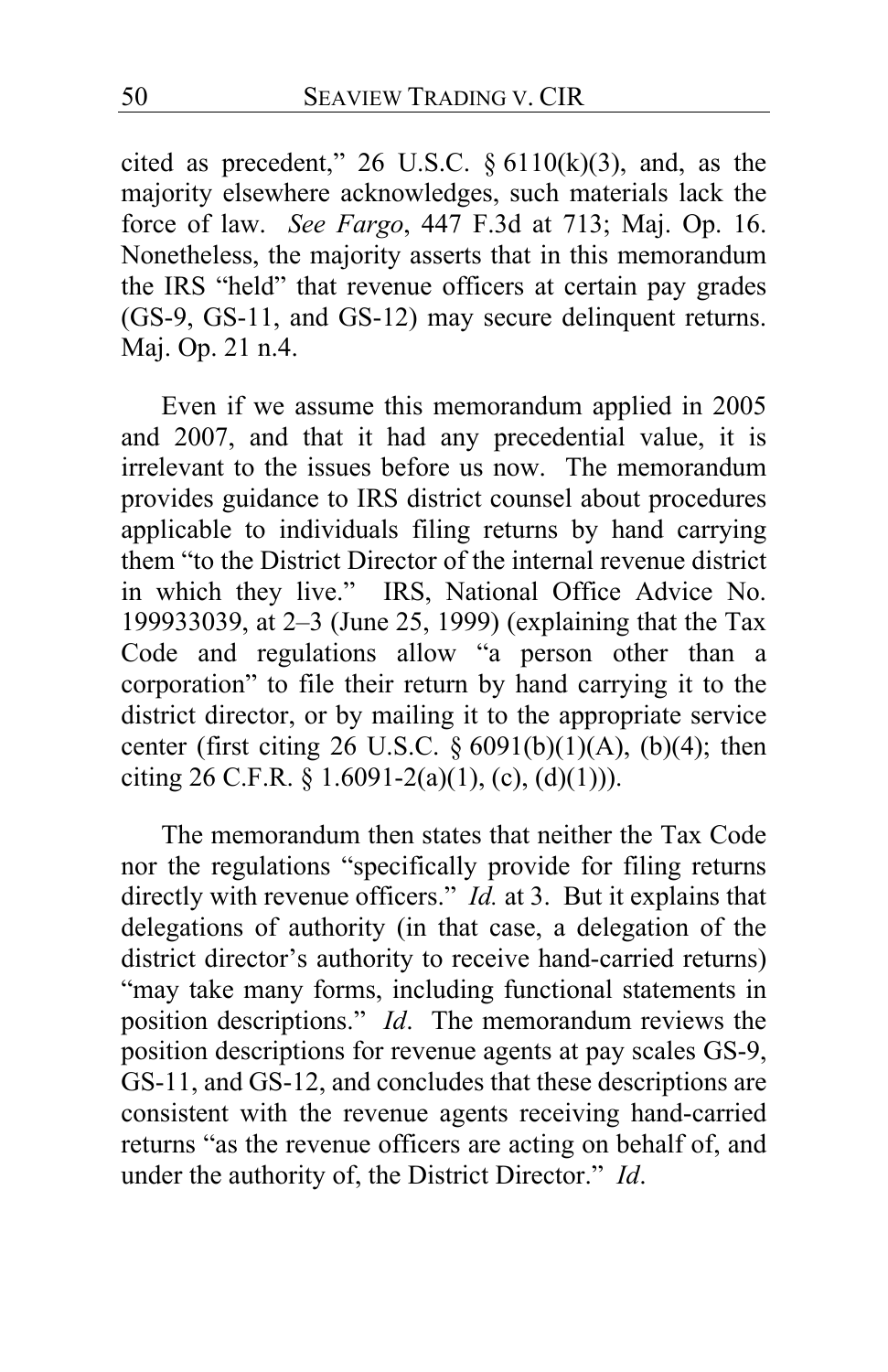cited as precedent," 26 U.S.C. § 6110(k)(3), and, as the majority elsewhere acknowledges, such materials lack the force of law. *See Fargo*, 447 F.3d at 713; Maj. Op. 16. Nonetheless, the majority asserts that in this memorandum the IRS "held" that revenue officers at certain pay grades (GS-9, GS-11, and GS-12) may secure delinquent returns. Maj. Op. 21 n.4.

Even if we assume this memorandum applied in 2005 and 2007, and that it had any precedential value, it is irrelevant to the issues before us now. The memorandum provides guidance to IRS district counsel about procedures applicable to individuals filing returns by hand carrying them "to the District Director of the internal revenue district in which they live." IRS, National Office Advice No. 199933039, at 2–3 (June 25, 1999) (explaining that the Tax Code and regulations allow "a person other than a corporation" to file their return by hand carrying it to the district director, or by mailing it to the appropriate service center (first citing 26 U.S.C. § 6091(b)(1)(A), (b)(4); then citing 26 C.F.R. § 1.6091-2(a)(1), (c), (d)(1))).

The memorandum then states that neither the Tax Code nor the regulations "specifically provide for filing returns directly with revenue officers." *Id.* at 3. But it explains that delegations of authority (in that case, a delegation of the district director's authority to receive hand-carried returns) "may take many forms, including functional statements in position descriptions." *Id*. The memorandum reviews the position descriptions for revenue agents at pay scales GS-9, GS-11, and GS-12, and concludes that these descriptions are consistent with the revenue agents receiving hand-carried returns "as the revenue officers are acting on behalf of, and under the authority of, the District Director." *Id*.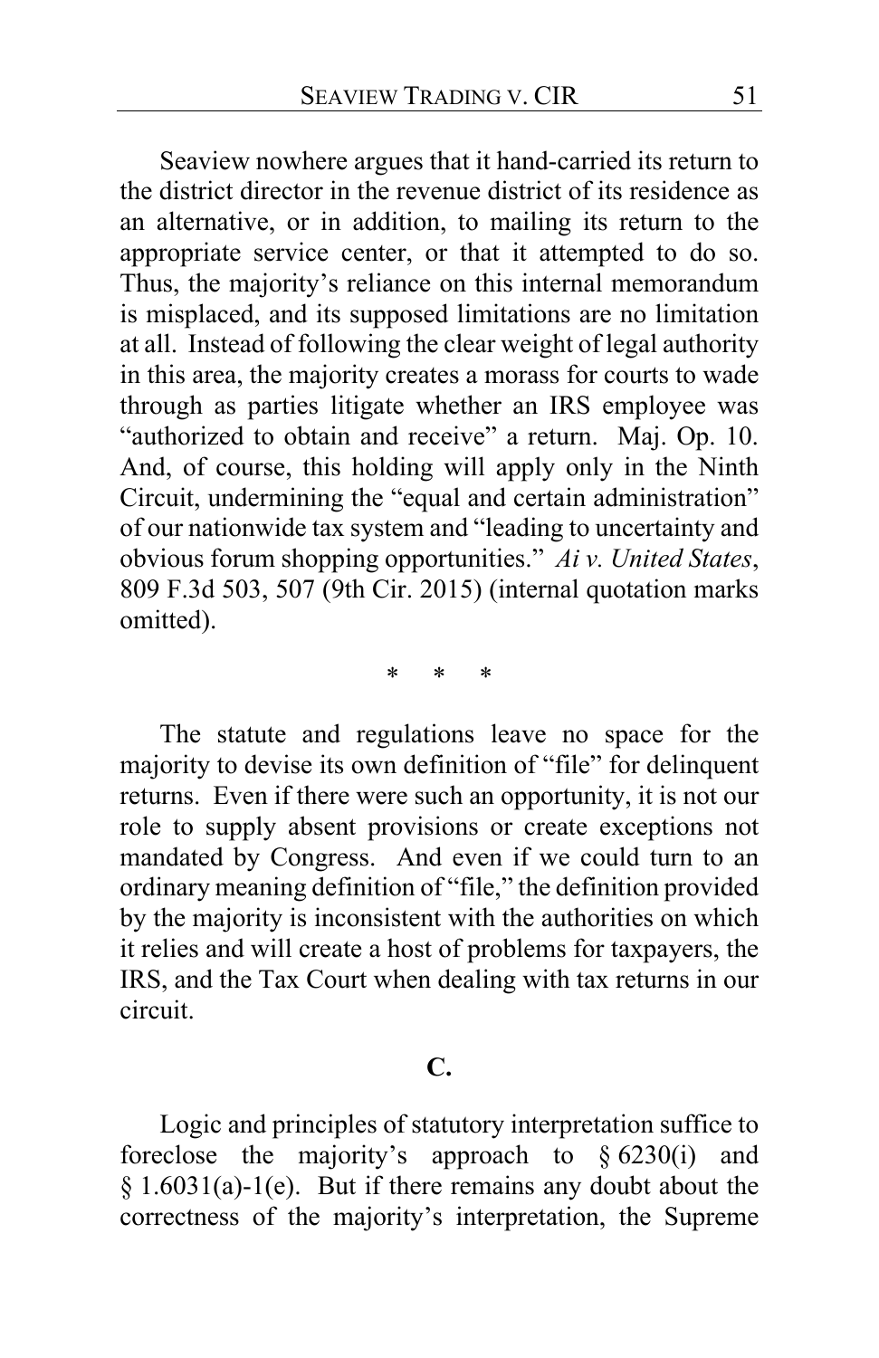Seaview nowhere argues that it hand-carried its return to the district director in the revenue district of its residence as an alternative, or in addition, to mailing its return to the appropriate service center, or that it attempted to do so. Thus, the majority's reliance on this internal memorandum is misplaced, and its supposed limitations are no limitation at all. Instead of following the clear weight of legal authority in this area, the majority creates a morass for courts to wade through as parties litigate whether an IRS employee was "authorized to obtain and receive" a return. Maj. Op. 10. And, of course, this holding will apply only in the Ninth Circuit, undermining the "equal and certain administration" of our nationwide tax system and "leading to uncertainty and obvious forum shopping opportunities." *Ai v. United States*, 809 F.3d 503, 507 (9th Cir. 2015) (internal quotation marks omitted).

\* \* \*

The statute and regulations leave no space for the majority to devise its own definition of "file" for delinquent returns. Even if there were such an opportunity, it is not our role to supply absent provisions or create exceptions not mandated by Congress. And even if we could turn to an ordinary meaning definition of "file," the definition provided by the majority is inconsistent with the authorities on which it relies and will create a host of problems for taxpayers, the IRS, and the Tax Court when dealing with tax returns in our circuit.

**C.**

Logic and principles of statutory interpretation suffice to foreclose the majority's approach to § 6230(i) and § 1.6031(a)-1(e). But if there remains any doubt about the correctness of the majority's interpretation, the Supreme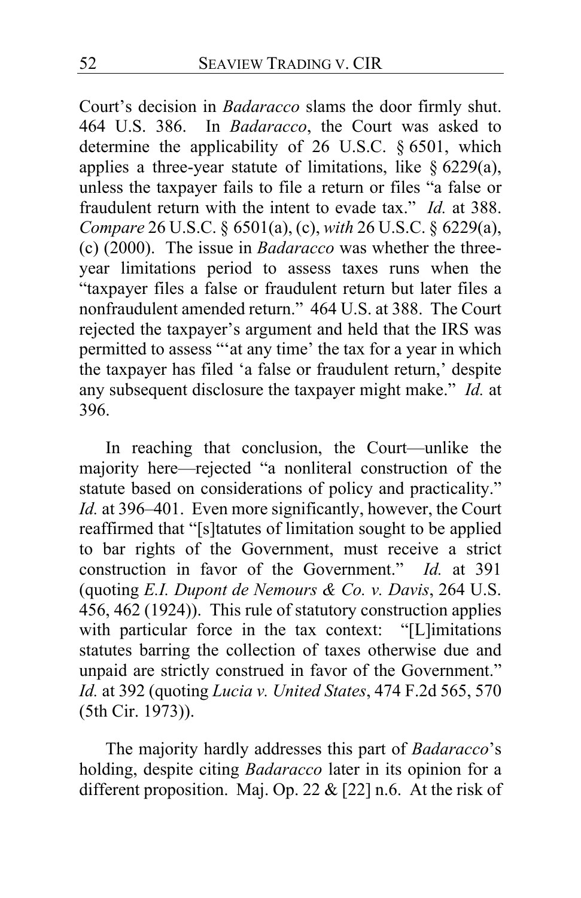Court's decision in *Badaracco* slams the door firmly shut. 464 U.S. 386. In *Badaracco*, the Court was asked to determine the applicability of 26 U.S.C. § 6501, which applies a three-year statute of limitations, like § 6229(a), unless the taxpayer fails to file a return or files "a false or fraudulent return with the intent to evade tax." *Id.* at 388. *Compare* 26 U.S.C. § 6501(a), (c), *with* 26 U.S.C. § 6229(a), (c) (2000). The issue in *Badaracco* was whether the three-year limitations period to assess taxes runs when the "taxpayer files a false or fraudulent return but later files a nonfraudulent amended return." 464 U.S. at 388. The Court rejected the taxpayer's argument and held that the IRS was permitted to assess "'at any time' the tax for a year in which the taxpayer has filed 'a false or fraudulent return,' despite any subsequent disclosure the taxpayer might make." *Id.* at 396.

In reaching that conclusion, the Court—unlike the majority here—rejected "a nonliteral construction of the statute based on considerations of policy and practicality." *Id.* at 396–401. Even more significantly, however, the Court reaffirmed that "[s]tatutes of limitation sought to be applied to bar rights of the Government, must receive a strict construction in favor of the Government." *Id.* at 391 (quoting *E.I. Dupont de Nemours & Co. v. Davis*, 264 U.S. 456, 462 (1924)). This rule of statutory construction applies with particular force in the tax context: "[L]imitations statutes barring the collection of taxes otherwise due and unpaid are strictly construed in favor of the Government." *Id.* at 392 (quoting *Lucia v. United States*, 474 F.2d 565, 570 (5th Cir. 1973)).

The majority hardly addresses this part of *Badaracco*'s holding, despite citing *Badaracco* later in its opinion for a different proposition. Maj. Op. 22 & [22] n.6. At the risk of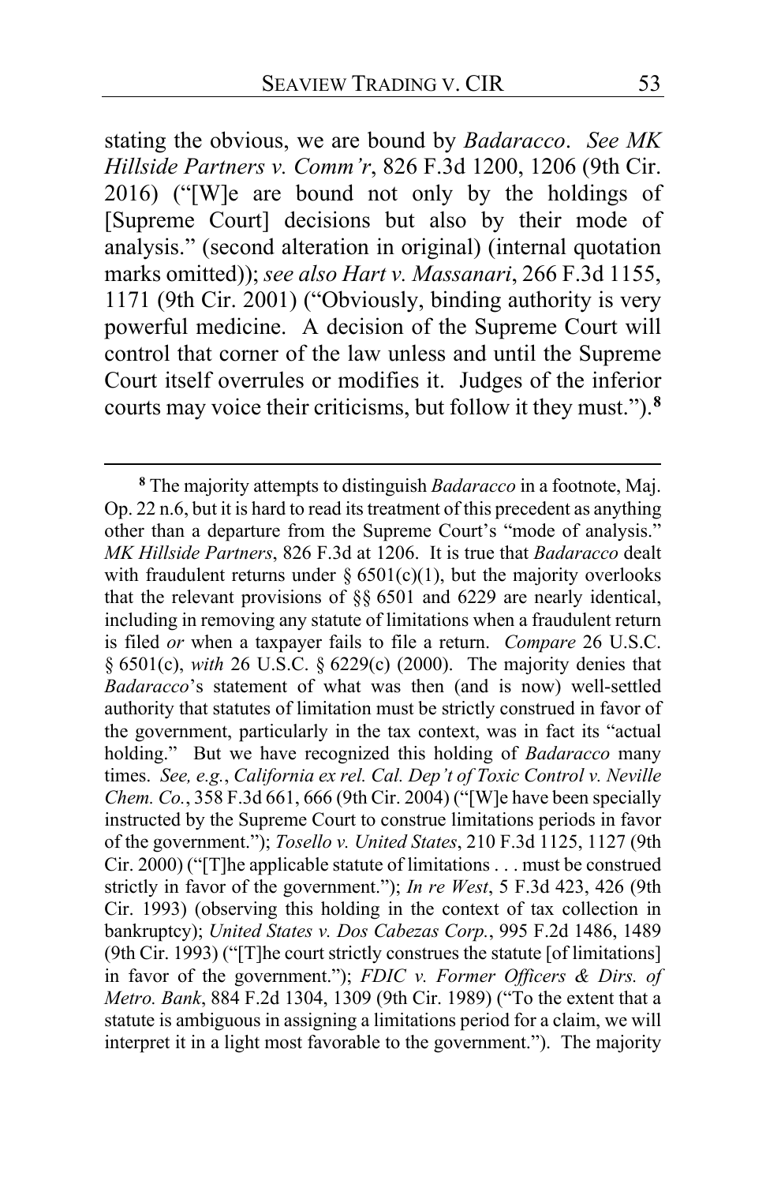stating the obvious, we are bound by *Badaracco*. *See MK Hillside Partners v. Comm'r*, 826 F.3d 1200, 1206 (9th Cir. 2016) ("[W]e are bound not only by the holdings of [Supreme Court] decisions but also by their mode of analysis." (second alteration in original) (internal quotation marks omitted)); *see also Hart v. Massanari*, 266 F.3d 1155, 1171 (9th Cir. 2001) ("Obviously, binding authority is very powerful medicine. A decision of the Supreme Court will control that corner of the law unless and until the Supreme Court itself overrules or modifies it. Judges of the inferior courts may voice their criticisms, but follow it they must.").[8]

---

[8] The majority attempts to distinguish *Badaracco* in a footnote, Maj. Op. 22 n.6, but it is hard to read its treatment of this precedent as anything other than a departure from the Supreme Court's "mode of analysis." *MK Hillside Partners*, 826 F.3d at 1206. It is true that *Badaracco* dealt with fraudulent returns under § 6501(c)(1), but the majority overlooks that the relevant provisions of §§ 6501 and 6229 are nearly identical, including in removing any statute of limitations when a fraudulent return is filed *or* when a taxpayer fails to file a return. *Compare* 26 U.S.C. § 6501(c), *with* 26 U.S.C. § 6229(c) (2000). The majority denies that *Badaracco*'s statement of what was then (and is now) well-settled authority that statutes of limitation must be strictly construed in favor of the government, particularly in the tax context, was in fact its "actual holding." But we have recognized this holding of *Badaracco* many times. *See, e.g.*, *California ex rel. Cal. Dep't of Toxic Control v. Neville Chem. Co.*, 358 F.3d 661, 666 (9th Cir. 2004) ("[W]e have been specially instructed by the Supreme Court to construe limitations periods in favor of the government."); *Tosello v. United States*, 210 F.3d 1125, 1127 (9th Cir. 2000) ("[T]he applicable statute of limitations . . . must be construed strictly in favor of the government."); *In re West*, 5 F.3d 423, 426 (9th Cir. 1993) (observing this holding in the context of tax collection in bankruptcy); *United States v. Dos Cabezas Corp.*, 995 F.2d 1486, 1489 (9th Cir. 1993) ("[T]he court strictly construes the statute [of limitations] in favor of the government."); *FDIC v. Former Officers & Dirs. of Metro. Bank*, 884 F.2d 1304, 1309 (9th Cir. 1989) ("To the extent that a statute is ambiguous in assigning a limitations period for a claim, we will interpret it in a light most favorable to the government."). The majority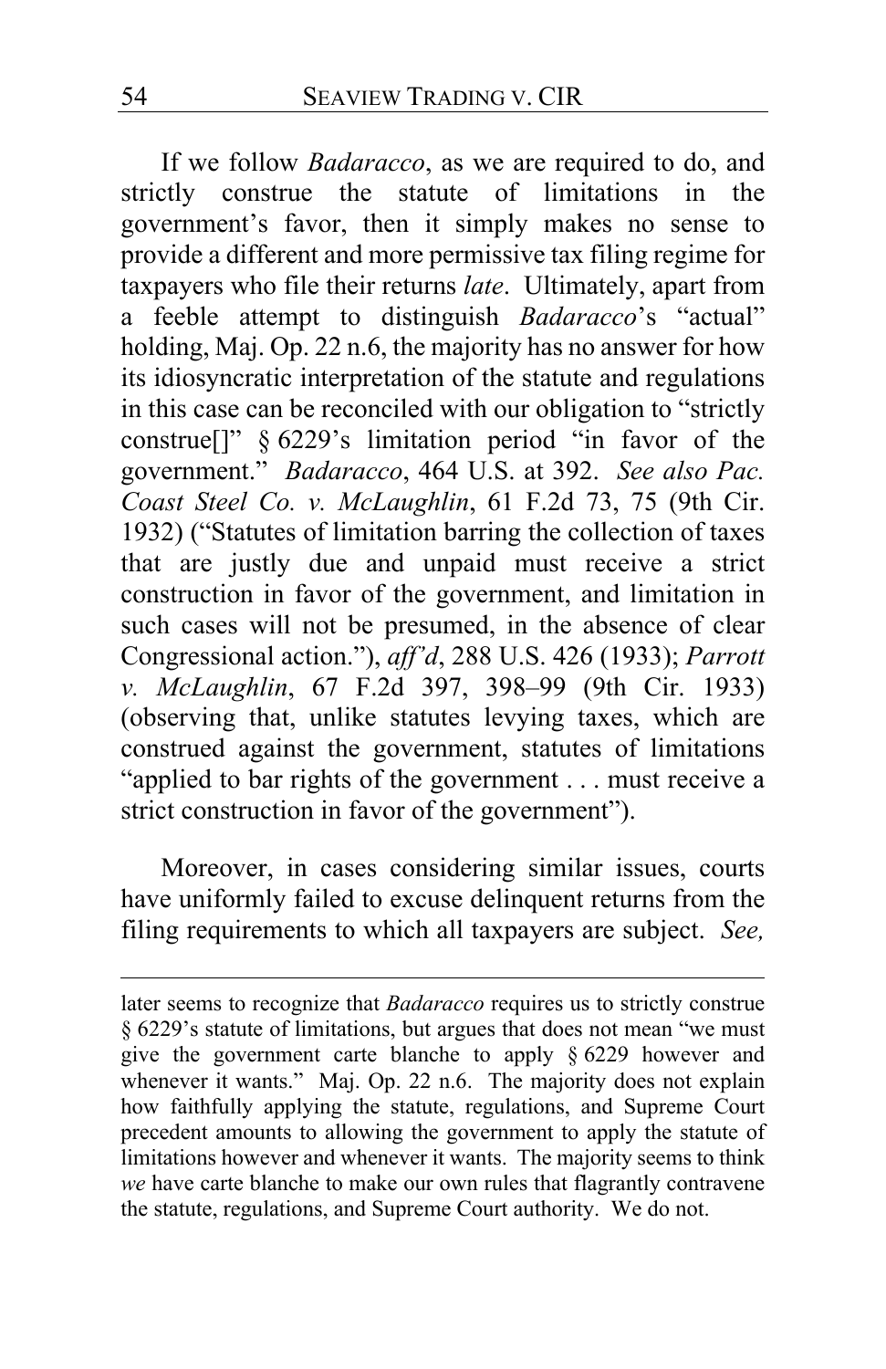If we follow *Badaracco*, as we are required to do, and strictly construe the statute of limitations in the government's favor, then it simply makes no sense to provide a different and more permissive tax filing regime for taxpayers who file their returns *late*. Ultimately, apart from a feeble attempt to distinguish *Badaracco*'s "actual" holding, Maj. Op. 22 n.6, the majority has no answer for how its idiosyncratic interpretation of the statute and regulations in this case can be reconciled with our obligation to "strictly construe[]" § 6229's limitation period "in favor of the government." *Badaracco*, 464 U.S. at 392. *See also Pac. Coast Steel Co. v. McLaughlin*, 61 F.2d 73, 75 (9th Cir. 1932) ("Statutes of limitation barring the collection of taxes that are justly due and unpaid must receive a strict construction in favor of the government, and limitation in such cases will not be presumed, in the absence of clear Congressional action."), *aff'd*, 288 U.S. 426 (1933); *Parrott v. McLaughlin*, 67 F.2d 397, 398–99 (9th Cir. 1933) (observing that, unlike statutes levying taxes, which are construed against the government, statutes of limitations "applied to bar rights of the government . . . must receive a strict construction in favor of the government").

Moreover, in cases considering similar issues, courts have uniformly failed to excuse delinquent returns from the filing requirements to which all taxpayers are subject. *See,*

---

later seems to recognize that *Badaracco* requires us to strictly construe § 6229's statute of limitations, but argues that does not mean "we must give the government carte blanche to apply § 6229 however and whenever it wants." Maj. Op. 22 n.6. The majority does not explain how faithfully applying the statute, regulations, and Supreme Court precedent amounts to allowing the government to apply the statute of limitations however and whenever it wants. The majority seems to think *we* have carte blanche to make our own rules that flagrantly contravene the statute, regulations, and Supreme Court authority. We do not.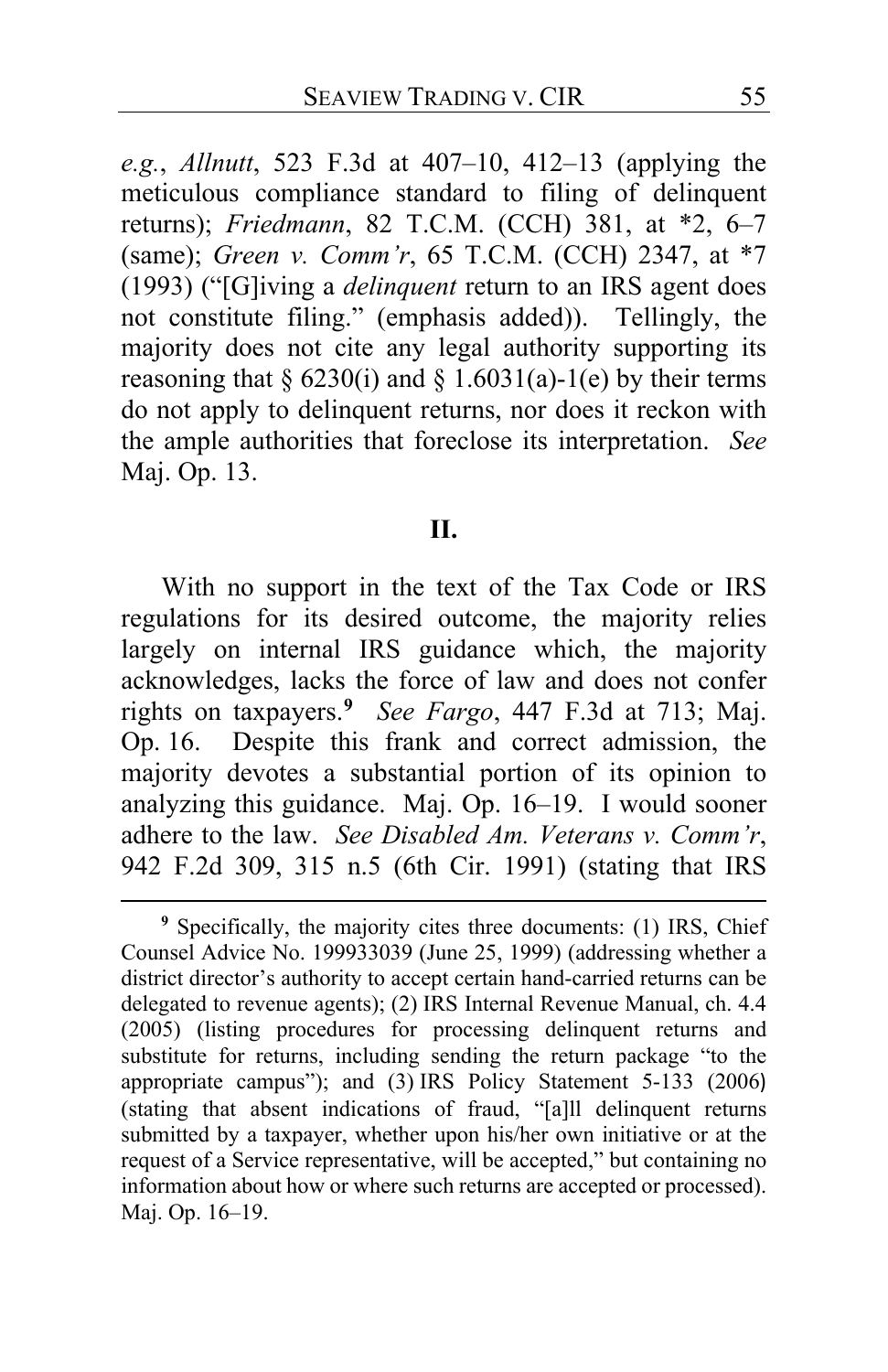*e.g.*, *Allnutt*, 523 F.3d at 407–10, 412–13 (applying the meticulous compliance standard to filing of delinquent returns); *Friedmann*, 82 T.C.M. (CCH) 381, at *2, 6–7 (same); *Green v. Comm'r*, 65 T.C.M. (CCH) 2347, at *7 (1993) ("[G]iving a *delinquent* return to an IRS agent does not constitute filing." (emphasis added)). Tellingly, the majority does not cite any legal authority supporting its reasoning that § 6230(i) and § 1.6031(a)-1(e) by their terms do not apply to delinquent returns, nor does it reckon with the ample authorities that foreclose its interpretation. *See* Maj. Op. 13.

## II.

With no support in the text of the Tax Code or IRS regulations for its desired outcome, the majority relies largely on internal IRS guidance which, the majority acknowledges, lacks the force of law and does not confer rights on taxpayers.[9] *See Fargo*, 447 F.3d at 713; Maj. Op. 16. Despite this frank and correct admission, the majority devotes a substantial portion of its opinion to analyzing this guidance. Maj. Op. 16–19. I would sooner adhere to the law. *See Disabled Am. Veterans v. Comm'r*, 942 F.2d 309, 315 n.5 (6th Cir. 1991) (stating that IRS

---

[9] Specifically, the majority cites three documents: (1) IRS, Chief Counsel Advice No. 199933039 (June 25, 1999) (addressing whether a district director's authority to accept certain hand-carried returns can be delegated to revenue agents); (2) IRS Internal Revenue Manual, ch. 4.4 (2005) (listing procedures for processing delinquent returns and substitute for returns, including sending the return package "to the appropriate campus"); and (3) IRS Policy Statement 5-133 (2006) (stating that absent indications of fraud, "[a]ll delinquent returns submitted by a taxpayer, whether upon his/her own initiative or at the request of a Service representative, will be accepted," but containing no information about how or where such returns are accepted or processed). Maj. Op. 16–19.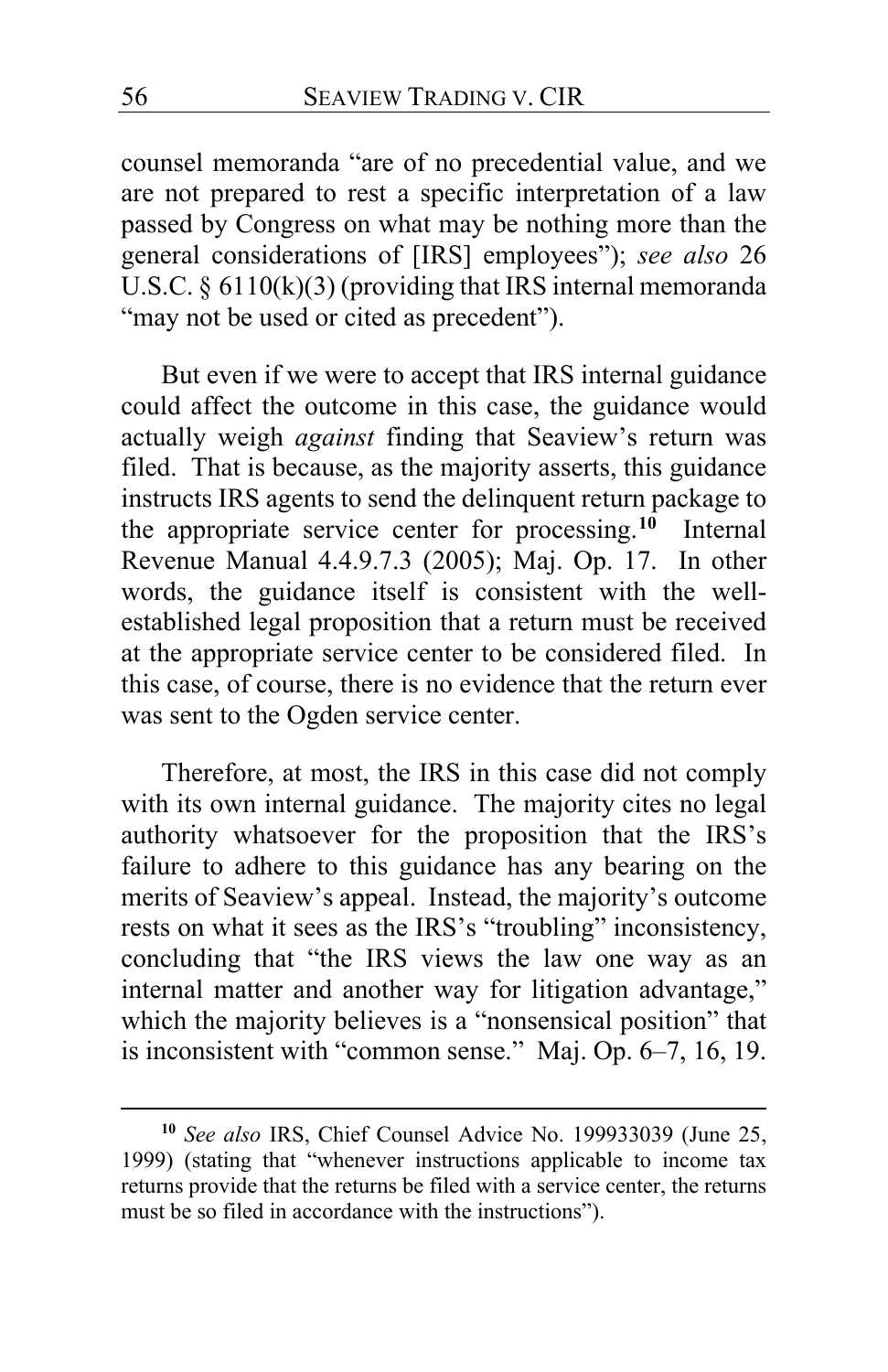counsel memoranda "are of no precedential value, and we are not prepared to rest a specific interpretation of a law passed by Congress on what may be nothing more than the general considerations of [IRS] employees"); *see also* 26 U.S.C. § 6110(k)(3) (providing that IRS internal memoranda "may not be used or cited as precedent").

But even if we were to accept that IRS internal guidance could affect the outcome in this case, the guidance would actually weigh *against* finding that Seaview's return was filed. That is because, as the majority asserts, this guidance instructs IRS agents to send the delinquent return package to the appropriate service center for processing.[10] Internal Revenue Manual 4.4.9.7.3 (2005); Maj. Op. 17. In other words, the guidance itself is consistent with the well-established legal proposition that a return must be received at the appropriate service center to be considered filed. In this case, of course, there is no evidence that the return ever was sent to the Ogden service center.

Therefore, at most, the IRS in this case did not comply with its own internal guidance. The majority cites no legal authority whatsoever for the proposition that the IRS's failure to adhere to this guidance has any bearing on the merits of Seaview's appeal. Instead, the majority's outcome rests on what it sees as the IRS's "troubling" inconsistency, concluding that "the IRS views the law one way as an internal matter and another way for litigation advantage," which the majority believes is a "nonsensical position" that is inconsistent with "common sense." Maj. Op. 6–7, 16, 19.

[10] *See also* IRS, Chief Counsel Advice No. 199933039 (June 25, 1999) (stating that "whenever instructions applicable to income tax returns provide that the returns be filed with a service center, the returns must be so filed in accordance with the instructions").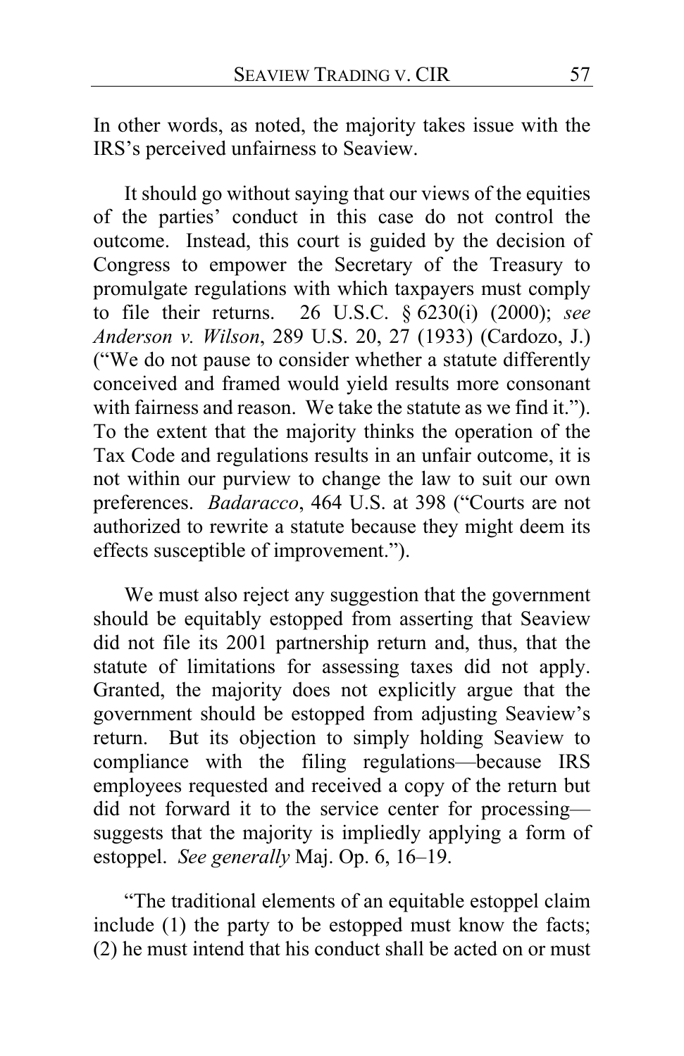In other words, as noted, the majority takes issue with the IRS's perceived unfairness to Seaview.

It should go without saying that our views of the equities of the parties' conduct in this case do not control the outcome. Instead, this court is guided by the decision of Congress to empower the Secretary of the Treasury to promulgate regulations with which taxpayers must comply to file their returns. 26 U.S.C. § 6230(i) (2000); *see Anderson v. Wilson*, 289 U.S. 20, 27 (1933) (Cardozo, J.) ("We do not pause to consider whether a statute differently conceived and framed would yield results more consonant with fairness and reason. We take the statute as we find it."). To the extent that the majority thinks the operation of the Tax Code and regulations results in an unfair outcome, it is not within our purview to change the law to suit our own preferences. *Badaracco*, 464 U.S. at 398 ("Courts are not authorized to rewrite a statute because they might deem its effects susceptible of improvement.").

We must also reject any suggestion that the government should be equitably estopped from asserting that Seaview did not file its 2001 partnership return and, thus, that the statute of limitations for assessing taxes did not apply. Granted, the majority does not explicitly argue that the government should be estopped from adjusting Seaview's return. But its objection to simply holding Seaview to compliance with the filing regulations—because IRS employees requested and received a copy of the return but did not forward it to the service center for processing—suggests that the majority is impliedly applying a form of estoppel. *See generally* Maj. Op. 6, 16–19.

"The traditional elements of an equitable estoppel claim include (1) the party to be estopped must know the facts; (2) he must intend that his conduct shall be acted on or must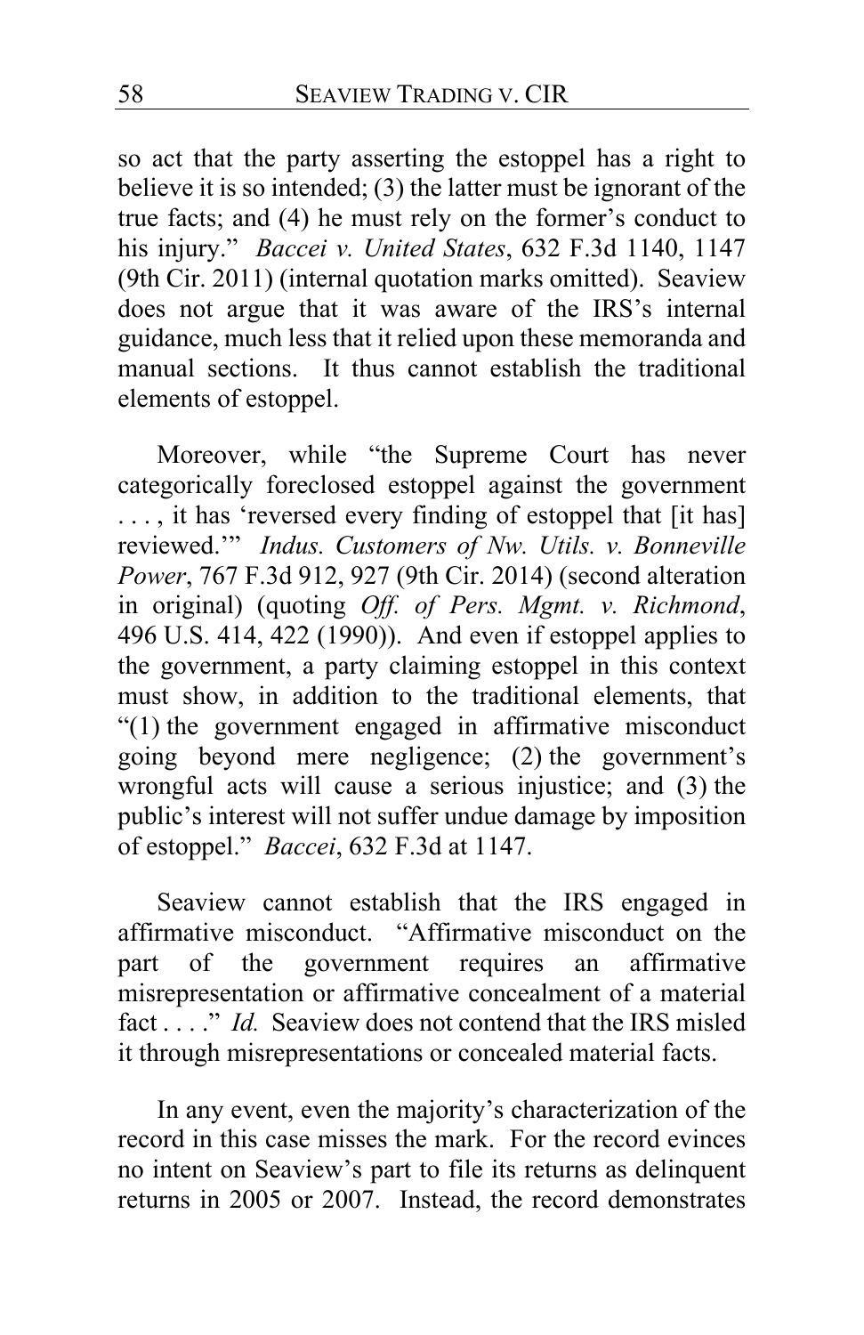so act that the party asserting the estoppel has a right to believe it is so intended; (3) the latter must be ignorant of the true facts; and (4) he must rely on the former's conduct to his injury." *Baccei v. United States*, 632 F.3d 1140, 1147 (9th Cir. 2011) (internal quotation marks omitted). Seaview does not argue that it was aware of the IRS's internal guidance, much less that it relied upon these memoranda and manual sections. It thus cannot establish the traditional elements of estoppel.

Moreover, while "the Supreme Court has never categorically foreclosed estoppel against the government . . . , it has 'reversed every finding of estoppel that [it has] reviewed.'" *Indus. Customers of Nw. Utils. v. Bonneville Power*, 767 F.3d 912, 927 (9th Cir. 2014) (second alteration in original) (quoting *Off. of Pers. Mgmt. v. Richmond*, 496 U.S. 414, 422 (1990)). And even if estoppel applies to the government, a party claiming estoppel in this context must show, in addition to the traditional elements, that "(1) the government engaged in affirmative misconduct going beyond mere negligence; (2) the government's wrongful acts will cause a serious injustice; and (3) the public's interest will not suffer undue damage by imposition of estoppel." *Baccei*, 632 F.3d at 1147.

Seaview cannot establish that the IRS engaged in affirmative misconduct. "Affirmative misconduct on the part of the government requires an affirmative misrepresentation or affirmative concealment of a material fact . . . ." *Id.* Seaview does not contend that the IRS misled it through misrepresentations or concealed material facts.

In any event, even the majority's characterization of the record in this case misses the mark. For the record evinces no intent on Seaview's part to file its returns as delinquent returns in 2005 or 2007. Instead, the record demonstrates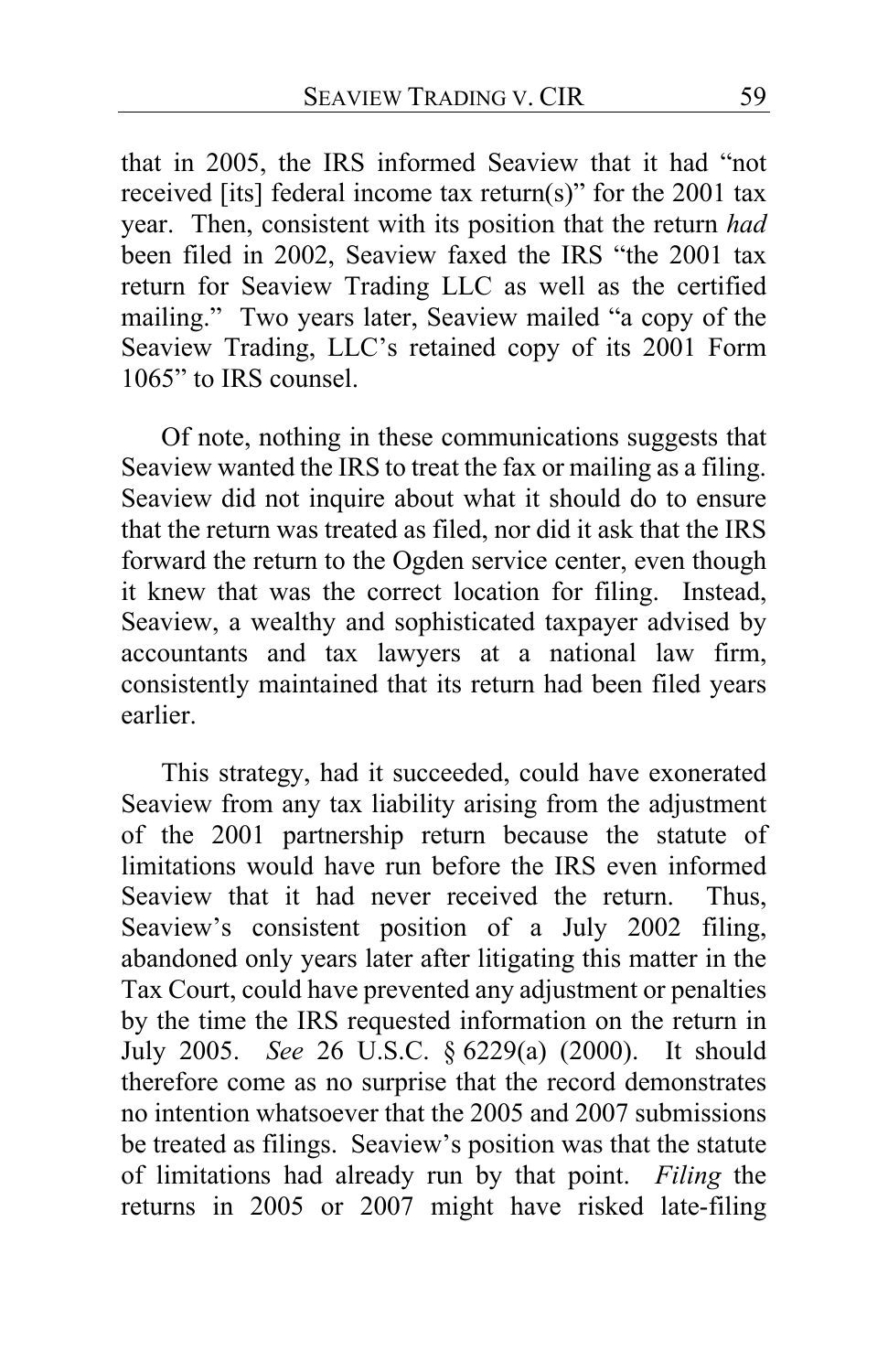that in 2005, the IRS informed Seaview that it had "not received [its] federal income tax return(s)" for the 2001 tax year. Then, consistent with its position that the return *had* been filed in 2002, Seaview faxed the IRS "the 2001 tax return for Seaview Trading LLC as well as the certified mailing." Two years later, Seaview mailed "a copy of the Seaview Trading, LLC's retained copy of its 2001 Form 1065" to IRS counsel.

Of note, nothing in these communications suggests that Seaview wanted the IRS to treat the fax or mailing as a filing. Seaview did not inquire about what it should do to ensure that the return was treated as filed, nor did it ask that the IRS forward the return to the Ogden service center, even though it knew that was the correct location for filing. Instead, Seaview, a wealthy and sophisticated taxpayer advised by accountants and tax lawyers at a national law firm, consistently maintained that its return had been filed years earlier.

This strategy, had it succeeded, could have exonerated Seaview from any tax liability arising from the adjustment of the 2001 partnership return because the statute of limitations would have run before the IRS even informed Seaview that it had never received the return. Thus, Seaview's consistent position of a July 2002 filing, abandoned only years later after litigating this matter in the Tax Court, could have prevented any adjustment or penalties by the time the IRS requested information on the return in July 2005. *See* 26 U.S.C. § 6229(a) (2000). It should therefore come as no surprise that the record demonstrates no intention whatsoever that the 2005 and 2007 submissions be treated as filings. Seaview's position was that the statute of limitations had already run by that point. *Filing* the returns in 2005 or 2007 might have risked late-filing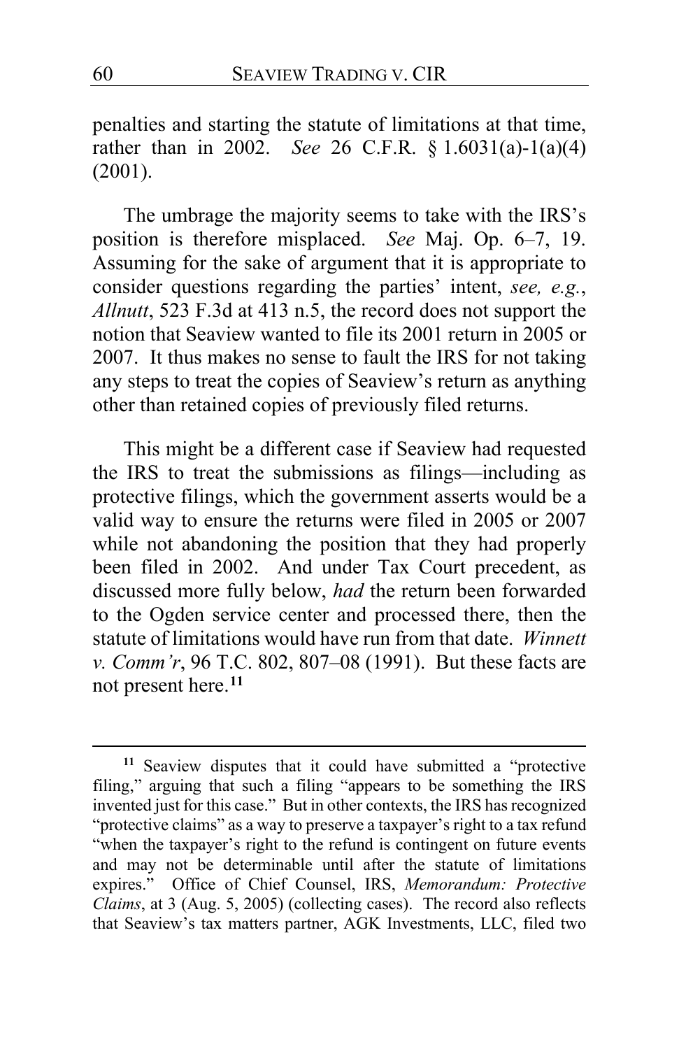penalties and starting the statute of limitations at that time, rather than in 2002. *See* 26 C.F.R. § 1.6031(a)-1(a)(4) (2001).

The umbrage the majority seems to take with the IRS's position is therefore misplaced. *See* Maj. Op. 6–7, 19. Assuming for the sake of argument that it is appropriate to consider questions regarding the parties' intent, *see, e.g.*, *Allnutt*, 523 F.3d at 413 n.5, the record does not support the notion that Seaview wanted to file its 2001 return in 2005 or 2007. It thus makes no sense to fault the IRS for not taking any steps to treat the copies of Seaview's return as anything other than retained copies of previously filed returns.

This might be a different case if Seaview had requested the IRS to treat the submissions as filings—including as protective filings, which the government asserts would be a valid way to ensure the returns were filed in 2005 or 2007 while not abandoning the position that they had properly been filed in 2002. And under Tax Court precedent, as discussed more fully below, *had* the return been forwarded to the Ogden service center and processed there, then the statute of limitations would have run from that date. *Winnett v. Comm'r*, 96 T.C. 802, 807–08 (1991). But these facts are not present here.[11]

---

[11] Seaview disputes that it could have submitted a "protective filing," arguing that such a filing "appears to be something the IRS invented just for this case." But in other contexts, the IRS has recognized "protective claims" as a way to preserve a taxpayer's right to a tax refund "when the taxpayer's right to the refund is contingent on future events and may not be determinable until after the statute of limitations expires." Office of Chief Counsel, IRS, *Memorandum: Protective Claims*, at 3 (Aug. 5, 2005) (collecting cases). The record also reflects that Seaview's tax matters partner, AGK Investments, LLC, filed two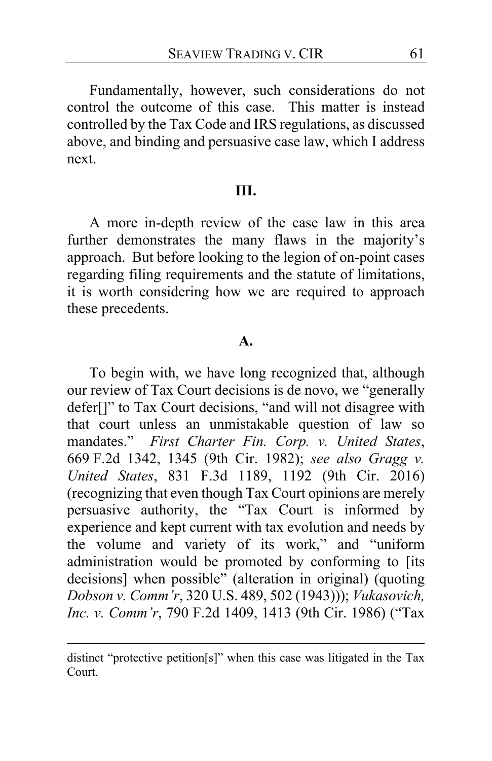Fundamentally, however, such considerations do not control the outcome of this case. This matter is instead controlled by the Tax Code and IRS regulations, as discussed above, and binding and persuasive case law, which I address next.

## III.

A more in-depth review of the case law in this area further demonstrates the many flaws in the majority's approach. But before looking to the legion of on-point cases regarding filing requirements and the statute of limitations, it is worth considering how we are required to approach these precedents.

### A.

To begin with, we have long recognized that, although our review of Tax Court decisions is de novo, we "generally defer[]" to Tax Court decisions, "and will not disagree with that court unless an unmistakable question of law so mandates." *First Charter Fin. Corp. v. United States*, 669 F.2d 1342, 1345 (9th Cir. 1982); *see also Gragg v. United States*, 831 F.3d 1189, 1192 (9th Cir. 2016) (recognizing that even though Tax Court opinions are merely persuasive authority, the "Tax Court is informed by experience and kept current with tax evolution and needs by the volume and variety of its work," and "uniform administration would be promoted by conforming to [its decisions] when possible" (alteration in original) (quoting *Dobson v. Comm'r*, 320 U.S. 489, 502 (1943))); *Vukasovich, Inc. v. Comm'r*, 790 F.2d 1409, 1413 (9th Cir. 1986) ("Tax

---

distinct "protective petition[s]" when this case was litigated in the Tax Court.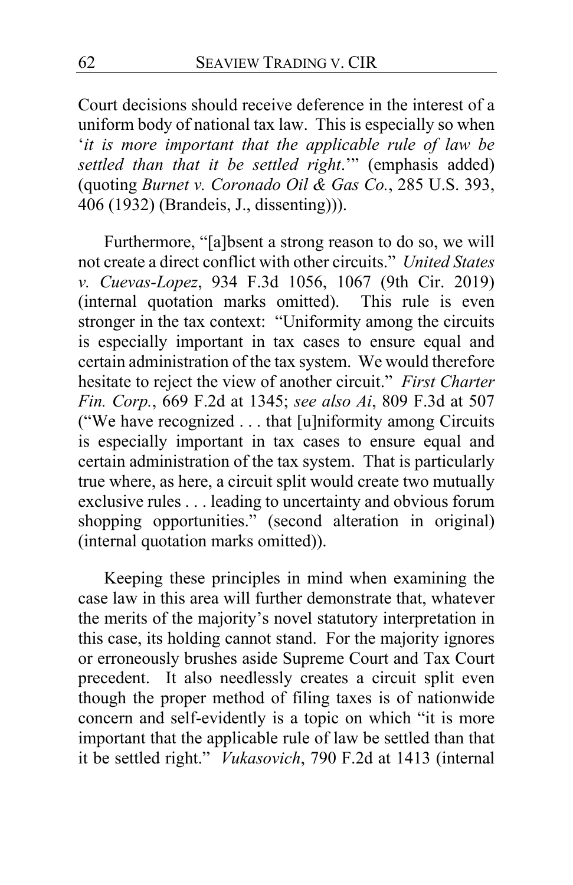Court decisions should receive deference in the interest of a uniform body of national tax law. This is especially so when '*it is more important that the applicable rule of law be settled than that it be settled right*.'" (emphasis added) (quoting *Burnet v. Coronado Oil & Gas Co.*, 285 U.S. 393, 406 (1932) (Brandeis, J., dissenting))).

Furthermore, "[a]bsent a strong reason to do so, we will not create a direct conflict with other circuits." *United States v. Cuevas-Lopez*, 934 F.3d 1056, 1067 (9th Cir. 2019) (internal quotation marks omitted). This rule is even stronger in the tax context: "Uniformity among the circuits is especially important in tax cases to ensure equal and certain administration of the tax system. We would therefore hesitate to reject the view of another circuit." *First Charter Fin. Corp.*, 669 F.2d at 1345; *see also Ai*, 809 F.3d at 507 ("We have recognized . . . that [u]niformity among Circuits is especially important in tax cases to ensure equal and certain administration of the tax system. That is particularly true where, as here, a circuit split would create two mutually exclusive rules . . . leading to uncertainty and obvious forum shopping opportunities." (second alteration in original) (internal quotation marks omitted)).

Keeping these principles in mind when examining the case law in this area will further demonstrate that, whatever the merits of the majority's novel statutory interpretation in this case, its holding cannot stand. For the majority ignores or erroneously brushes aside Supreme Court and Tax Court precedent. It also needlessly creates a circuit split even though the proper method of filing taxes is of nationwide concern and self-evidently is a topic on which "it is more important that the applicable rule of law be settled than that it be settled right." *Vukasovich*, 790 F.2d at 1413 (internal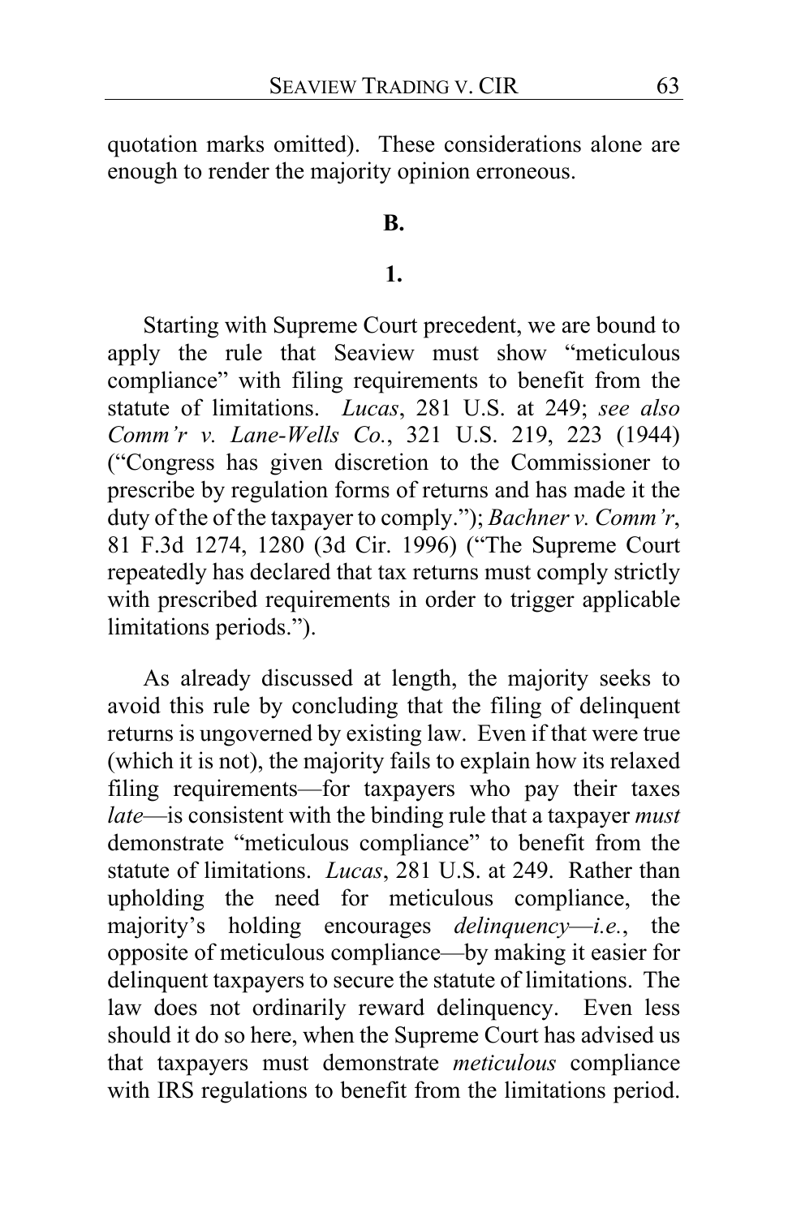quotation marks omitted). These considerations alone are enough to render the majority opinion erroneous.

**B.**

**1.**

Starting with Supreme Court precedent, we are bound to apply the rule that Seaview must show "meticulous compliance" with filing requirements to benefit from the statute of limitations. *Lucas*, 281 U.S. at 249; *see also Comm'r v. Lane-Wells Co.*, 321 U.S. 219, 223 (1944) ("Congress has given discretion to the Commissioner to prescribe by regulation forms of returns and has made it the duty of the of the taxpayer to comply."); *Bachner v. Comm'r*, 81 F.3d 1274, 1280 (3d Cir. 1996) ("The Supreme Court repeatedly has declared that tax returns must comply strictly with prescribed requirements in order to trigger applicable limitations periods.").

As already discussed at length, the majority seeks to avoid this rule by concluding that the filing of delinquent returns is ungoverned by existing law. Even if that were true (which it is not), the majority fails to explain how its relaxed filing requirements—for taxpayers who pay their taxes *late*—is consistent with the binding rule that a taxpayer *must* demonstrate "meticulous compliance" to benefit from the statute of limitations. *Lucas*, 281 U.S. at 249. Rather than upholding the need for meticulous compliance, the majority's holding encourages *delinquency*—*i.e.*, the opposite of meticulous compliance—by making it easier for delinquent taxpayers to secure the statute of limitations. The law does not ordinarily reward delinquency. Even less should it do so here, when the Supreme Court has advised us that taxpayers must demonstrate *meticulous* compliance with IRS regulations to benefit from the limitations period.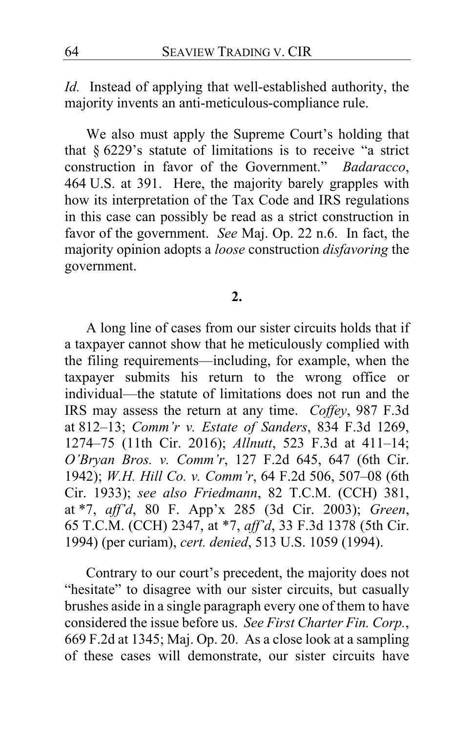*Id.* Instead of applying that well-established authority, the majority invents an anti-meticulous-compliance rule.

We also must apply the Supreme Court's holding that that § 6229's statute of limitations is to receive "a strict construction in favor of the Government." *Badaracco*, 464 U.S. at 391. Here, the majority barely grapples with how its interpretation of the Tax Code and IRS regulations in this case can possibly be read as a strict construction in favor of the government. *See* Maj. Op. 22 n.6. In fact, the majority opinion adopts a *loose* construction *disfavoring* the government.

**2.**

A long line of cases from our sister circuits holds that if a taxpayer cannot show that he meticulously complied with the filing requirements—including, for example, when the taxpayer submits his return to the wrong office or individual—the statute of limitations does not run and the IRS may assess the return at any time. *Coffey*, 987 F.3d at 812–13; *Comm'r v. Estate of Sanders*, 834 F.3d 1269, 1274–75 (11th Cir. 2016); *Allnutt*, 523 F.3d at 411–14; *O'Bryan Bros. v. Comm'r*, 127 F.2d 645, 647 (6th Cir. 1942); *W.H. Hill Co. v. Comm'r*, 64 F.2d 506, 507–08 (6th Cir. 1933); *see also Friedmann*, 82 T.C.M. (CCH) 381, at *7, *aff'd*, 80 F. App'x 285 (3d Cir. 2003); *Green*, 65 T.C.M. (CCH) 2347, at *7, *aff'd*, 33 F.3d 1378 (5th Cir. 1994) (per curiam), *cert. denied*, 513 U.S. 1059 (1994).

Contrary to our court's precedent, the majority does not "hesitate" to disagree with our sister circuits, but casually brushes aside in a single paragraph every one of them to have considered the issue before us. *See First Charter Fin. Corp.*, 669 F.2d at 1345; Maj. Op. 20. As a close look at a sampling of these cases will demonstrate, our sister circuits have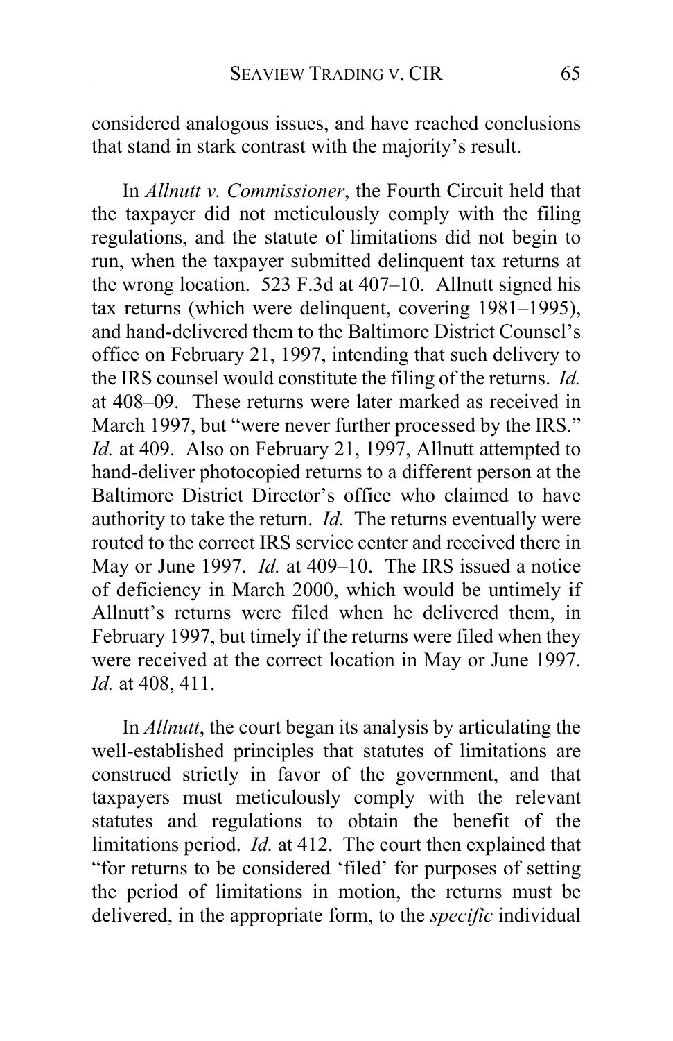considered analogous issues, and have reached conclusions that stand in stark contrast with the majority's result.

In *Allnutt v. Commissioner*, the Fourth Circuit held that the taxpayer did not meticulously comply with the filing regulations, and the statute of limitations did not begin to run, when the taxpayer submitted delinquent tax returns at the wrong location. 523 F.3d at 407–10. Allnutt signed his tax returns (which were delinquent, covering 1981–1995), and hand-delivered them to the Baltimore District Counsel's office on February 21, 1997, intending that such delivery to the IRS counsel would constitute the filing of the returns. *Id.* at 408–09. These returns were later marked as received in March 1997, but "were never further processed by the IRS." *Id.* at 409. Also on February 21, 1997, Allnutt attempted to hand-deliver photocopied returns to a different person at the Baltimore District Director's office who claimed to have authority to take the return. *Id.* The returns eventually were routed to the correct IRS service center and received there in May or June 1997. *Id.* at 409–10. The IRS issued a notice of deficiency in March 2000, which would be untimely if Allnutt's returns were filed when he delivered them, in February 1997, but timely if the returns were filed when they were received at the correct location in May or June 1997. *Id.* at 408, 411.

In *Allnutt*, the court began its analysis by articulating the well-established principles that statutes of limitations are construed strictly in favor of the government, and that taxpayers must meticulously comply with the relevant statutes and regulations to obtain the benefit of the limitations period. *Id.* at 412. The court then explained that "for returns to be considered 'filed' for purposes of setting the period of limitations in motion, the returns must be delivered, in the appropriate form, to the *specific* individual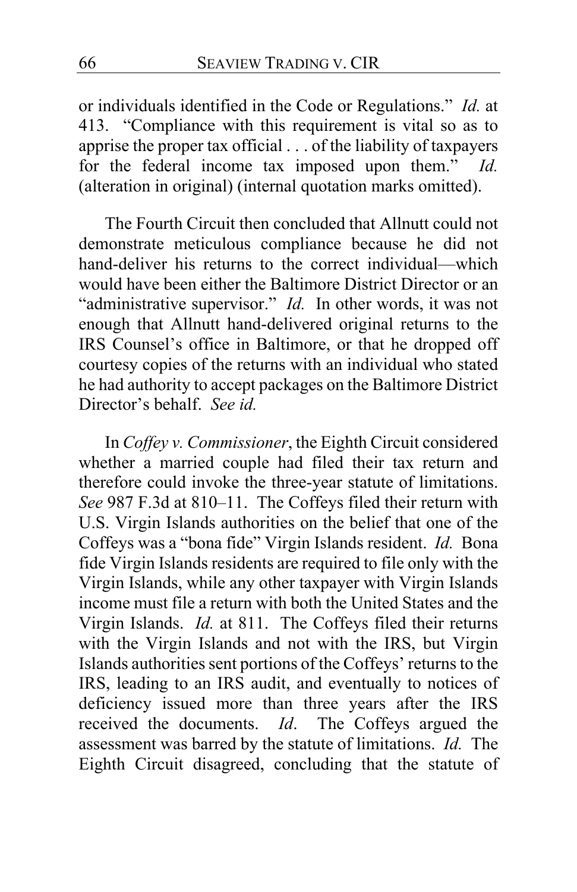or individuals identified in the Code or Regulations." *Id.* at 413. "Compliance with this requirement is vital so as to apprise the proper tax official . . . of the liability of taxpayers for the federal income tax imposed upon them." *Id.* (alteration in original) (internal quotation marks omitted).

The Fourth Circuit then concluded that Allnutt could not demonstrate meticulous compliance because he did not hand-deliver his returns to the correct individual—which would have been either the Baltimore District Director or an "administrative supervisor." *Id.* In other words, it was not enough that Allnutt hand-delivered original returns to the IRS Counsel's office in Baltimore, or that he dropped off courtesy copies of the returns with an individual who stated he had authority to accept packages on the Baltimore District Director's behalf. *See id.*

In *Coffey v. Commissioner*, the Eighth Circuit considered whether a married couple had filed their tax return and therefore could invoke the three-year statute of limitations. *See* 987 F.3d at 810–11. The Coffeys filed their return with U.S. Virgin Islands authorities on the belief that one of the Coffeys was a "bona fide" Virgin Islands resident. *Id.* Bona fide Virgin Islands residents are required to file only with the Virgin Islands, while any other taxpayer with Virgin Islands income must file a return with both the United States and the Virgin Islands. *Id.* at 811. The Coffeys filed their returns with the Virgin Islands and not with the IRS, but Virgin Islands authorities sent portions of the Coffeys' returns to the IRS, leading to an IRS audit, and eventually to notices of deficiency issued more than three years after the IRS received the documents. *Id*. The Coffeys argued the assessment was barred by the statute of limitations. *Id.* The Eighth Circuit disagreed, concluding that the statute of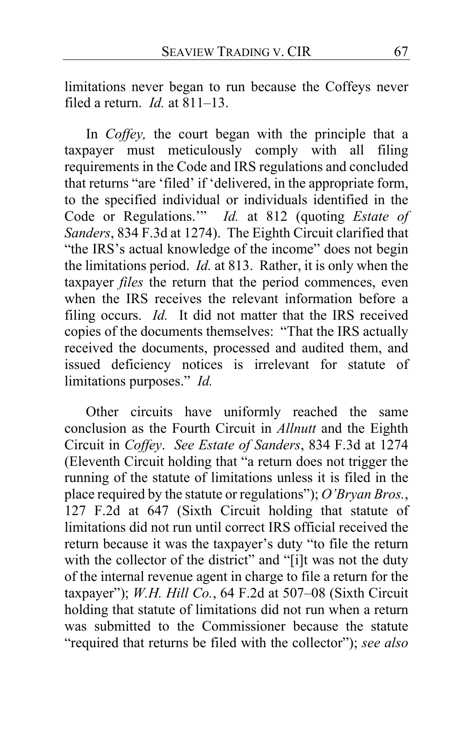limitations never began to run because the Coffeys never filed a return. *Id.* at 811–13.

In *Coffey,* the court began with the principle that a taxpayer must meticulously comply with all filing requirements in the Code and IRS regulations and concluded that returns "are 'filed' if 'delivered, in the appropriate form, to the specified individual or individuals identified in the Code or Regulations.'" *Id.* at 812 (quoting *Estate of Sanders*, 834 F.3d at 1274). The Eighth Circuit clarified that "the IRS's actual knowledge of the income" does not begin the limitations period. *Id.* at 813. Rather, it is only when the taxpayer *files* the return that the period commences, even when the IRS receives the relevant information before a filing occurs. *Id.* It did not matter that the IRS received copies of the documents themselves: "That the IRS actually received the documents, processed and audited them, and issued deficiency notices is irrelevant for statute of limitations purposes." *Id.*

Other circuits have uniformly reached the same conclusion as the Fourth Circuit in *Allnutt* and the Eighth Circuit in *Coffey*. *See Estate of Sanders*, 834 F.3d at 1274 (Eleventh Circuit holding that "a return does not trigger the running of the statute of limitations unless it is filed in the place required by the statute or regulations"); *O'Bryan Bros.*, 127 F.2d at 647 (Sixth Circuit holding that statute of limitations did not run until correct IRS official received the return because it was the taxpayer's duty "to file the return with the collector of the district" and "[i]t was not the duty of the internal revenue agent in charge to file a return for the taxpayer"); *W.H. Hill Co.*, 64 F.2d at 507–08 (Sixth Circuit holding that statute of limitations did not run when a return was submitted to the Commissioner because the statute "required that returns be filed with the collector"); *see also*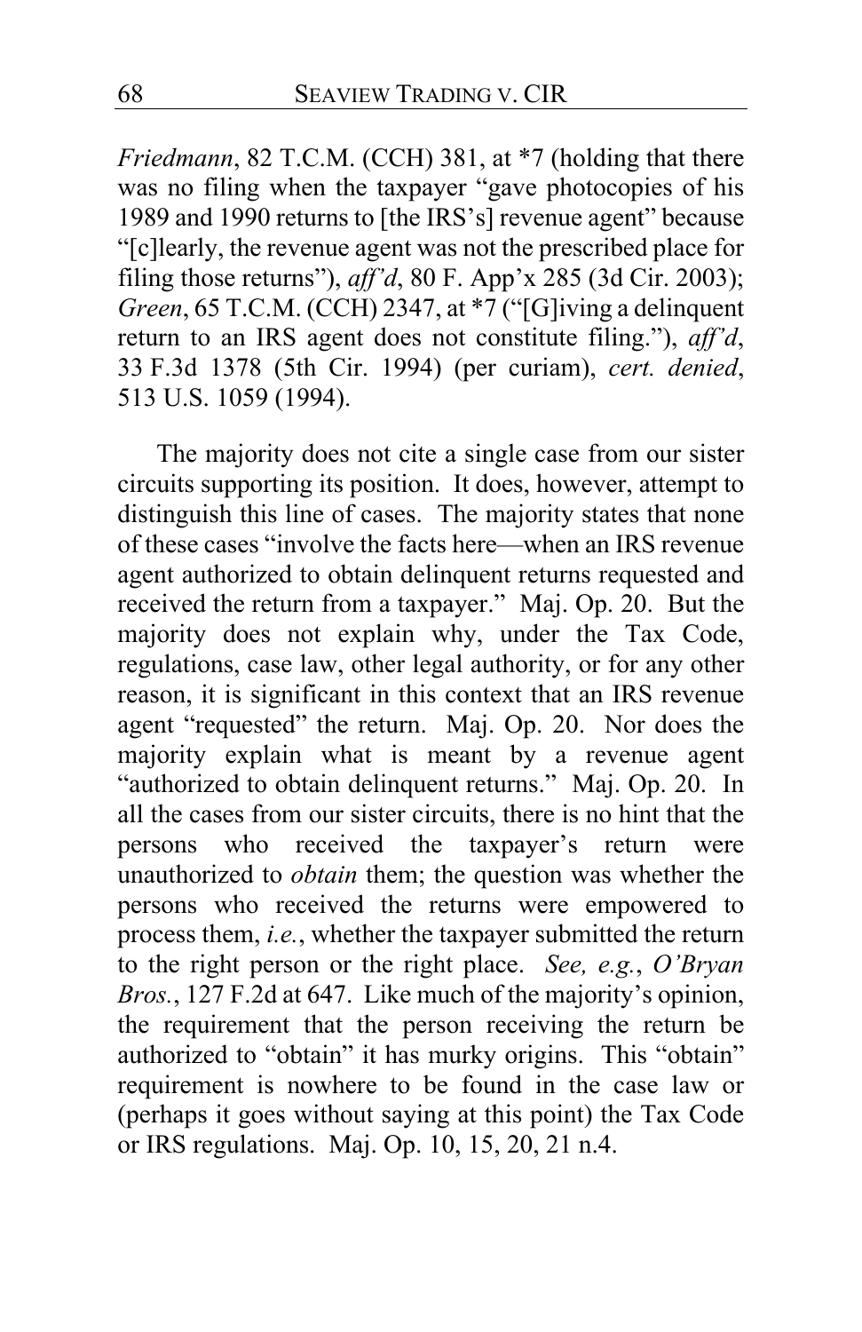*Friedmann*, 82 T.C.M. (CCH) 381, at *7 (holding that there was no filing when the taxpayer "gave photocopies of his 1989 and 1990 returns to [the IRS's] revenue agent" because "[c]learly, the revenue agent was not the prescribed place for filing those returns"), *aff'd*, 80 F. App'x 285 (3d Cir. 2003); *Green*, 65 T.C.M. (CCH) 2347, at *7 ("[G]iving a delinquent return to an IRS agent does not constitute filing."), *aff'd*, 33 F.3d 1378 (5th Cir. 1994) (per curiam), *cert. denied*, 513 U.S. 1059 (1994).

The majority does not cite a single case from our sister circuits supporting its position. It does, however, attempt to distinguish this line of cases. The majority states that none of these cases "involve the facts here—when an IRS revenue agent authorized to obtain delinquent returns requested and received the return from a taxpayer." Maj. Op. 20. But the majority does not explain why, under the Tax Code, regulations, case law, other legal authority, or for any other reason, it is significant in this context that an IRS revenue agent "requested" the return. Maj. Op. 20. Nor does the majority explain what is meant by a revenue agent "authorized to obtain delinquent returns." Maj. Op. 20. In all the cases from our sister circuits, there is no hint that the persons who received the taxpayer's return were unauthorized to *obtain* them; the question was whether the persons who received the returns were empowered to process them, *i.e.*, whether the taxpayer submitted the return to the right person or the right place. *See, e.g.*, *O'Bryan Bros.*, 127 F.2d at 647. Like much of the majority's opinion, the requirement that the person receiving the return be authorized to "obtain" it has murky origins. This "obtain" requirement is nowhere to be found in the case law or (perhaps it goes without saying at this point) the Tax Code or IRS regulations. Maj. Op. 10, 15, 20, 21 n.4.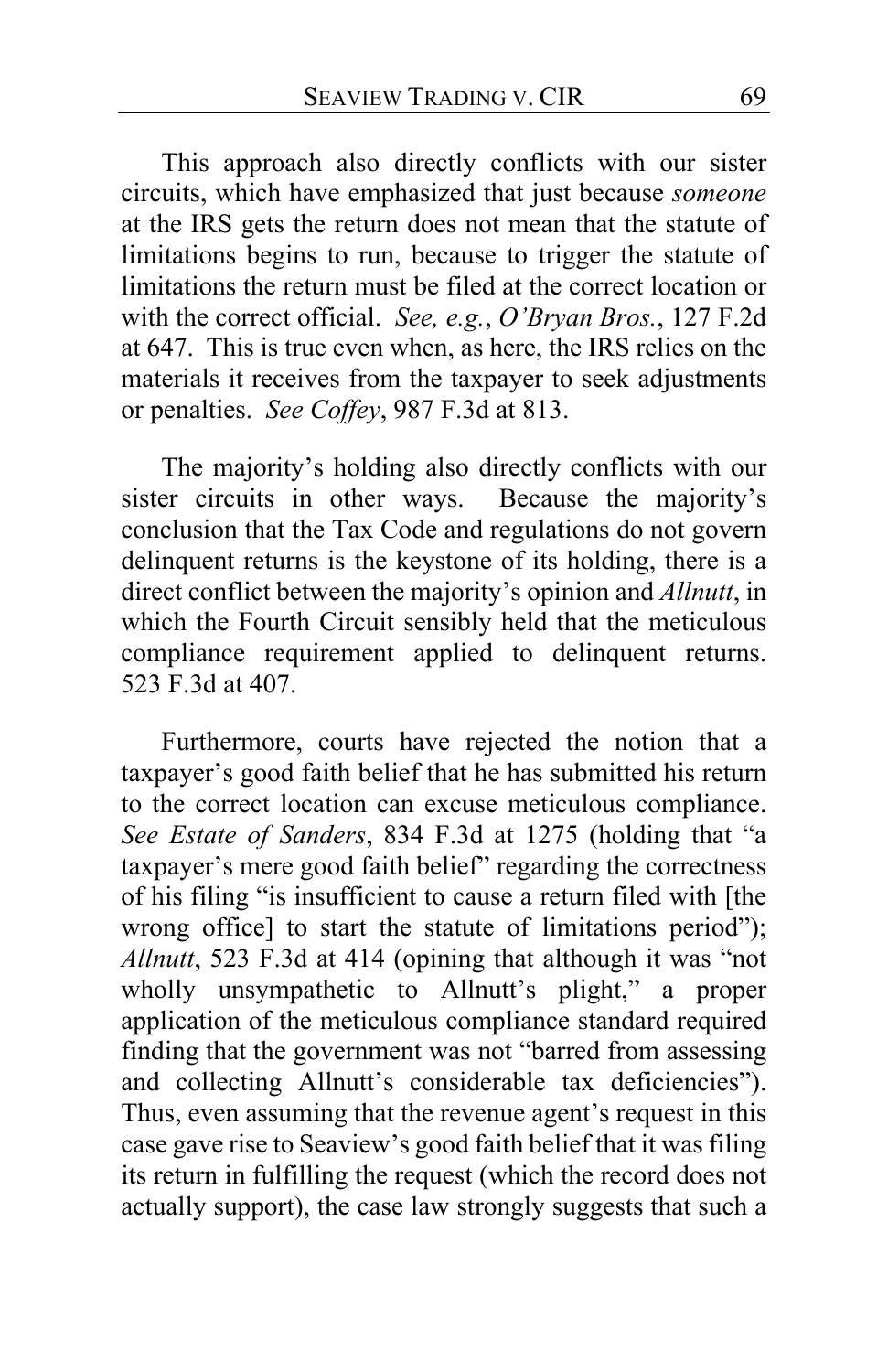This approach also directly conflicts with our sister circuits, which have emphasized that just because *someone* at the IRS gets the return does not mean that the statute of limitations begins to run, because to trigger the statute of limitations the return must be filed at the correct location or with the correct official. *See, e.g.*, *O'Bryan Bros.*, 127 F.2d at 647. This is true even when, as here, the IRS relies on the materials it receives from the taxpayer to seek adjustments or penalties. *See Coffey*, 987 F.3d at 813.

The majority's holding also directly conflicts with our sister circuits in other ways. Because the majority's conclusion that the Tax Code and regulations do not govern delinquent returns is the keystone of its holding, there is a direct conflict between the majority's opinion and *Allnutt*, in which the Fourth Circuit sensibly held that the meticulous compliance requirement applied to delinquent returns. 523 F.3d at 407.

Furthermore, courts have rejected the notion that a taxpayer's good faith belief that he has submitted his return to the correct location can excuse meticulous compliance. *See Estate of Sanders*, 834 F.3d at 1275 (holding that "a taxpayer's mere good faith belief" regarding the correctness of his filing "is insufficient to cause a return filed with [the wrong office] to start the statute of limitations period"); *Allnutt*, 523 F.3d at 414 (opining that although it was "not wholly unsympathetic to Allnutt's plight," a proper application of the meticulous compliance standard required finding that the government was not "barred from assessing and collecting Allnutt's considerable tax deficiencies"). Thus, even assuming that the revenue agent's request in this case gave rise to Seaview's good faith belief that it was filing its return in fulfilling the request (which the record does not actually support), the case law strongly suggests that such a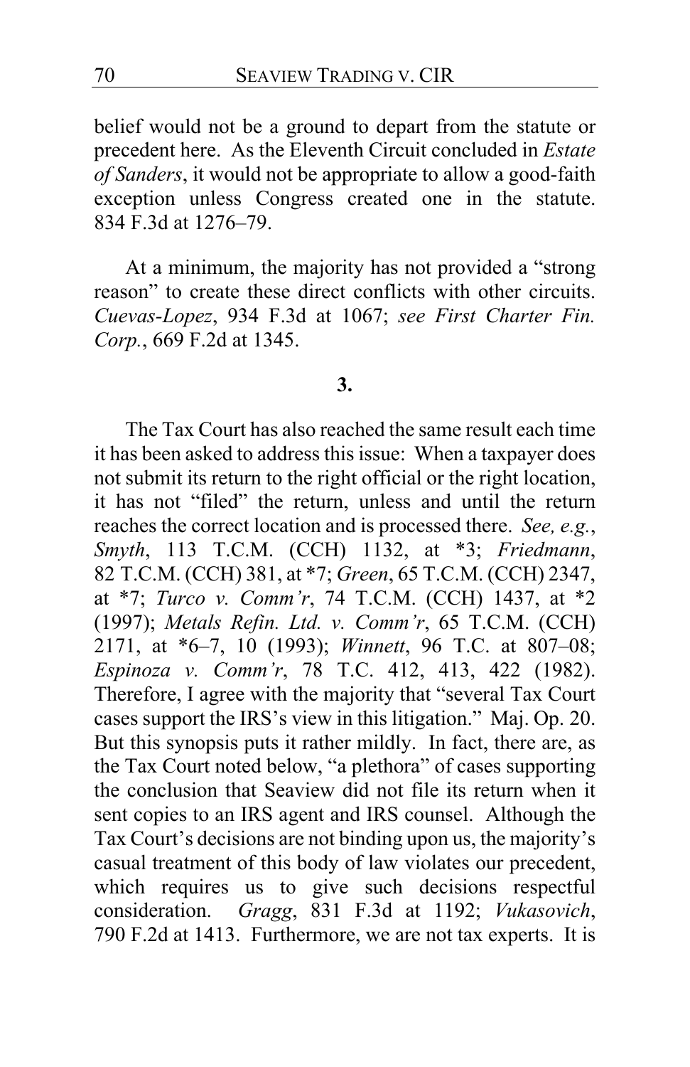belief would not be a ground to depart from the statute or precedent here. As the Eleventh Circuit concluded in *Estate of Sanders*, it would not be appropriate to allow a good-faith exception unless Congress created one in the statute. 834 F.3d at 1276–79.

At a minimum, the majority has not provided a "strong reason" to create these direct conflicts with other circuits. *Cuevas-Lopez*, 934 F.3d at 1067; *see First Charter Fin. Corp.*, 669 F.2d at 1345.

**3.**

The Tax Court has also reached the same result each time it has been asked to address this issue: When a taxpayer does not submit its return to the right official or the right location, it has not "filed" the return, unless and until the return reaches the correct location and is processed there. *See, e.g.*, *Smyth*, 113 T.C.M. (CCH) 1132, at *3; *Friedmann*, 82 T.C.M. (CCH) 381, at *7; *Green*, 65 T.C.M. (CCH) 2347, at *7; *Turco v. Comm'r*, 74 T.C.M. (CCH) 1437, at *2 (1997); *Metals Refin. Ltd. v. Comm'r*, 65 T.C.M. (CCH) 2171, at *6–7, 10 (1993); *Winnett*, 96 T.C. at 807–08; *Espinoza v. Comm'r*, 78 T.C. 412, 413, 422 (1982). Therefore, I agree with the majority that "several Tax Court cases support the IRS's view in this litigation." Maj. Op. 20. But this synopsis puts it rather mildly. In fact, there are, as the Tax Court noted below, "a plethora" of cases supporting the conclusion that Seaview did not file its return when it sent copies to an IRS agent and IRS counsel. Although the Tax Court's decisions are not binding upon us, the majority's casual treatment of this body of law violates our precedent, which requires us to give such decisions respectful consideration. *Gragg*, 831 F.3d at 1192; *Vukasovich*, 790 F.2d at 1413. Furthermore, we are not tax experts. It is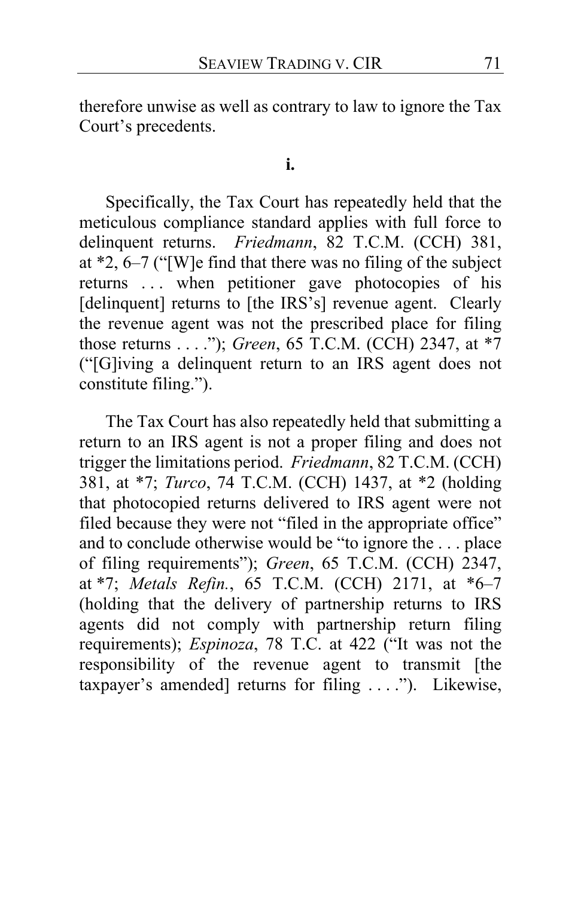therefore unwise as well as contrary to law to ignore the Tax Court's precedents.

**i.**

Specifically, the Tax Court has repeatedly held that the meticulous compliance standard applies with full force to delinquent returns. *Friedmann*, 82 T.C.M. (CCH) 381, at *2, 6–7 ("[W]e find that there was no filing of the subject returns . . . when petitioner gave photocopies of his [delinquent] returns to [the IRS's] revenue agent. Clearly the revenue agent was not the prescribed place for filing those returns . . . ."); *Green*, 65 T.C.M. (CCH) 2347, at *7 ("[G]iving a delinquent return to an IRS agent does not constitute filing.").

The Tax Court has also repeatedly held that submitting a return to an IRS agent is not a proper filing and does not trigger the limitations period. *Friedmann*, 82 T.C.M. (CCH) 381, at *7; *Turco*, 74 T.C.M. (CCH) 1437, at *2 (holding that photocopied returns delivered to IRS agent were not filed because they were not "filed in the appropriate office" and to conclude otherwise would be "to ignore the . . . place of filing requirements"); *Green*, 65 T.C.M. (CCH) 2347, at *7; *Metals Refin.*, 65 T.C.M. (CCH) 2171, at *6–7 (holding that the delivery of partnership returns to IRS agents did not comply with partnership return filing requirements); *Espinoza*, 78 T.C. at 422 ("It was not the responsibility of the revenue agent to transmit [the taxpayer's amended] returns for filing . . . ."). Likewise,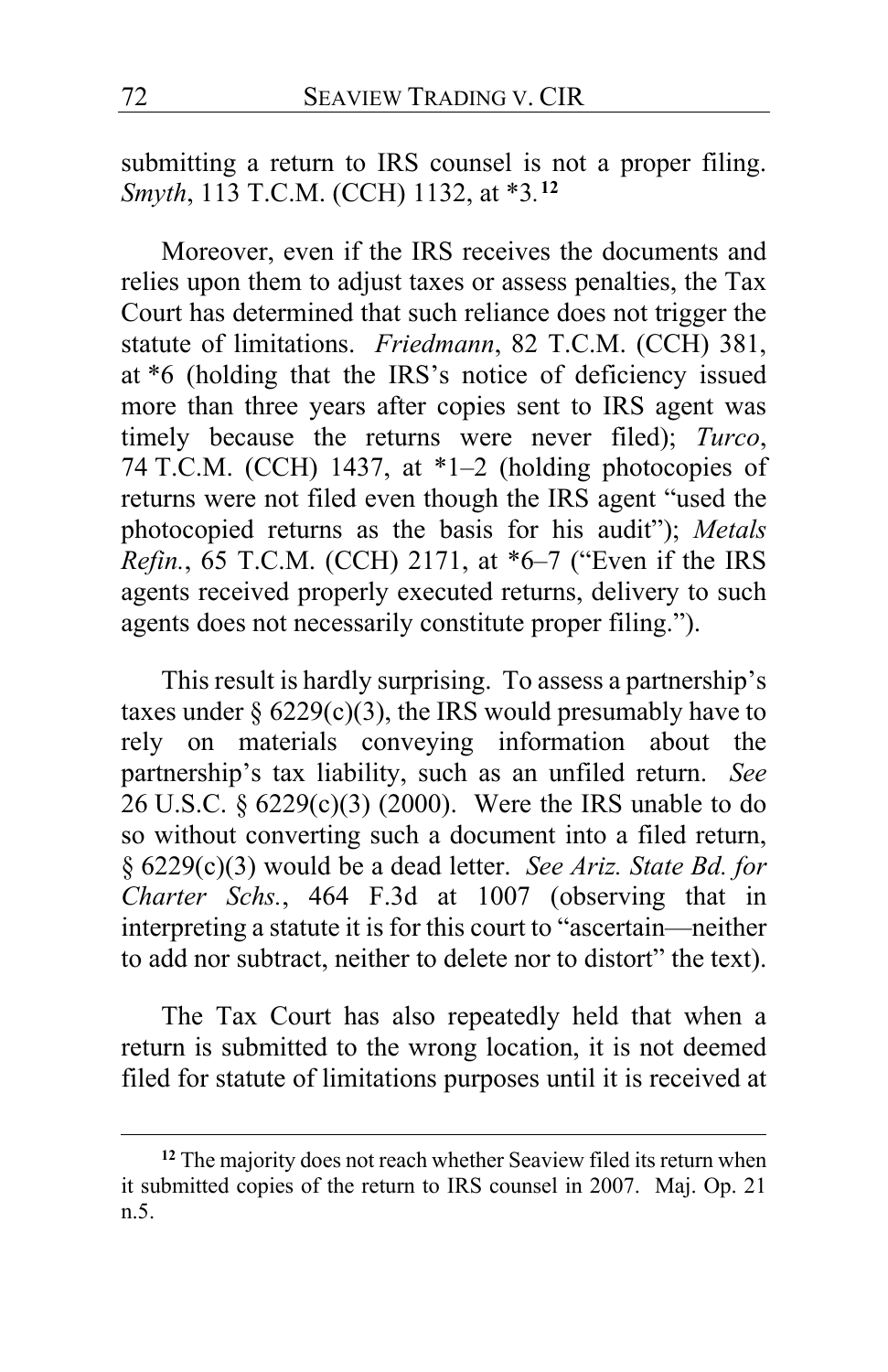submitting a return to IRS counsel is not a proper filing. *Smyth*, 113 T.C.M. (CCH) 1132, at *3.[12]

Moreover, even if the IRS receives the documents and relies upon them to adjust taxes or assess penalties, the Tax Court has determined that such reliance does not trigger the statute of limitations. *Friedmann*, 82 T.C.M. (CCH) 381, at *6 (holding that the IRS's notice of deficiency issued more than three years after copies sent to IRS agent was timely because the returns were never filed); *Turco*, 74 T.C.M. (CCH) 1437, at *1–2 (holding photocopies of returns were not filed even though the IRS agent "used the photocopied returns as the basis for his audit"); *Metals Refin.*, 65 T.C.M. (CCH) 2171, at *6–7 ("Even if the IRS agents received properly executed returns, delivery to such agents does not necessarily constitute proper filing.").

This result is hardly surprising. To assess a partnership's taxes under § 6229(c)(3), the IRS would presumably have to rely on materials conveying information about the partnership's tax liability, such as an unfiled return. *See* 26 U.S.C. § 6229(c)(3) (2000). Were the IRS unable to do so without converting such a document into a filed return, § 6229(c)(3) would be a dead letter. *See Ariz. State Bd. for Charter Schs.*, 464 F.3d at 1007 (observing that in interpreting a statute it is for this court to "ascertain—neither to add nor subtract, neither to delete nor to distort" the text).

The Tax Court has also repeatedly held that when a return is submitted to the wrong location, it is not deemed filed for statute of limitations purposes until it is received at

---

[12] The majority does not reach whether Seaview filed its return when it submitted copies of the return to IRS counsel in 2007. Maj. Op. 21 n.5.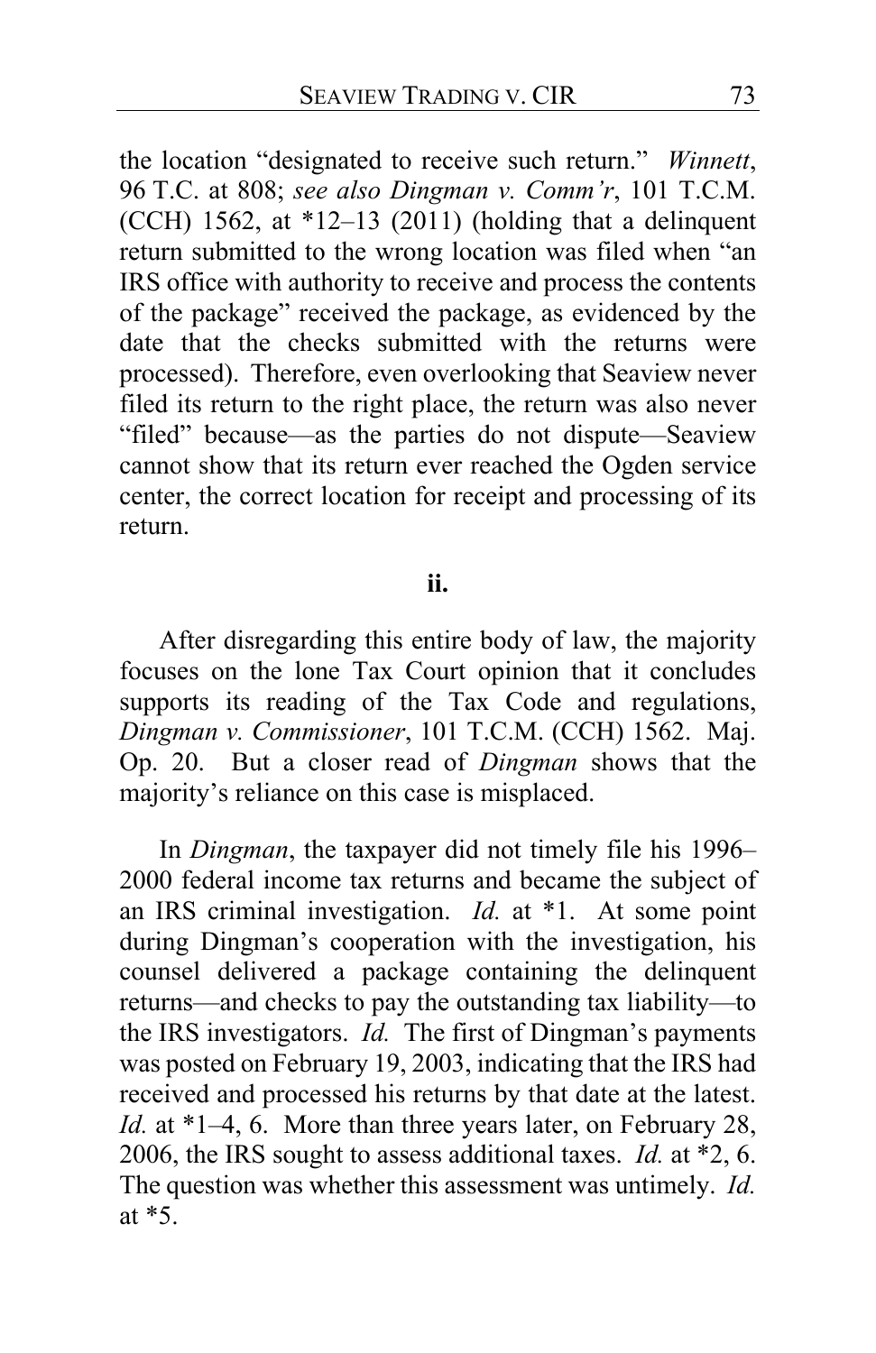the location "designated to receive such return." *Winnett*, 96 T.C. at 808; *see also Dingman v. Comm'r*, 101 T.C.M. (CCH) 1562, at *12–13 (2011) (holding that a delinquent return submitted to the wrong location was filed when "an IRS office with authority to receive and process the contents of the package" received the package, as evidenced by the date that the checks submitted with the returns were processed). Therefore, even overlooking that Seaview never filed its return to the right place, the return was also never "filed" because—as the parties do not dispute—Seaview cannot show that its return ever reached the Ogden service center, the correct location for receipt and processing of its return.

**ii.**

After disregarding this entire body of law, the majority focuses on the lone Tax Court opinion that it concludes supports its reading of the Tax Code and regulations, *Dingman v. Commissioner*, 101 T.C.M. (CCH) 1562. Maj. Op. 20. But a closer read of *Dingman* shows that the majority's reliance on this case is misplaced.

In *Dingman*, the taxpayer did not timely file his 1996–2000 federal income tax returns and became the subject of an IRS criminal investigation. *Id.* at *1. At some point during Dingman's cooperation with the investigation, his counsel delivered a package containing the delinquent returns—and checks to pay the outstanding tax liability—to the IRS investigators. *Id.* The first of Dingman's payments was posted on February 19, 2003, indicating that the IRS had received and processed his returns by that date at the latest. *Id.* at *1–4, 6. More than three years later, on February 28, 2006, the IRS sought to assess additional taxes. *Id.* at *2, 6. The question was whether this assessment was untimely. *Id.* at *5.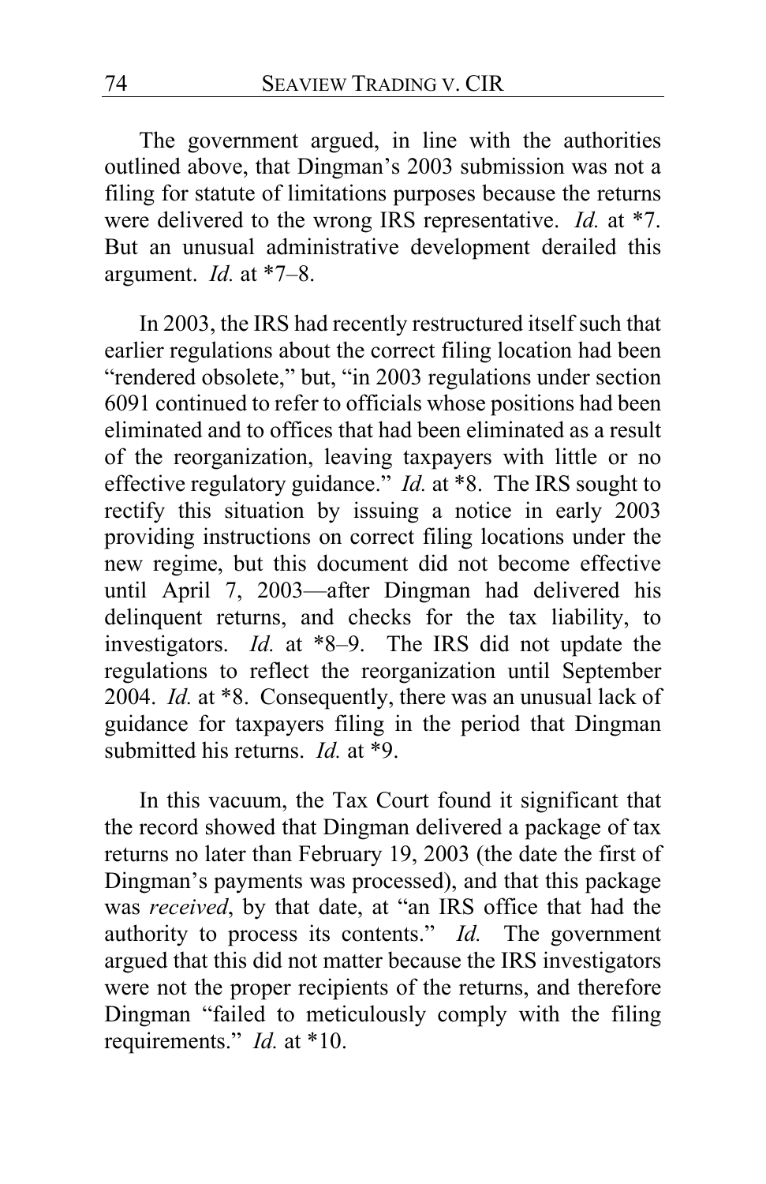The government argued, in line with the authorities outlined above, that Dingman's 2003 submission was not a filing for statute of limitations purposes because the returns were delivered to the wrong IRS representative. *Id.* at *7. But an unusual administrative development derailed this argument. *Id.* at *7–8.

In 2003, the IRS had recently restructured itself such that earlier regulations about the correct filing location had been "rendered obsolete," but, "in 2003 regulations under section 6091 continued to refer to officials whose positions had been eliminated and to offices that had been eliminated as a result of the reorganization, leaving taxpayers with little or no effective regulatory guidance." *Id.* at *8. The IRS sought to rectify this situation by issuing a notice in early 2003 providing instructions on correct filing locations under the new regime, but this document did not become effective until April 7, 2003—after Dingman had delivered his delinquent returns, and checks for the tax liability, to investigators. *Id.* at *8–9. The IRS did not update the regulations to reflect the reorganization until September 2004. *Id.* at *8. Consequently, there was an unusual lack of guidance for taxpayers filing in the period that Dingman submitted his returns. *Id.* at *9.

In this vacuum, the Tax Court found it significant that the record showed that Dingman delivered a package of tax returns no later than February 19, 2003 (the date the first of Dingman's payments was processed), and that this package was *received*, by that date, at "an IRS office that had the authority to process its contents." *Id.* The government argued that this did not matter because the IRS investigators were not the proper recipients of the returns, and therefore Dingman "failed to meticulously comply with the filing requirements." *Id.* at *10.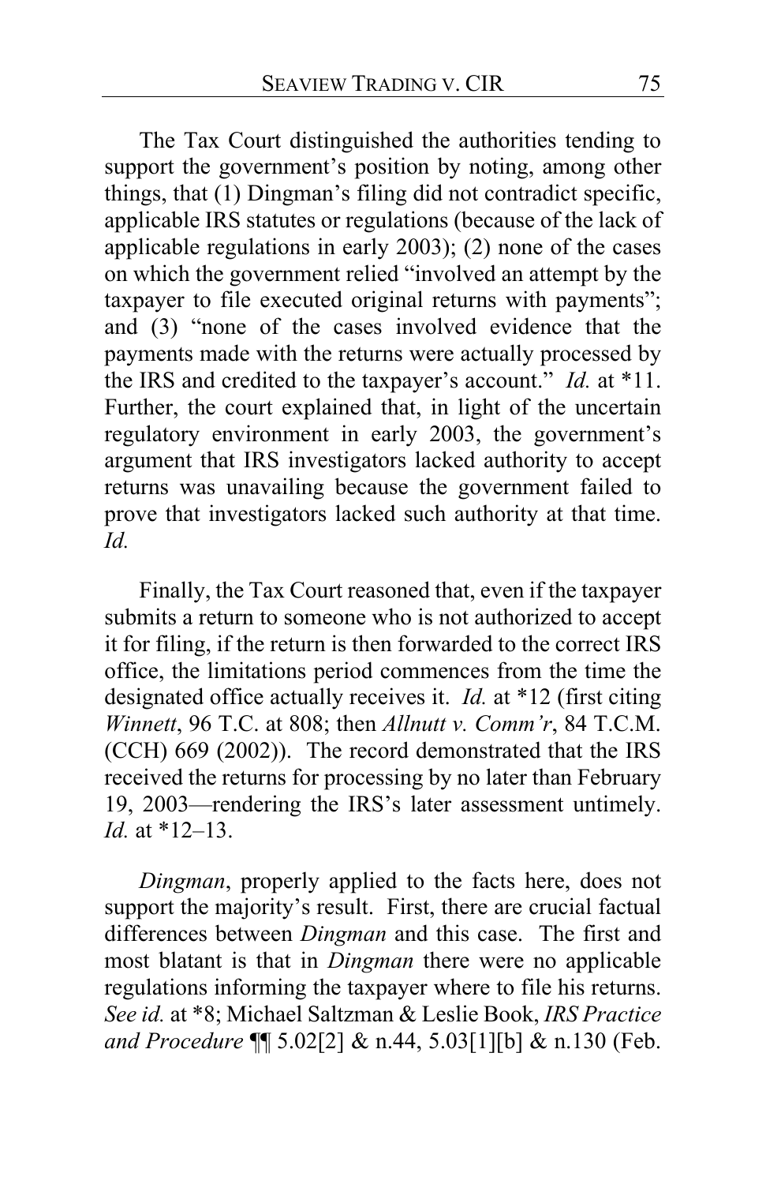The Tax Court distinguished the authorities tending to support the government's position by noting, among other things, that (1) Dingman's filing did not contradict specific, applicable IRS statutes or regulations (because of the lack of applicable regulations in early 2003); (2) none of the cases on which the government relied "involved an attempt by the taxpayer to file executed original returns with payments"; and (3) "none of the cases involved evidence that the payments made with the returns were actually processed by the IRS and credited to the taxpayer's account." *Id.* at *11. Further, the court explained that, in light of the uncertain regulatory environment in early 2003, the government's argument that IRS investigators lacked authority to accept returns was unavailing because the government failed to prove that investigators lacked such authority at that time. *Id.*

Finally, the Tax Court reasoned that, even if the taxpayer submits a return to someone who is not authorized to accept it for filing, if the return is then forwarded to the correct IRS office, the limitations period commences from the time the designated office actually receives it. *Id.* at *12 (first citing *Winnett*, 96 T.C. at 808; then *Allnutt v. Comm'r*, 84 T.C.M. (CCH) 669 (2002)). The record demonstrated that the IRS received the returns for processing by no later than February 19, 2003—rendering the IRS's later assessment untimely. *Id.* at *12–13.

*Dingman*, properly applied to the facts here, does not support the majority's result. First, there are crucial factual differences between *Dingman* and this case. The first and most blatant is that in *Dingman* there were no applicable regulations informing the taxpayer where to file his returns. *See id.* at *8; Michael Saltzman & Leslie Book, *IRS Practice and Procedure* ¶¶ 5.02[2] & n.44, 5.03[1][b] & n.130 (Feb.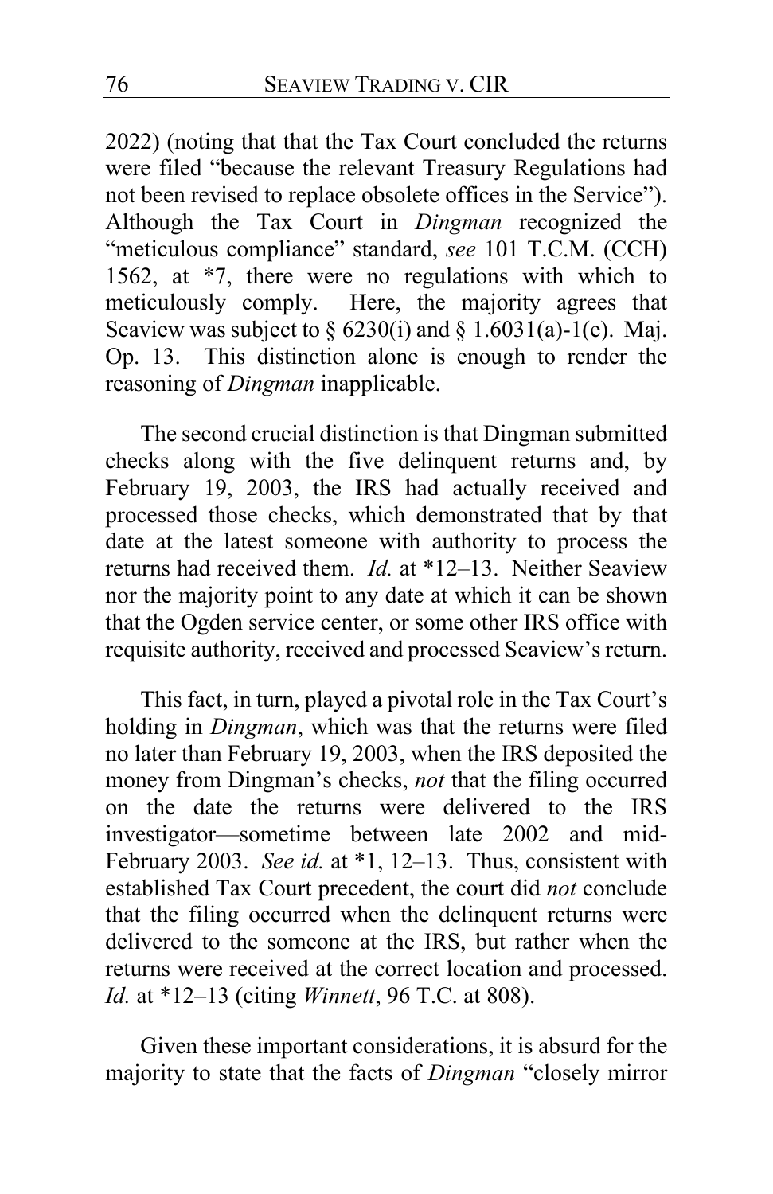2022) (noting that that the Tax Court concluded the returns were filed "because the relevant Treasury Regulations had not been revised to replace obsolete offices in the Service"). Although the Tax Court in *Dingman* recognized the "meticulous compliance" standard, *see* 101 T.C.M. (CCH) 1562, at *7, there were no regulations with which to meticulously comply. Here, the majority agrees that Seaview was subject to § 6230(i) and § 1.6031(a)-1(e). Maj. Op. 13. This distinction alone is enough to render the reasoning of *Dingman* inapplicable.

The second crucial distinction is that Dingman submitted checks along with the five delinquent returns and, by February 19, 2003, the IRS had actually received and processed those checks, which demonstrated that by that date at the latest someone with authority to process the returns had received them. *Id.* at *12–13. Neither Seaview nor the majority point to any date at which it can be shown that the Ogden service center, or some other IRS office with requisite authority, received and processed Seaview's return.

This fact, in turn, played a pivotal role in the Tax Court's holding in *Dingman*, which was that the returns were filed no later than February 19, 2003, when the IRS deposited the money from Dingman's checks, *not* that the filing occurred on the date the returns were delivered to the IRS investigator—sometime between late 2002 and mid-February 2003. *See id.* at *1, 12–13. Thus, consistent with established Tax Court precedent, the court did *not* conclude that the filing occurred when the delinquent returns were delivered to the someone at the IRS, but rather when the returns were received at the correct location and processed. *Id.* at *12–13 (citing *Winnett*, 96 T.C. at 808).

Given these important considerations, it is absurd for the majority to state that the facts of *Dingman* "closely mirror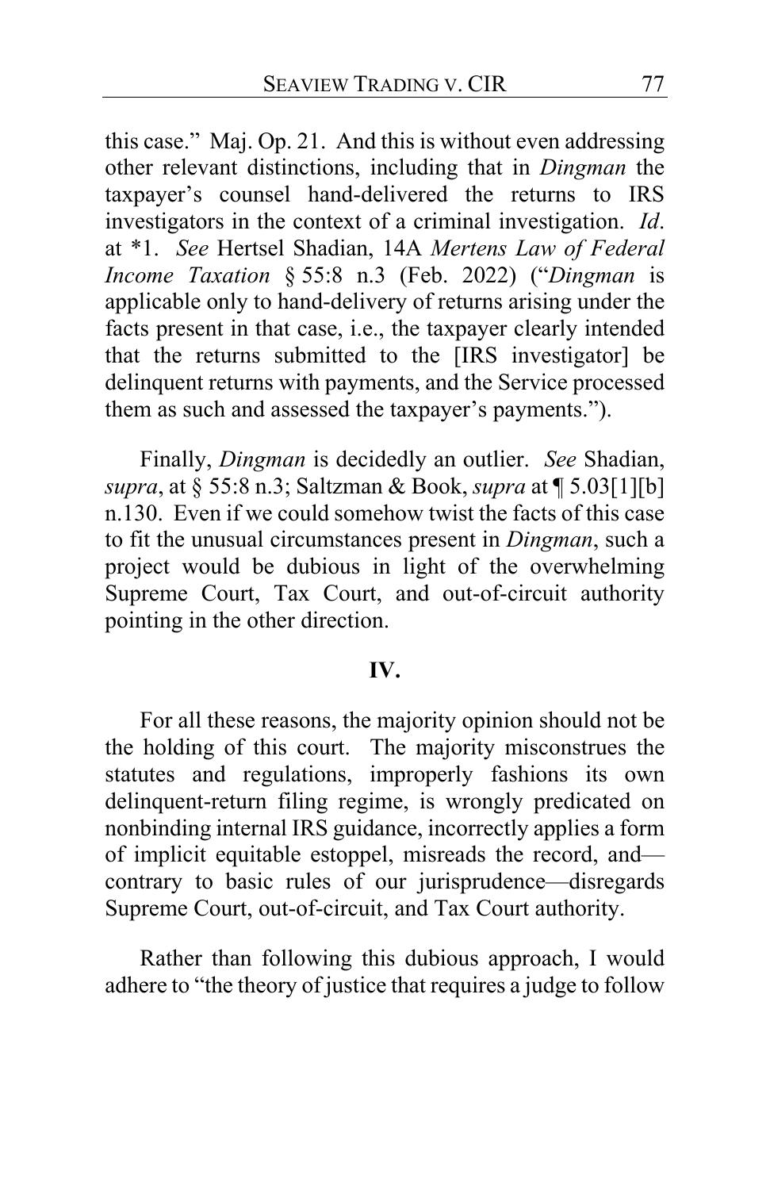this case." Maj. Op. 21. And this is without even addressing other relevant distinctions, including that in *Dingman* the taxpayer's counsel hand-delivered the returns to IRS investigators in the context of a criminal investigation. *Id*. at *1. *See* Hertsel Shadian, 14A *Mertens Law of Federal Income Taxation* § 55:8 n.3 (Feb. 2022) ("*Dingman* is applicable only to hand-delivery of returns arising under the facts present in that case, i.e., the taxpayer clearly intended that the returns submitted to the [IRS investigator] be delinquent returns with payments, and the Service processed them as such and assessed the taxpayer's payments.").

Finally, *Dingman* is decidedly an outlier. *See* Shadian, *supra*, at § 55:8 n.3; Saltzman & Book, *supra* at ¶ 5.03[1][b] n.130. Even if we could somehow twist the facts of this case to fit the unusual circumstances present in *Dingman*, such a project would be dubious in light of the overwhelming Supreme Court, Tax Court, and out-of-circuit authority pointing in the other direction.

## IV.

For all these reasons, the majority opinion should not be the holding of this court. The majority misconstrues the statutes and regulations, improperly fashions its own delinquent-return filing regime, is wrongly predicated on nonbinding internal IRS guidance, incorrectly applies a form of implicit equitable estoppel, misreads the record, and—contrary to basic rules of our jurisprudence—disregards Supreme Court, out-of-circuit, and Tax Court authority.

Rather than following this dubious approach, I would adhere to "the theory of justice that requires a judge to follow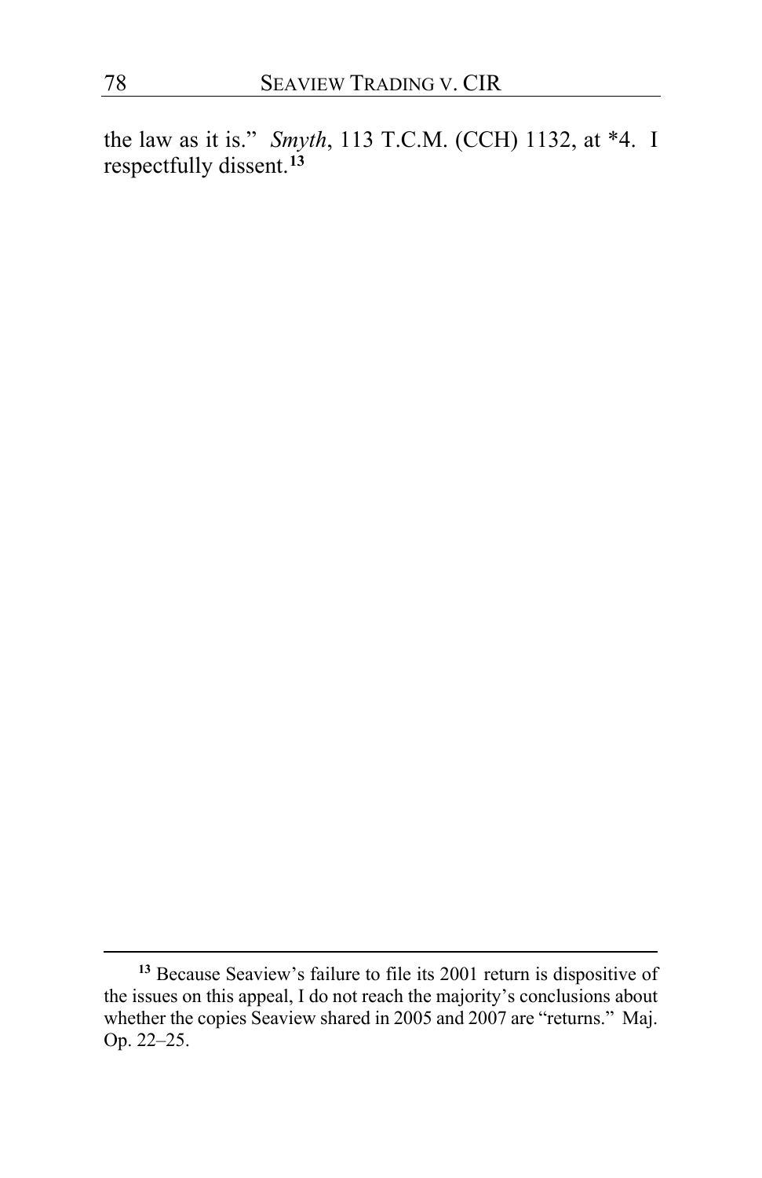the law as it is." *Smyth*, 113 T.C.M. (CCH) 1132, at *4. I respectfully dissent.[13]

[13] Because Seaview's failure to file its 2001 return is dispositive of the issues on this appeal, I do not reach the majority's conclusions about whether the copies Seaview shared in 2005 and 2007 are "returns." Maj. Op. 22–25.